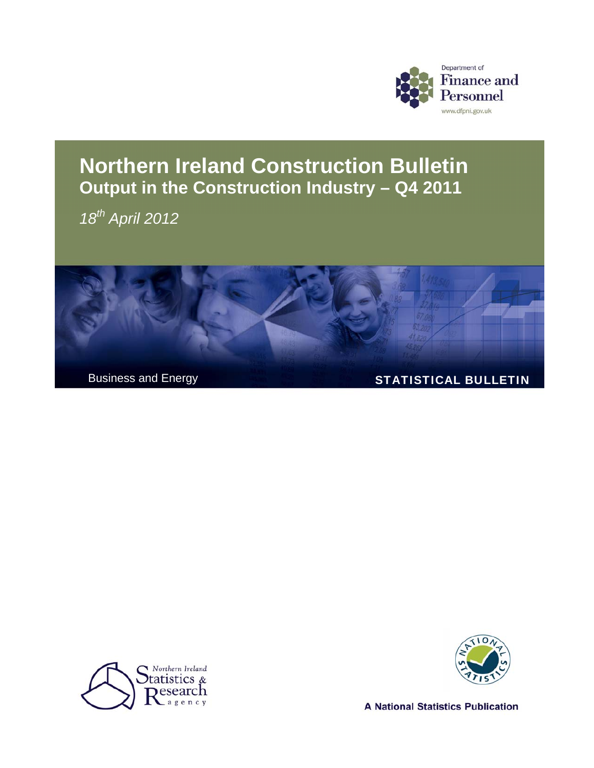Department of
Finance and Personnel
www.dfpni.gov.uk

# Northern Ireland Construction Bulletin
## Output in the Construction Industry – Q4 2011

*18th April 2012*

Business and Energy

**STATISTICAL BULLETIN**

Northern Ireland Statistics & Research agency

A National Statistics Publication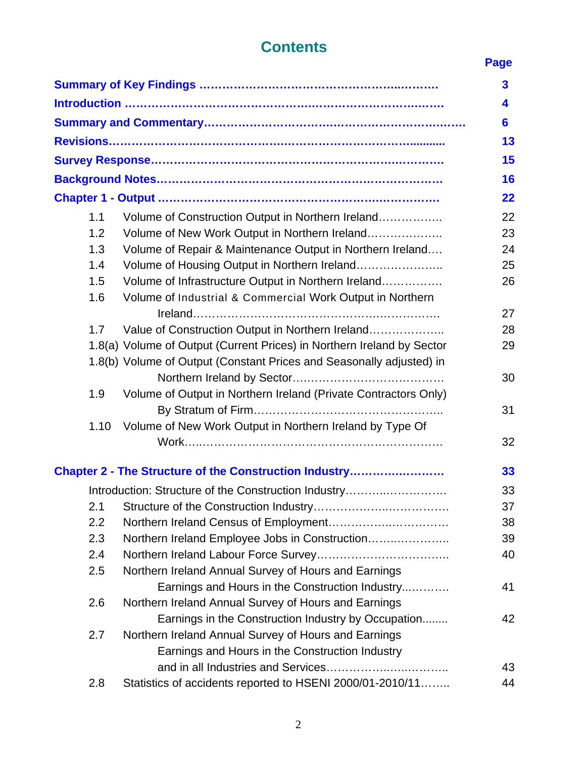# Contents

| | | Page |
|---|---|---|
| **Summary of Key Findings** | | **3** |
| **Introduction** | | **4** |
| **Summary and Commentary** | | **6** |
| **Revisions** | | **13** |
| **Survey Response** | | **15** |
| **Background Notes** | | **16** |
| **Chapter 1 - Output** | | **22** |
| 1.1 | Volume of Construction Output in Northern Ireland | 22 |
| 1.2 | Volume of New Work Output in Northern Ireland | 23 |
| 1.3 | Volume of Repair & Maintenance Output in Northern Ireland | 24 |
| 1.4 | Volume of Housing Output in Northern Ireland | 25 |
| 1.5 | Volume of Infrastructure Output in Northern Ireland | 26 |
| 1.6 | Volume of Industrial & Commercial Work Output in Northern Ireland | 27 |
| 1.7 | Value of Construction Output in Northern Ireland | 28 |
| 1.8(a) | Volume of Output (Current Prices) in Northern Ireland by Sector | 29 |
| 1.8(b) | Volume of Output (Constant Prices and Seasonally adjusted) in Northern Ireland by Sector | 30 |
| 1.9 | Volume of Output in Northern Ireland (Private Contractors Only) By Stratum of Firm | 31 |
| 1.10 | Volume of New Work Output in Northern Ireland by Type Of Work | 32 |
| **Chapter 2 - The Structure of the Construction Industry** | | **33** |
| Introduction: Structure of the Construction Industry | | 33 |
| 2.1 | Structure of the Construction Industry | 37 |
| 2.2 | Northern Ireland Census of Employment | 38 |
| 2.3 | Northern Ireland Employee Jobs in Construction | 39 |
| 2.4 | Northern Ireland Labour Force Survey | 40 |
| 2.5 | Northern Ireland Annual Survey of Hours and Earnings<br>Earnings and Hours in the Construction Industry | 41 |
| 2.6 | Northern Ireland Annual Survey of Hours and Earnings<br>Earnings in the Construction Industry by Occupation | 42 |
| 2.7 | Northern Ireland Annual Survey of Hours and Earnings<br>Earnings and Hours in the Construction Industry and in all Industries and Services | 43 |
| 2.8 | Statistics of accidents reported to HSENI 2000/01-2010/11 | 44 |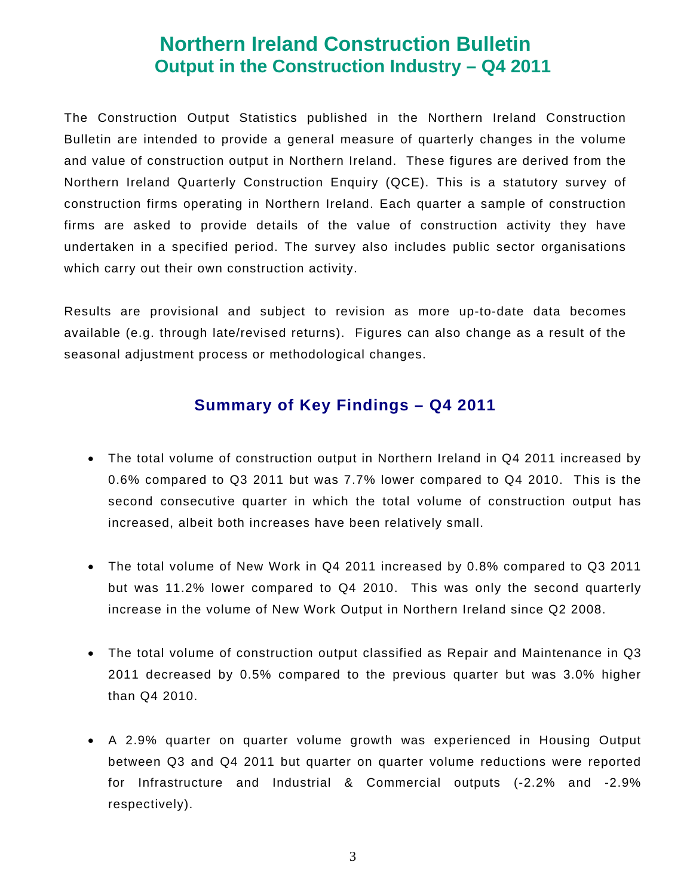# Northern Ireland Construction Bulletin
## Output in the Construction Industry – Q4 2011

The Construction Output Statistics published in the Northern Ireland Construction Bulletin are intended to provide a general measure of quarterly changes in the volume and value of construction output in Northern Ireland. These figures are derived from the Northern Ireland Quarterly Construction Enquiry (QCE). This is a statutory survey of construction firms operating in Northern Ireland. Each quarter a sample of construction firms are asked to provide details of the value of construction activity they have undertaken in a specified period. The survey also includes public sector organisations which carry out their own construction activity.

Results are provisional and subject to revision as more up-to-date data becomes available (e.g. through late/revised returns). Figures can also change as a result of the seasonal adjustment process or methodological changes.

### Summary of Key Findings – Q4 2011

- The total volume of construction output in Northern Ireland in Q4 2011 increased by 0.6% compared to Q3 2011 but was 7.7% lower compared to Q4 2010. This is the second consecutive quarter in which the total volume of construction output has increased, albeit both increases have been relatively small.

- The total volume of New Work in Q4 2011 increased by 0.8% compared to Q3 2011 but was 11.2% lower compared to Q4 2010. This was only the second quarterly increase in the volume of New Work Output in Northern Ireland since Q2 2008.

- The total volume of construction output classified as Repair and Maintenance in Q3 2011 decreased by 0.5% compared to the previous quarter but was 3.0% higher than Q4 2010.

- A 2.9% quarter on quarter volume growth was experienced in Housing Output between Q3 and Q4 2011 but quarter on quarter volume reductions were reported for Infrastructure and Industrial & Commercial outputs (-2.2% and -2.9% respectively).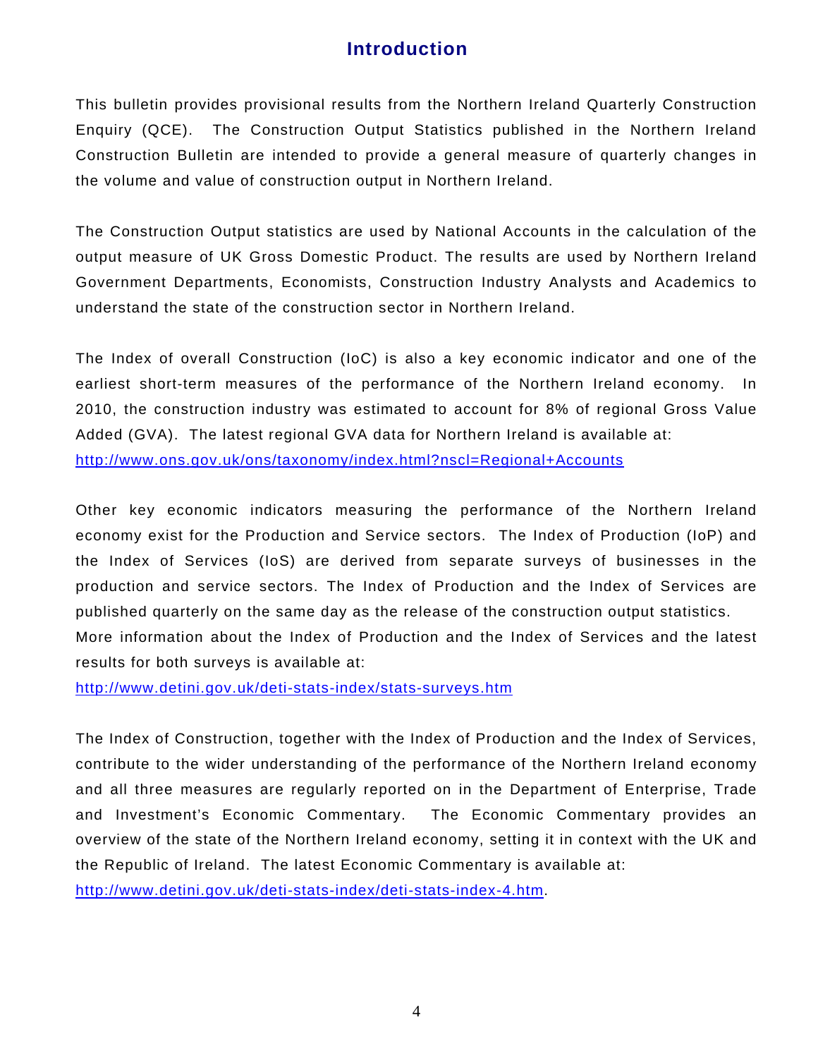# Introduction

This bulletin provides provisional results from the Northern Ireland Quarterly Construction Enquiry (QCE). The Construction Output Statistics published in the Northern Ireland Construction Bulletin are intended to provide a general measure of quarterly changes in the volume and value of construction output in Northern Ireland.

The Construction Output statistics are used by National Accounts in the calculation of the output measure of UK Gross Domestic Product. The results are used by Northern Ireland Government Departments, Economists, Construction Industry Analysts and Academics to understand the state of the construction sector in Northern Ireland.

The Index of overall Construction (IoC) is also a key economic indicator and one of the earliest short-term measures of the performance of the Northern Ireland economy. In 2010, the construction industry was estimated to account for 8% of regional Gross Value Added (GVA). The latest regional GVA data for Northern Ireland is available at:
http://www.ons.gov.uk/ons/taxonomy/index.html?nscl=Regional+Accounts

Other key economic indicators measuring the performance of the Northern Ireland economy exist for the Production and Service sectors. The Index of Production (IoP) and the Index of Services (IoS) are derived from separate surveys of businesses in the production and service sectors. The Index of Production and the Index of Services are published quarterly on the same day as the release of the construction output statistics.
More information about the Index of Production and the Index of Services and the latest results for both surveys is available at:
http://www.detini.gov.uk/deti-stats-index/stats-surveys.htm

The Index of Construction, together with the Index of Production and the Index of Services, contribute to the wider understanding of the performance of the Northern Ireland economy and all three measures are regularly reported on in the Department of Enterprise, Trade and Investment's Economic Commentary. The Economic Commentary provides an overview of the state of the Northern Ireland economy, setting it in context with the UK and the Republic of Ireland. The latest Economic Commentary is available at:
http://www.detini.gov.uk/deti-stats-index/deti-stats-index-4.htm.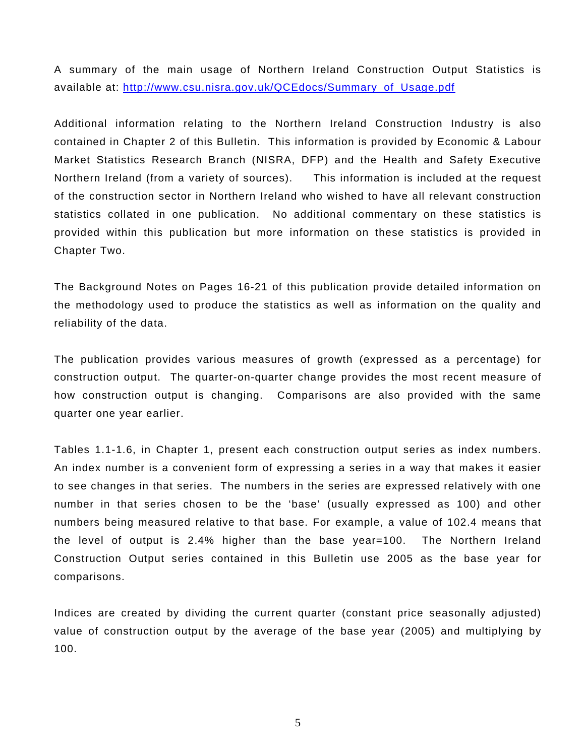A summary of the main usage of Northern Ireland Construction Output Statistics is available at: [http://www.csu.nisra.gov.uk/QCEdocs/Summary_of_Usage.pdf](http://www.csu.nisra.gov.uk/QCEdocs/Summary_of_Usage.pdf)

Additional information relating to the Northern Ireland Construction Industry is also contained in Chapter 2 of this Bulletin. This information is provided by Economic & Labour Market Statistics Research Branch (NISRA, DFP) and the Health and Safety Executive Northern Ireland (from a variety of sources). This information is included at the request of the construction sector in Northern Ireland who wished to have all relevant construction statistics collated in one publication. No additional commentary on these statistics is provided within this publication but more information on these statistics is provided in Chapter Two.

The Background Notes on Pages 16-21 of this publication provide detailed information on the methodology used to produce the statistics as well as information on the quality and reliability of the data.

The publication provides various measures of growth (expressed as a percentage) for construction output. The quarter-on-quarter change provides the most recent measure of how construction output is changing. Comparisons are also provided with the same quarter one year earlier.

Tables 1.1-1.6, in Chapter 1, present each construction output series as index numbers. An index number is a convenient form of expressing a series in a way that makes it easier to see changes in that series. The numbers in the series are expressed relatively with one number in that series chosen to be the 'base' (usually expressed as 100) and other numbers being measured relative to that base. For example, a value of 102.4 means that the level of output is 2.4% higher than the base year=100. The Northern Ireland Construction Output series contained in this Bulletin use 2005 as the base year for comparisons.

Indices are created by dividing the current quarter (constant price seasonally adjusted) value of construction output by the average of the base year (2005) and multiplying by 100.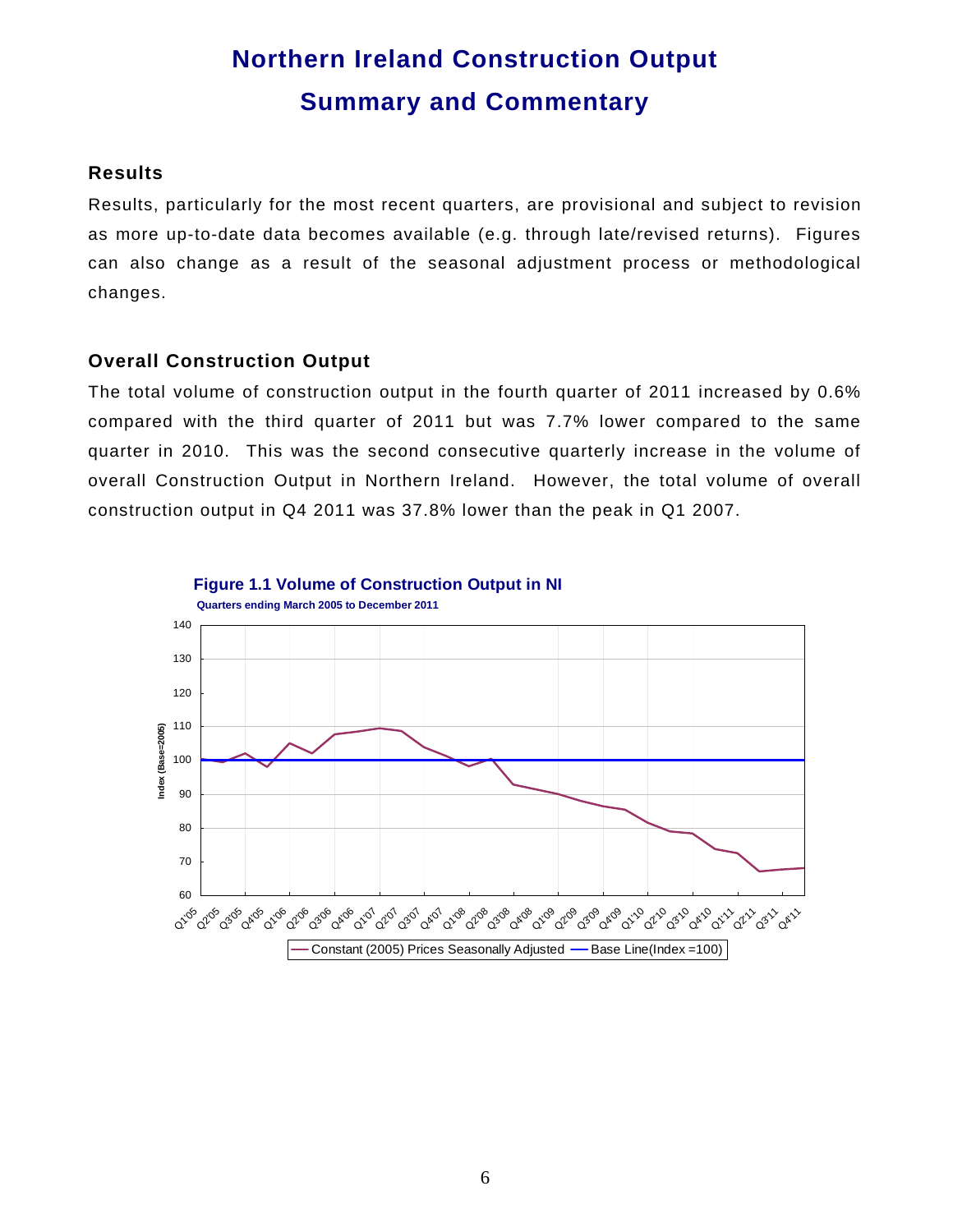# Northern Ireland Construction Output Summary and Commentary

## Results

Results, particularly for the most recent quarters, are provisional and subject to revision as more up-to-date data becomes available (e.g. through late/revised returns). Figures can also change as a result of the seasonal adjustment process or methodological changes.

## Overall Construction Output

The total volume of construction output in the fourth quarter of 2011 increased by 0.6% compared with the third quarter of 2011 but was 7.7% lower compared to the same quarter in 2010. This was the second consecutive quarterly increase in the volume of overall Construction Output in Northern Ireland. However, the total volume of overall construction output in Q4 2011 was 37.8% lower than the peak in Q1 2007.

**Figure 1.1 Volume of Construction Output in NI**

Quarters ending March 2005 to December 2011

Index (Base=2005)

Constant (2005) Prices Seasonally Adjusted — Base Line(Index =100)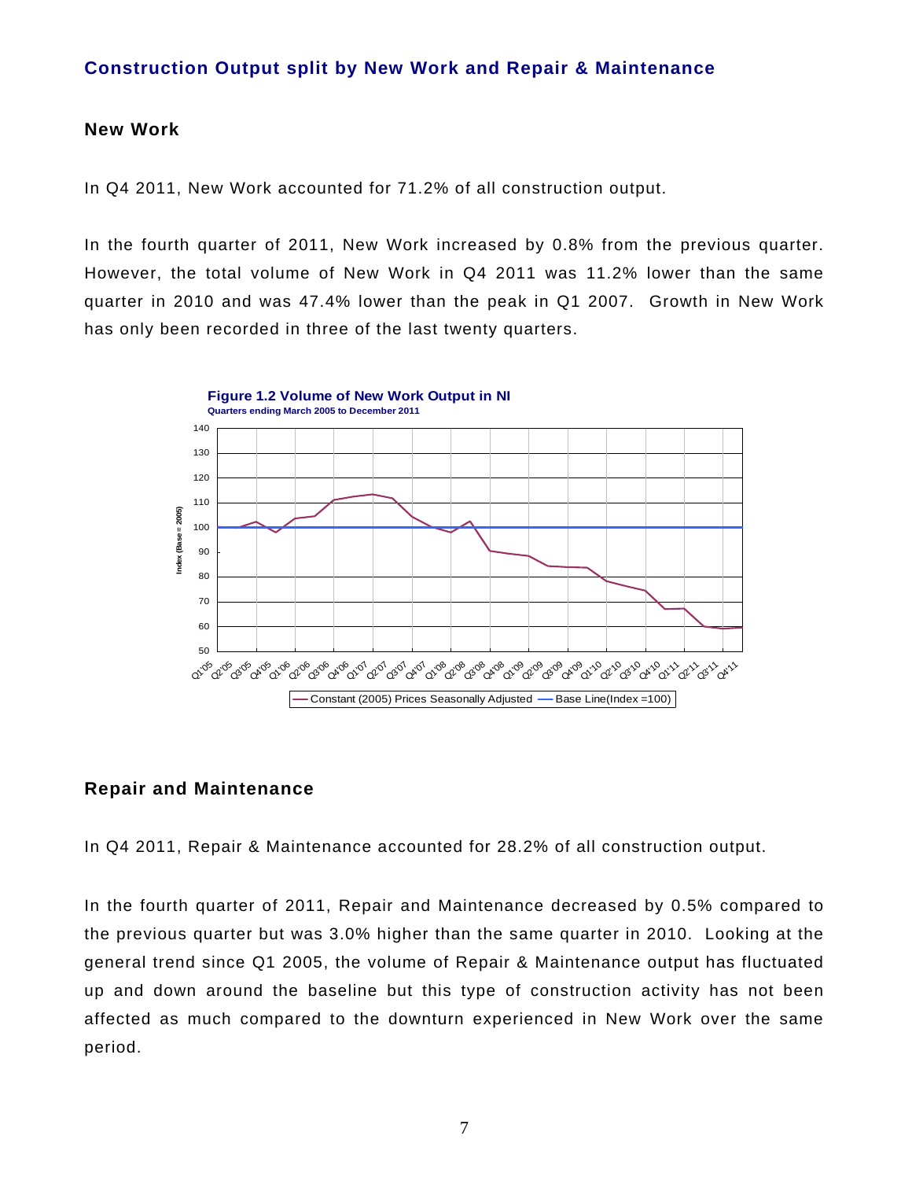## Construction Output split by New Work and Repair & Maintenance

### New Work

In Q4 2011, New Work accounted for 71.2% of all construction output.

In the fourth quarter of 2011, New Work increased by 0.8% from the previous quarter. However, the total volume of New Work in Q4 2011 was 11.2% lower than the same quarter in 2010 and was 47.4% lower than the peak in Q1 2007. Growth in New Work has only been recorded in three of the last twenty quarters.

**Figure 1.2 Volume of New Work Output in NI**
Quarters ending March 2005 to December 2011

### Repair and Maintenance

In Q4 2011, Repair & Maintenance accounted for 28.2% of all construction output.

In the fourth quarter of 2011, Repair and Maintenance decreased by 0.5% compared to the previous quarter but was 3.0% higher than the same quarter in 2010. Looking at the general trend since Q1 2005, the volume of Repair & Maintenance output has fluctuated up and down around the baseline but this type of construction activity has not been affected as much compared to the downturn experienced in New Work over the same period.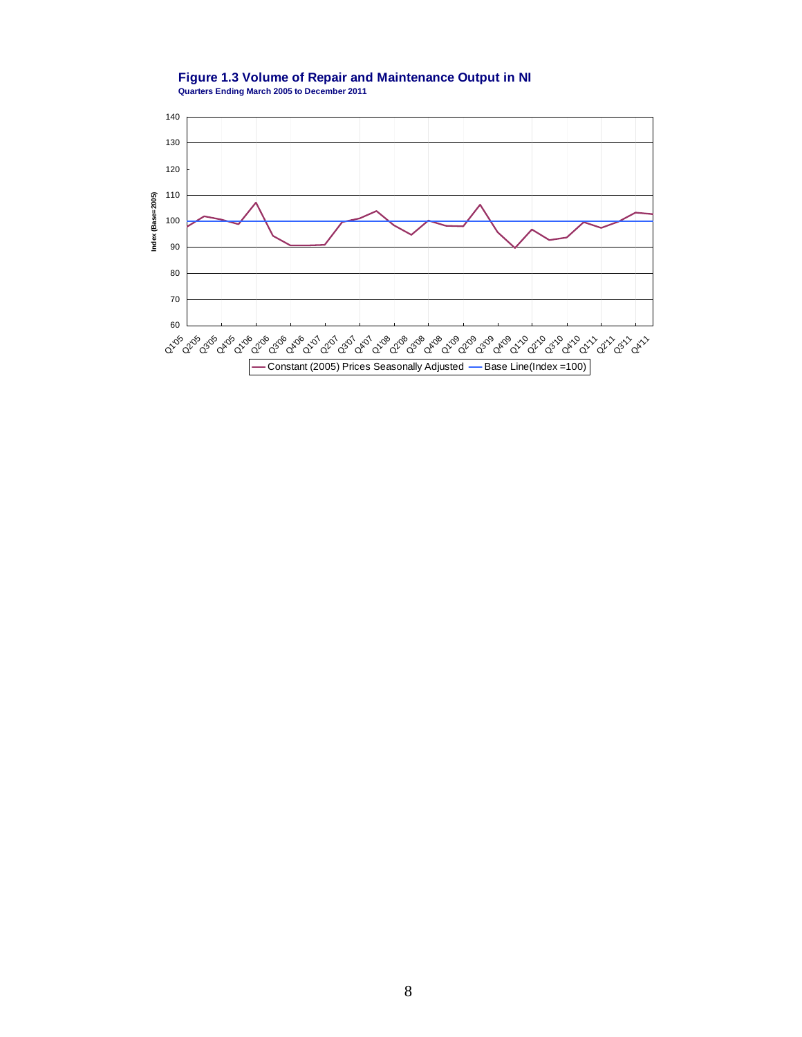**Figure 1.3 Volume of Repair and Maintenance Output in NI**

**Quarters Ending March 2005 to December 2011**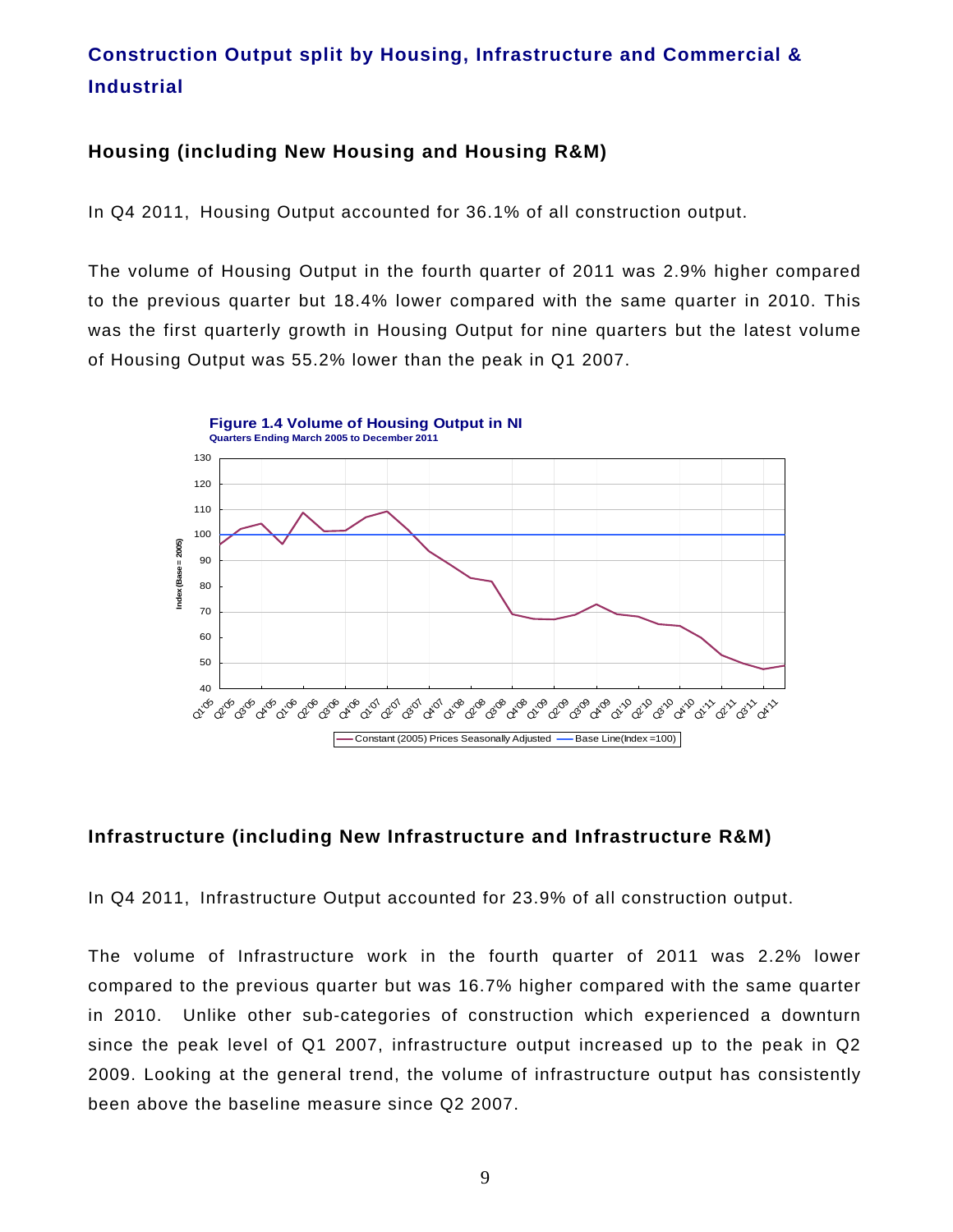## Construction Output split by Housing, Infrastructure and Commercial & Industrial

### Housing (including New Housing and Housing R&M)

In Q4 2011, Housing Output accounted for 36.1% of all construction output.

The volume of Housing Output in the fourth quarter of 2011 was 2.9% higher compared to the previous quarter but 18.4% lower compared with the same quarter in 2010. This was the first quarterly growth in Housing Output for nine quarters but the latest volume of Housing Output was 55.2% lower than the peak in Q1 2007.

**Figure 1.4 Volume of Housing Output in NI**
**Quarters Ending March 2005 to December 2011**

### Infrastructure (including New Infrastructure and Infrastructure R&M)

In Q4 2011, Infrastructure Output accounted for 23.9% of all construction output.

The volume of Infrastructure work in the fourth quarter of 2011 was 2.2% lower compared to the previous quarter but was 16.7% higher compared with the same quarter in 2010. Unlike other sub-categories of construction which experienced a downturn since the peak level of Q1 2007, infrastructure output increased up to the peak in Q2 2009. Looking at the general trend, the volume of infrastructure output has consistently been above the baseline measure since Q2 2007.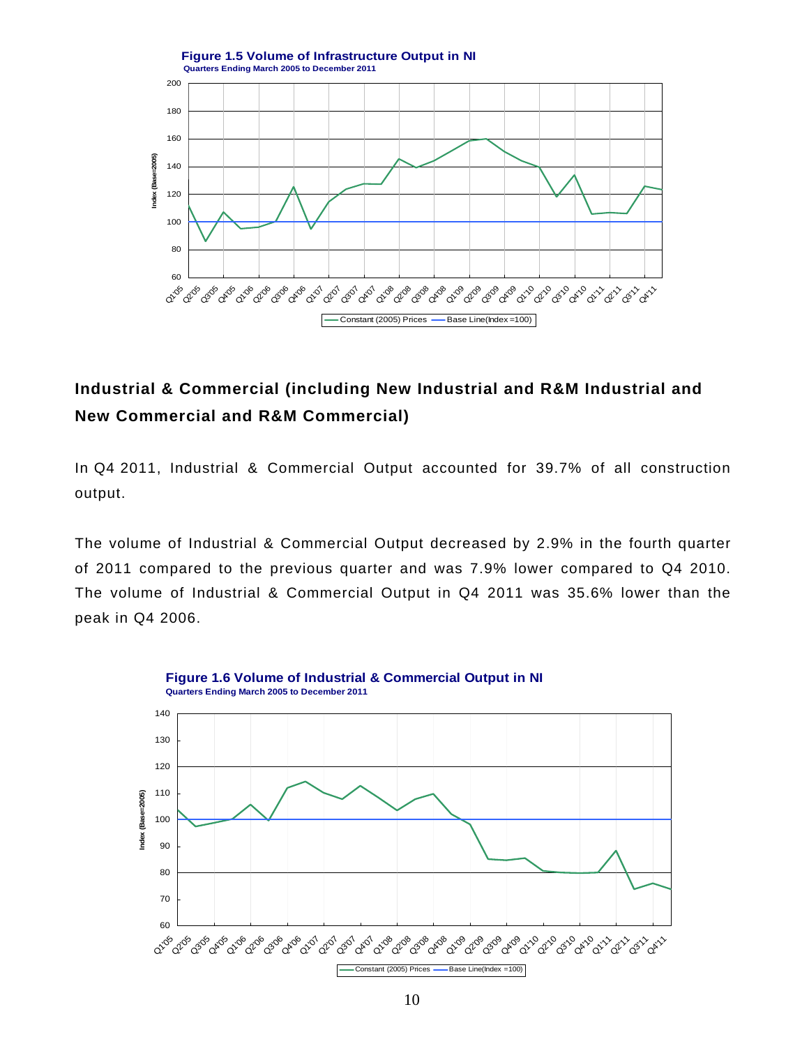**Figure 1.5 Volume of Infrastructure Output in NI**

Quarters Ending March 2005 to December 2011

## Industrial & Commercial (including New Industrial and R&M Industrial and New Commercial and R&M Commercial)

In Q4 2011, Industrial & Commercial Output accounted for 39.7% of all construction output.

The volume of Industrial & Commercial Output decreased by 2.9% in the fourth quarter of 2011 compared to the previous quarter and was 7.9% lower compared to Q4 2010. The volume of Industrial & Commercial Output in Q4 2011 was 35.6% lower than the peak in Q4 2006.

**Figure 1.6 Volume of Industrial & Commercial Output in NI**

Quarters Ending March 2005 to December 2011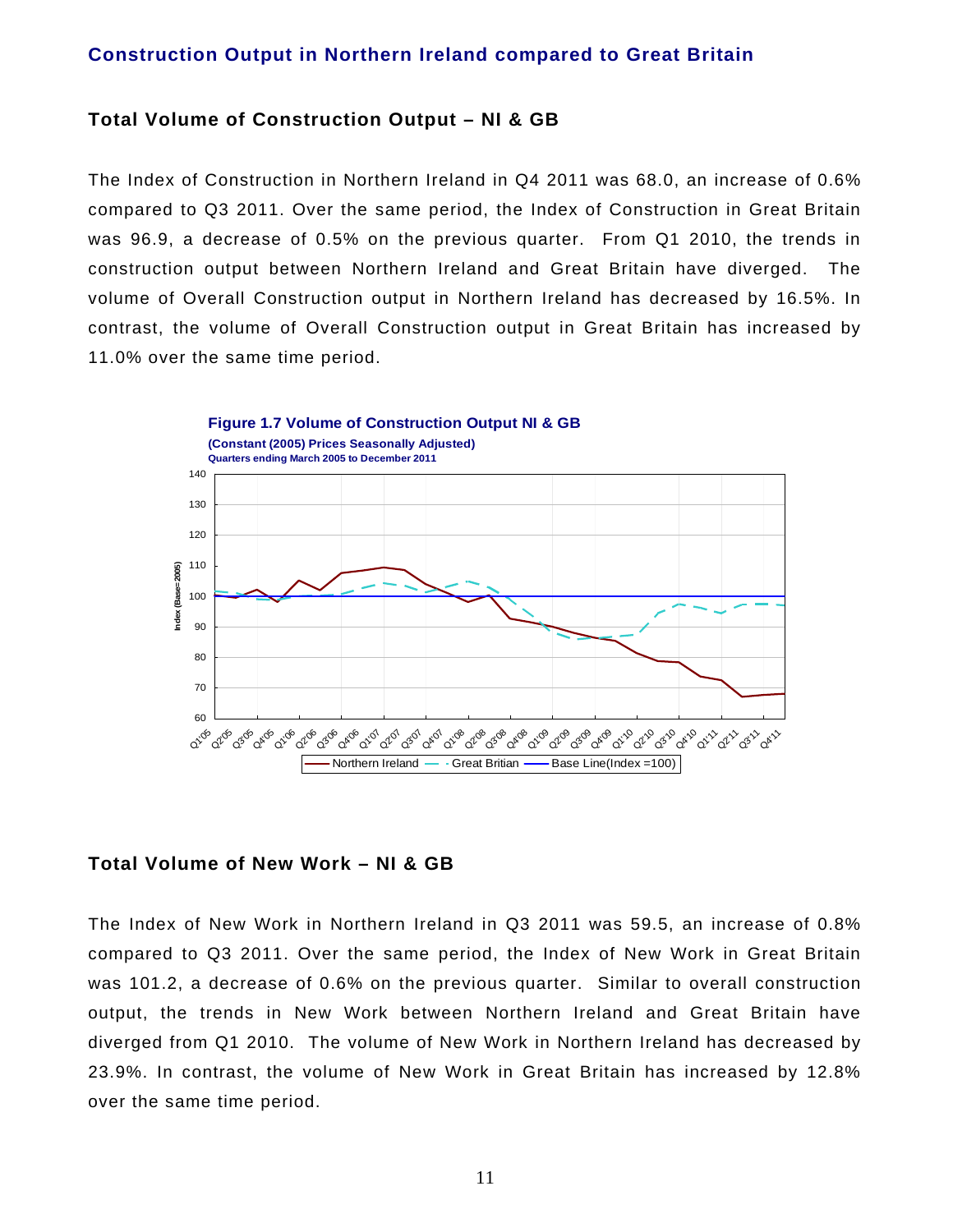## Construction Output in Northern Ireland compared to Great Britain

### Total Volume of Construction Output – NI & GB

The Index of Construction in Northern Ireland in Q4 2011 was 68.0, an increase of 0.6% compared to Q3 2011. Over the same period, the Index of Construction in Great Britain was 96.9, a decrease of 0.5% on the previous quarter. From Q1 2010, the trends in construction output between Northern Ireland and Great Britain have diverged. The volume of Overall Construction output in Northern Ireland has decreased by 16.5%. In contrast, the volume of Overall Construction output in Great Britain has increased by 11.0% over the same time period.

**Figure 1.7 Volume of Construction Output NI & GB**
**(Constant (2005) Prices Seasonally Adjusted)**
**Quarters ending March 2005 to December 2011**

### Total Volume of New Work – NI & GB

The Index of New Work in Northern Ireland in Q3 2011 was 59.5, an increase of 0.8% compared to Q3 2011. Over the same period, the Index of New Work in Great Britain was 101.2, a decrease of 0.6% on the previous quarter. Similar to overall construction output, the trends in New Work between Northern Ireland and Great Britain have diverged from Q1 2010. The volume of New Work in Northern Ireland has decreased by 23.9%. In contrast, the volume of New Work in Great Britain has increased by 12.8% over the same time period.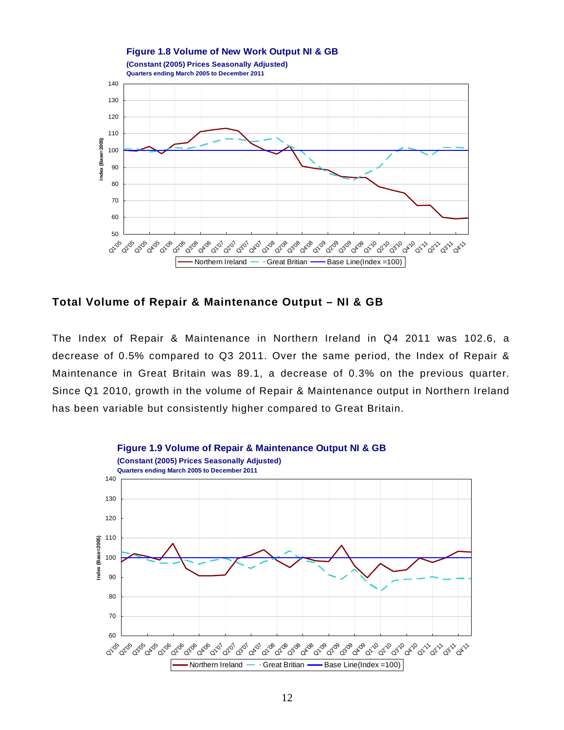**Figure 1.8 Volume of New Work Output NI & GB**

**(Constant (2005) Prices Seasonally Adjusted)**

**Quarters ending March 2005 to December 2011**

## Total Volume of Repair & Maintenance Output – NI & GB

The Index of Repair & Maintenance in Northern Ireland in Q4 2011 was 102.6, a decrease of 0.5% compared to Q3 2011. Over the same period, the Index of Repair & Maintenance in Great Britain was 89.1, a decrease of 0.3% on the previous quarter. Since Q1 2010, growth in the volume of Repair & Maintenance output in Northern Ireland has been variable but consistently higher compared to Great Britain.

**Figure 1.9 Volume of Repair & Maintenance Output NI & GB**

**(Constant (2005) Prices Seasonally Adjusted)**

**Quarters ending March 2005 to December 2011**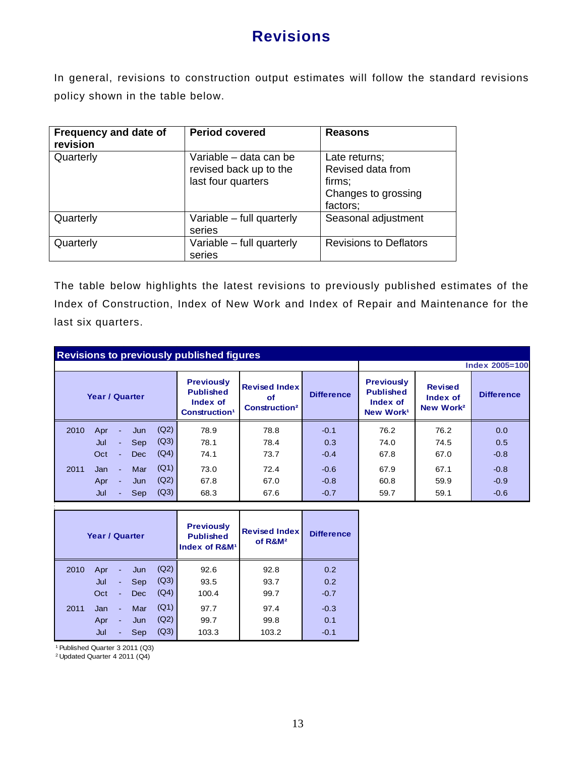# Revisions

In general, revisions to construction output estimates will follow the standard revisions policy shown in the table below.

| Frequency and date of revision | Period covered | Reasons |
|---|---|---|
| Quarterly | Variable – data can be revised back up to the last four quarters | Late returns; Revised data from firms; Changes to grossing factors; |
| Quarterly | Variable – full quarterly series | Seasonal adjustment |
| Quarterly | Variable – full quarterly series | Revisions to Deflators |

The table below highlights the latest revisions to previously published estimates of the Index of Construction, Index of New Work and Index of Repair and Maintenance for the last six quarters.

**Revisions to previously published figures**

Index 2005=100

| Year / Quarter | Previously Published Index of Construction[1] | Revised Index of Construction[2] | Difference | Previously Published Index of New Work[1] | Revised Index of New Work[2] | Difference |
|---|---|---|---|---|---|---|
| 2010 Apr - Jun (Q2) | 78.9 | 78.8 | -0.1 | 76.2 | 76.2 | 0.0 |
| Jul - Sep (Q3) | 78.1 | 78.4 | 0.3 | 74.0 | 74.5 | 0.5 |
| Oct - Dec (Q4) | 74.1 | 73.7 | -0.4 | 67.8 | 67.0 | -0.8 |
| 2011 Jan - Mar (Q1) | 73.0 | 72.4 | -0.6 | 67.9 | 67.1 | -0.8 |
| Apr - Jun (Q2) | 67.8 | 67.0 | -0.8 | 60.8 | 59.9 | -0.9 |
| Jul - Sep (Q3) | 68.3 | 67.6 | -0.7 | 59.7 | 59.1 | -0.6 |

| Year / Quarter | Previously Published Index of R&M[1] | Revised Index of R&M[2] | Difference |
|---|---|---|---|
| 2010 Apr - Jun (Q2) | 92.6 | 92.8 | 0.2 |
| Jul - Sep (Q3) | 93.5 | 93.7 | 0.2 |
| Oct - Dec (Q4) | 100.4 | 99.7 | -0.7 |
| 2011 Jan - Mar (Q1) | 97.7 | 97.4 | -0.3 |
| Apr - Jun (Q2) | 99.7 | 99.8 | 0.1 |
| Jul - Sep (Q3) | 103.3 | 103.2 | -0.1 |

[1] Published Quarter 3 2011 (Q3)
[2] Updated Quarter 4 2011 (Q4)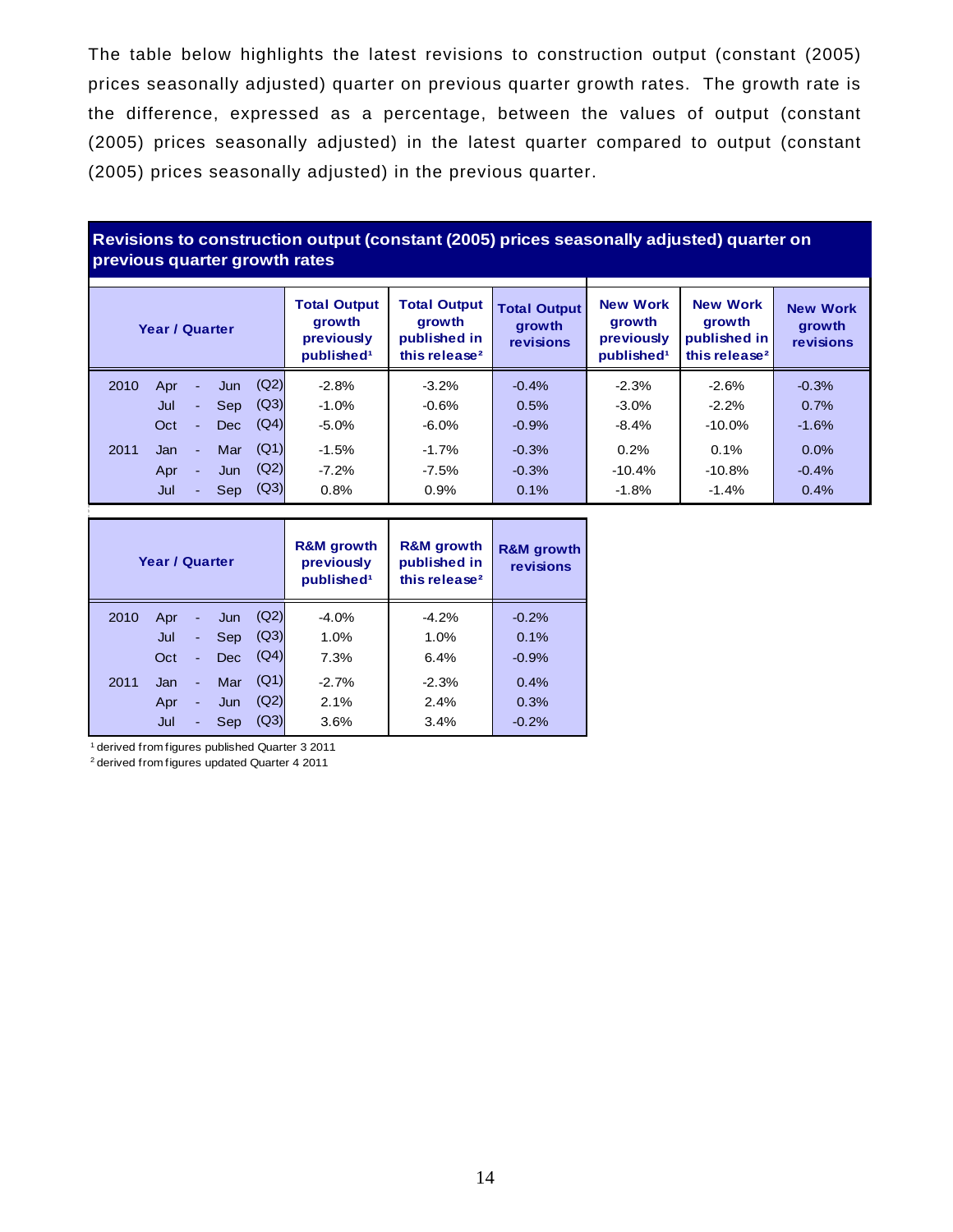The table below highlights the latest revisions to construction output (constant (2005) prices seasonally adjusted) quarter on previous quarter growth rates. The growth rate is the difference, expressed as a percentage, between the values of output (constant (2005) prices seasonally adjusted) in the latest quarter compared to output (constant (2005) prices seasonally adjusted) in the previous quarter.

**Revisions to construction output (constant (2005) prices seasonally adjusted) quarter on previous quarter growth rates**

| Year / Quarter | Total Output growth previously published[1] | Total Output growth published in this release[2] | Total Output growth revisions | New Work growth previously published[1] | New Work growth published in this release[2] | New Work growth revisions |
|---|---|---|---|---|---|---|
| 2010 Apr - Jun (Q2) | -2.8% | -3.2% | -0.4% | -2.3% | -2.6% | -0.3% |
| Jul - Sep (Q3) | -1.0% | -0.6% | 0.5% | -3.0% | -2.2% | 0.7% |
| Oct - Dec (Q4) | -5.0% | -6.0% | -0.9% | -8.4% | -10.0% | -1.6% |
| 2011 Jan - Mar (Q1) | -1.5% | -1.7% | -0.3% | 0.2% | 0.1% | 0.0% |
| Apr - Jun (Q2) | -7.2% | -7.5% | -0.3% | -10.4% | -10.8% | -0.4% |
| Jul - Sep (Q3) | 0.8% | 0.9% | 0.1% | -1.8% | -1.4% | 0.4% |

| Year / Quarter | R&M growth previously published[1] | R&M growth published in this release[2] | R&M growth revisions |
|---|---|---|---|
| 2010 Apr - Jun (Q2) | -4.0% | -4.2% | -0.2% |
| Jul - Sep (Q3) | 1.0% | 1.0% | 0.1% |
| Oct - Dec (Q4) | 7.3% | 6.4% | -0.9% |
| 2011 Jan - Mar (Q1) | -2.7% | -2.3% | 0.4% |
| Apr - Jun (Q2) | 2.1% | 2.4% | 0.3% |
| Jul - Sep (Q3) | 3.6% | 3.4% | -0.2% |

[1] derived from figures published Quarter 3 2011
[2] derived from figures updated Quarter 4 2011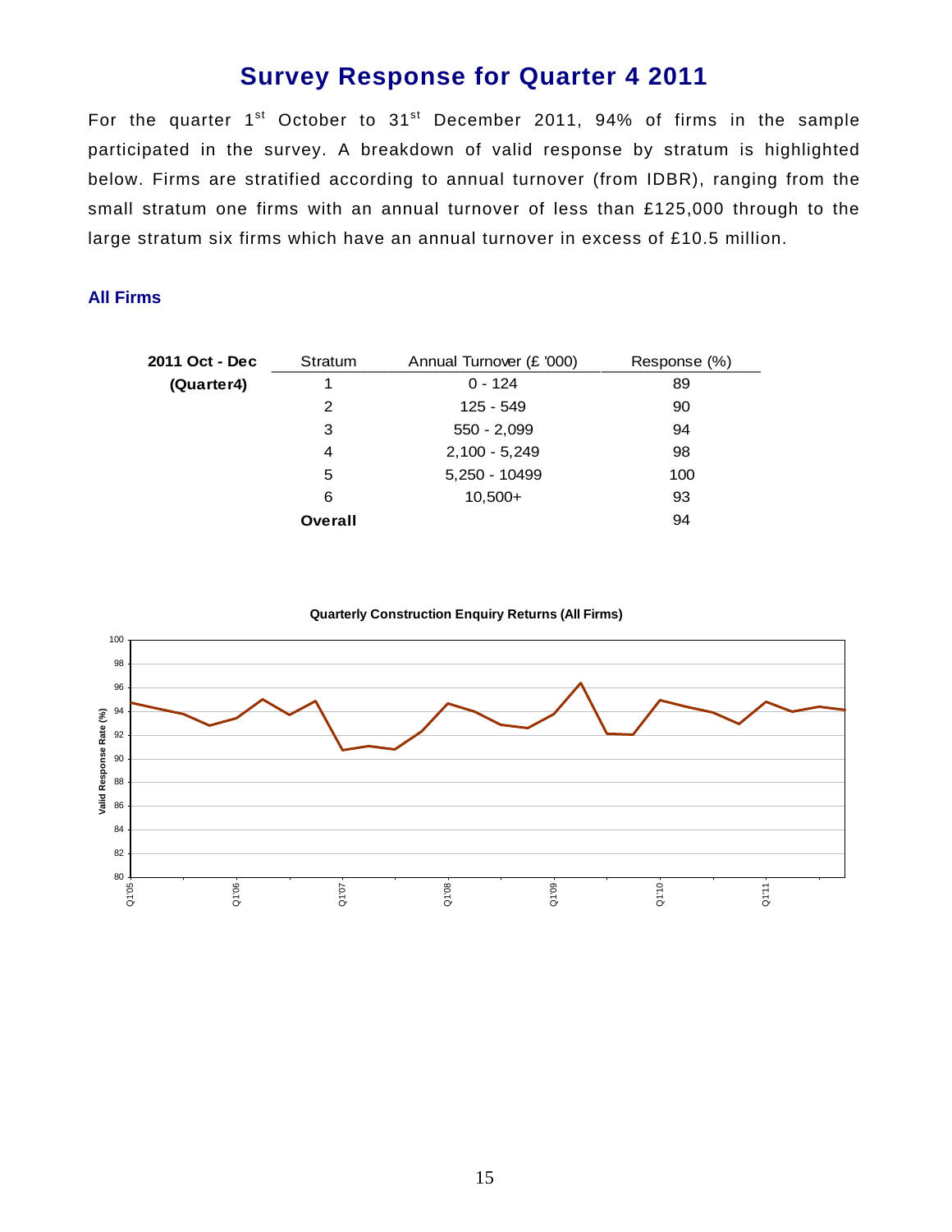# Survey Response for Quarter 4 2011

For the quarter 1st October to 31st December 2011, 94% of firms in the sample participated in the survey. A breakdown of valid response by stratum is highlighted below. Firms are stratified according to annual turnover (from IDBR), ranging from the small stratum one firms with an annual turnover of less than £125,000 through to the large stratum six firms which have an annual turnover in excess of £10.5 million.

### All Firms

| 2011 Oct - Dec | Stratum | Annual Turnover (£ '000) | Response (%) |
|---|---|---|---|
| **(Quarter4)** | 1 | 0 - 124 | 89 |
| | 2 | 125 - 549 | 90 |
| | 3 | 550 - 2,099 | 94 |
| | 4 | 2,100 - 5,249 | 98 |
| | 5 | 5,250 - 10499 | 100 |
| | 6 | 10,500+ | 93 |
| | **Overall** | | 94 |

**Quarterly Construction Enquiry Returns (All Firms)**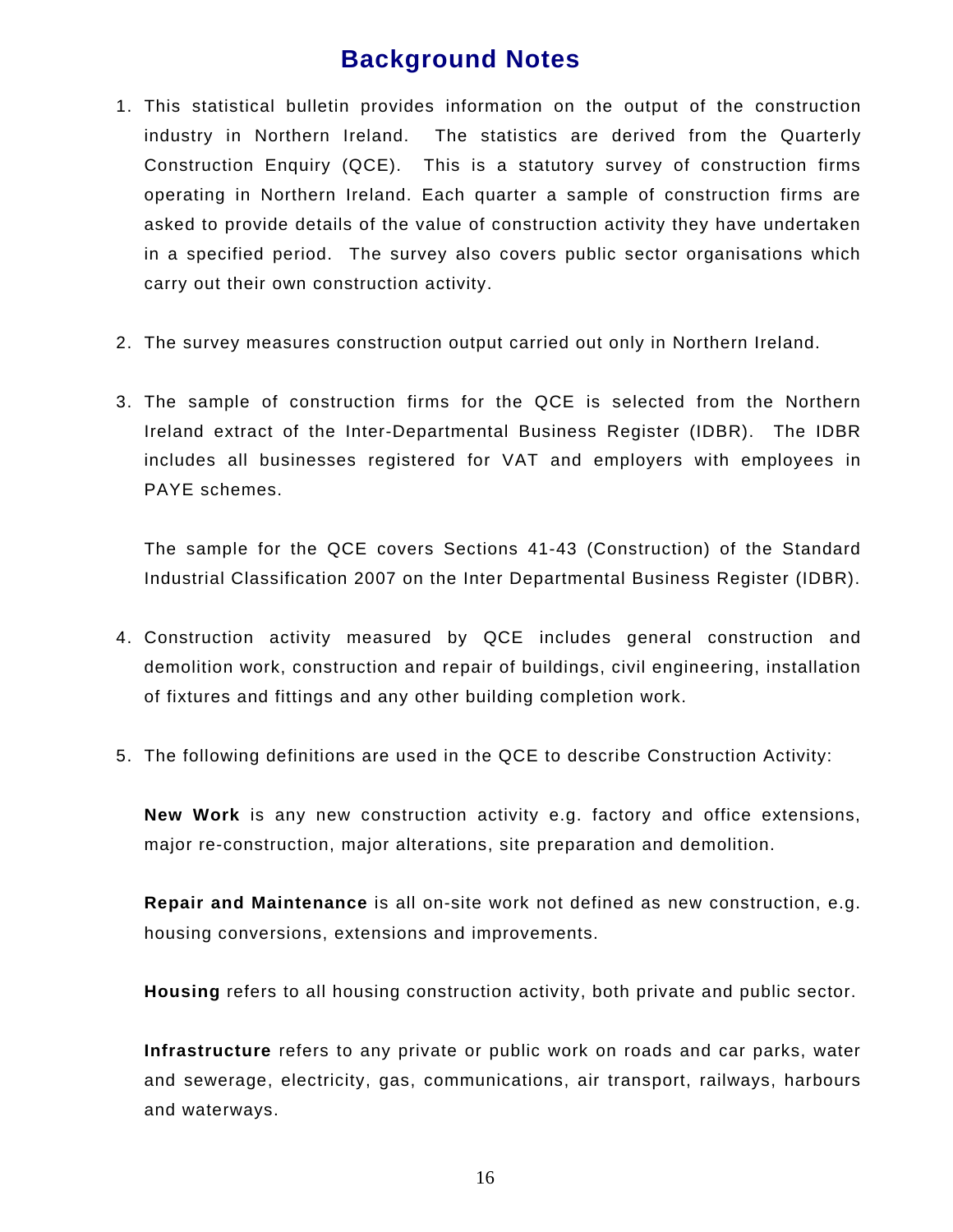# Background Notes

1. This statistical bulletin provides information on the output of the construction industry in Northern Ireland. The statistics are derived from the Quarterly Construction Enquiry (QCE). This is a statutory survey of construction firms operating in Northern Ireland. Each quarter a sample of construction firms are asked to provide details of the value of construction activity they have undertaken in a specified period. The survey also covers public sector organisations which carry out their own construction activity.

2. The survey measures construction output carried out only in Northern Ireland.

3. The sample of construction firms for the QCE is selected from the Northern Ireland extract of the Inter-Departmental Business Register (IDBR). The IDBR includes all businesses registered for VAT and employers with employees in PAYE schemes.

   The sample for the QCE covers Sections 41-43 (Construction) of the Standard Industrial Classification 2007 on the Inter Departmental Business Register (IDBR).

4. Construction activity measured by QCE includes general construction and demolition work, construction and repair of buildings, civil engineering, installation of fixtures and fittings and any other building completion work.

5. The following definitions are used in the QCE to describe Construction Activity:

   **New Work** is any new construction activity e.g. factory and office extensions, major re-construction, major alterations, site preparation and demolition.

   **Repair and Maintenance** is all on-site work not defined as new construction, e.g. housing conversions, extensions and improvements.

   **Housing** refers to all housing construction activity, both private and public sector.

   **Infrastructure** refers to any private or public work on roads and car parks, water and sewerage, electricity, gas, communications, air transport, railways, harbours and waterways.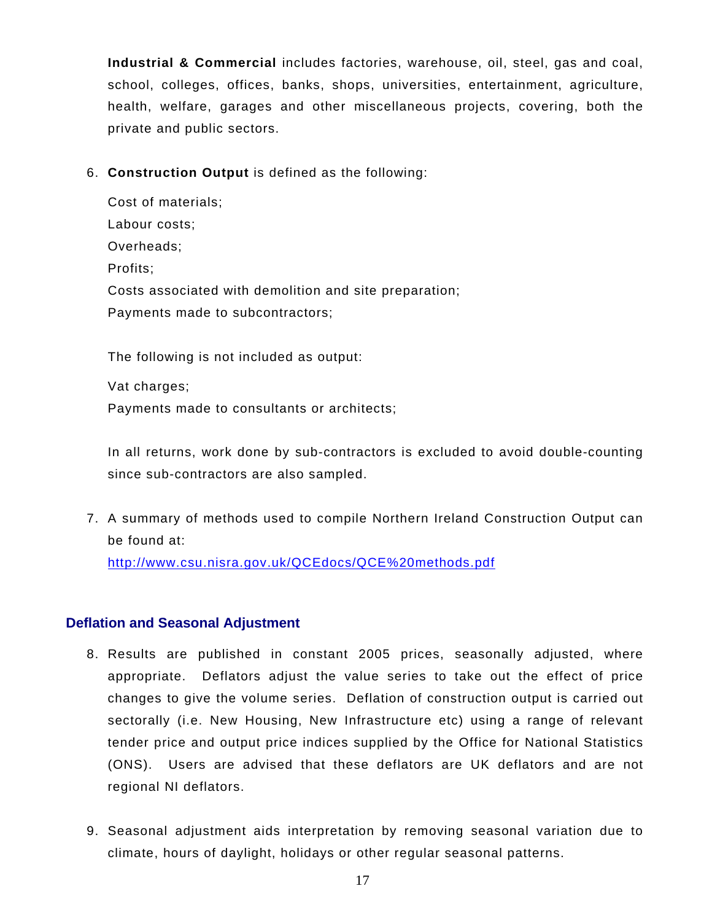**Industrial & Commercial** includes factories, warehouse, oil, steel, gas and coal, school, colleges, offices, banks, shops, universities, entertainment, agriculture, health, welfare, garages and other miscellaneous projects, covering, both the private and public sectors.

6. **Construction Output** is defined as the following:

   Cost of materials;
   Labour costs;
   Overheads;
   Profits;
   Costs associated with demolition and site preparation;
   Payments made to subcontractors;

   The following is not included as output:

   Vat charges;
   Payments made to consultants or architects;

   In all returns, work done by sub-contractors is excluded to avoid double-counting since sub-contractors are also sampled.

7. A summary of methods used to compile Northern Ireland Construction Output can be found at:
   [http://www.csu.nisra.gov.uk/QCEdocs/QCE%20methods.pdf](http://www.csu.nisra.gov.uk/QCEdocs/QCE%20methods.pdf)

## Deflation and Seasonal Adjustment

8. Results are published in constant 2005 prices, seasonally adjusted, where appropriate. Deflators adjust the value series to take out the effect of price changes to give the volume series. Deflation of construction output is carried out sectorally (i.e. New Housing, New Infrastructure etc) using a range of relevant tender price and output price indices supplied by the Office for National Statistics (ONS). Users are advised that these deflators are UK deflators and are not regional NI deflators.

9. Seasonal adjustment aids interpretation by removing seasonal variation due to climate, hours of daylight, holidays or other regular seasonal patterns.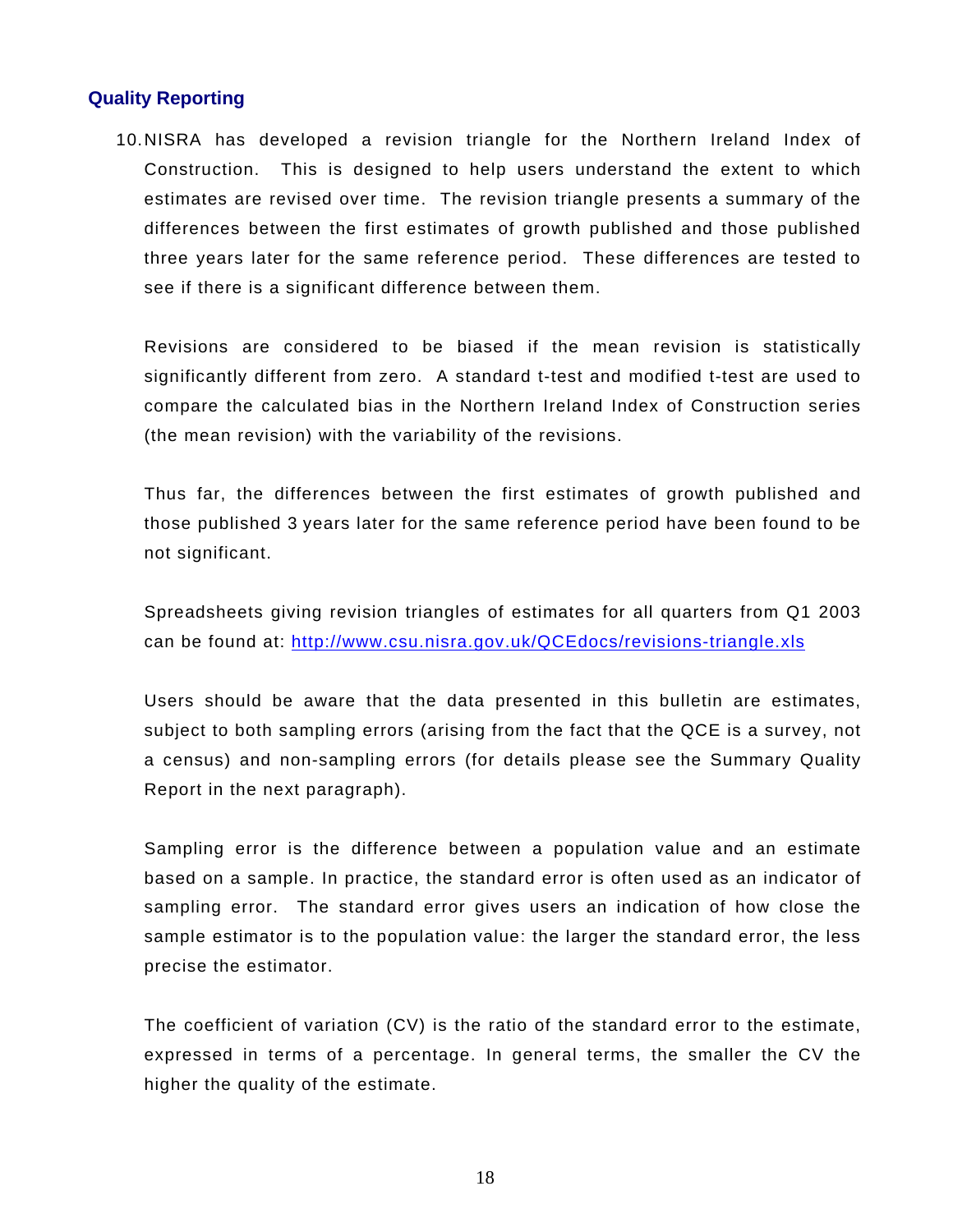### Quality Reporting

10. NISRA has developed a revision triangle for the Northern Ireland Index of Construction. This is designed to help users understand the extent to which estimates are revised over time. The revision triangle presents a summary of the differences between the first estimates of growth published and those published three years later for the same reference period. These differences are tested to see if there is a significant difference between them.

    Revisions are considered to be biased if the mean revision is statistically significantly different from zero. A standard t-test and modified t-test are used to compare the calculated bias in the Northern Ireland Index of Construction series (the mean revision) with the variability of the revisions.

    Thus far, the differences between the first estimates of growth published and those published 3 years later for the same reference period have been found to be not significant.

    Spreadsheets giving revision triangles of estimates for all quarters from Q1 2003 can be found at: [http://www.csu.nisra.gov.uk/QCEdocs/revisions-triangle.xls](http://www.csu.nisra.gov.uk/QCEdocs/revisions-triangle.xls)

    Users should be aware that the data presented in this bulletin are estimates, subject to both sampling errors (arising from the fact that the QCE is a survey, not a census) and non-sampling errors (for details please see the Summary Quality Report in the next paragraph).

    Sampling error is the difference between a population value and an estimate based on a sample. In practice, the standard error is often used as an indicator of sampling error. The standard error gives users an indication of how close the sample estimator is to the population value: the larger the standard error, the less precise the estimator.

    The coefficient of variation (CV) is the ratio of the standard error to the estimate, expressed in terms of a percentage. In general terms, the smaller the CV the higher the quality of the estimate.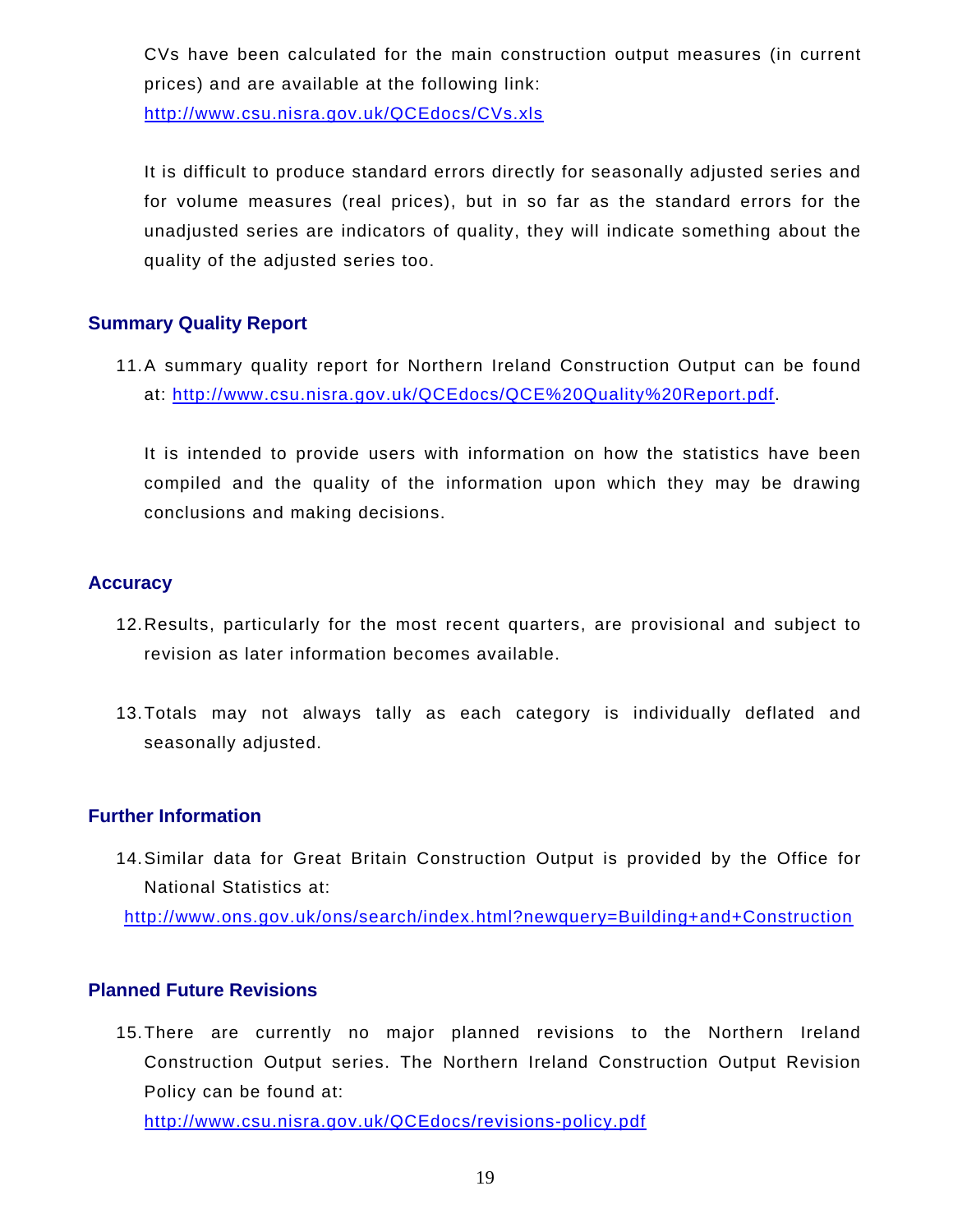CVs have been calculated for the main construction output measures (in current prices) and are available at the following link:
http://www.csu.nisra.gov.uk/QCEdocs/CVs.xls

It is difficult to produce standard errors directly for seasonally adjusted series and for volume measures (real prices), but in so far as the standard errors for the unadjusted series are indicators of quality, they will indicate something about the quality of the adjusted series too.

## Summary Quality Report

11. A summary quality report for Northern Ireland Construction Output can be found at: http://www.csu.nisra.gov.uk/QCEdocs/QCE%20Quality%20Report.pdf.

    It is intended to provide users with information on how the statistics have been compiled and the quality of the information upon which they may be drawing conclusions and making decisions.

## Accuracy

12. Results, particularly for the most recent quarters, are provisional and subject to revision as later information becomes available.

13. Totals may not always tally as each category is individually deflated and seasonally adjusted.

## Further Information

14. Similar data for Great Britain Construction Output is provided by the Office for National Statistics at:
    http://www.ons.gov.uk/ons/search/index.html?newquery=Building+and+Construction

## Planned Future Revisions

15. There are currently no major planned revisions to the Northern Ireland Construction Output series. The Northern Ireland Construction Output Revision Policy can be found at:
    http://www.csu.nisra.gov.uk/QCEdocs/revisions-policy.pdf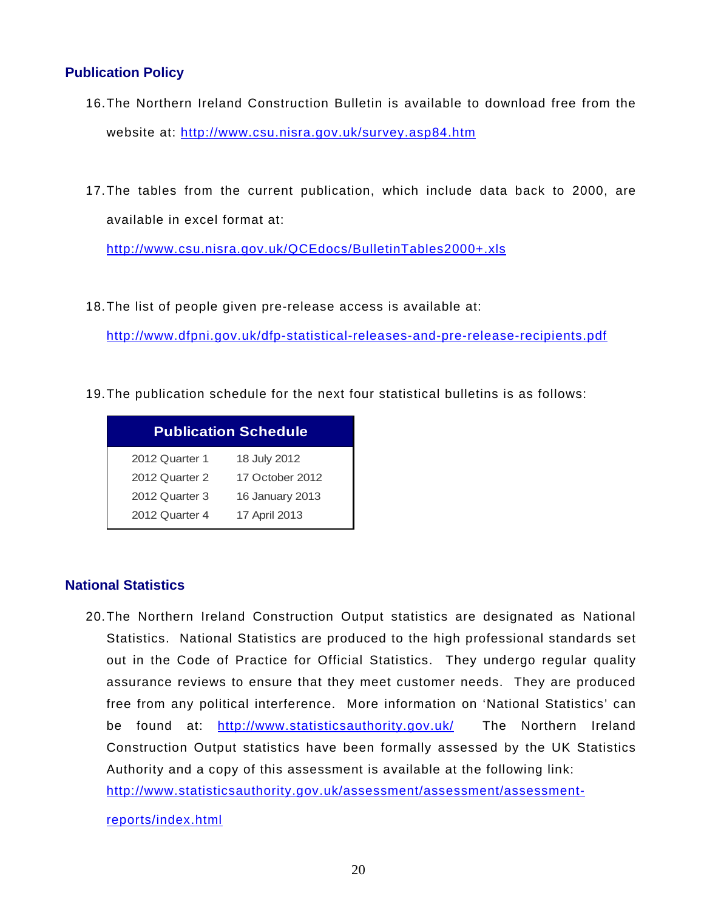## Publication Policy

16. The Northern Ireland Construction Bulletin is available to download free from the website at: http://www.csu.nisra.gov.uk/survey.asp84.htm

17. The tables from the current publication, which include data back to 2000, are available in excel format at:

    http://www.csu.nisra.gov.uk/QCEdocs/BulletinTables2000+.xls

18. The list of people given pre-release access is available at:

    http://www.dfpni.gov.uk/dfp-statistical-releases-and-pre-release-recipients.pdf

19. The publication schedule for the next four statistical bulletins is as follows:

| Publication Schedule | |
|---|---|
| 2012 Quarter 1 | 18 July 2012 |
| 2012 Quarter 2 | 17 October 2012 |
| 2012 Quarter 3 | 16 January 2013 |
| 2012 Quarter 4 | 17 April 2013 |

## National Statistics

20. The Northern Ireland Construction Output statistics are designated as National Statistics. National Statistics are produced to the high professional standards set out in the Code of Practice for Official Statistics. They undergo regular quality assurance reviews to ensure that they meet customer needs. They are produced free from any political interference. More information on 'National Statistics' can be found at: http://www.statisticsauthority.gov.uk/ The Northern Ireland Construction Output statistics have been formally assessed by the UK Statistics Authority and a copy of this assessment is available at the following link: http://www.statisticsauthority.gov.uk/assessment/assessment/assessment-reports/index.html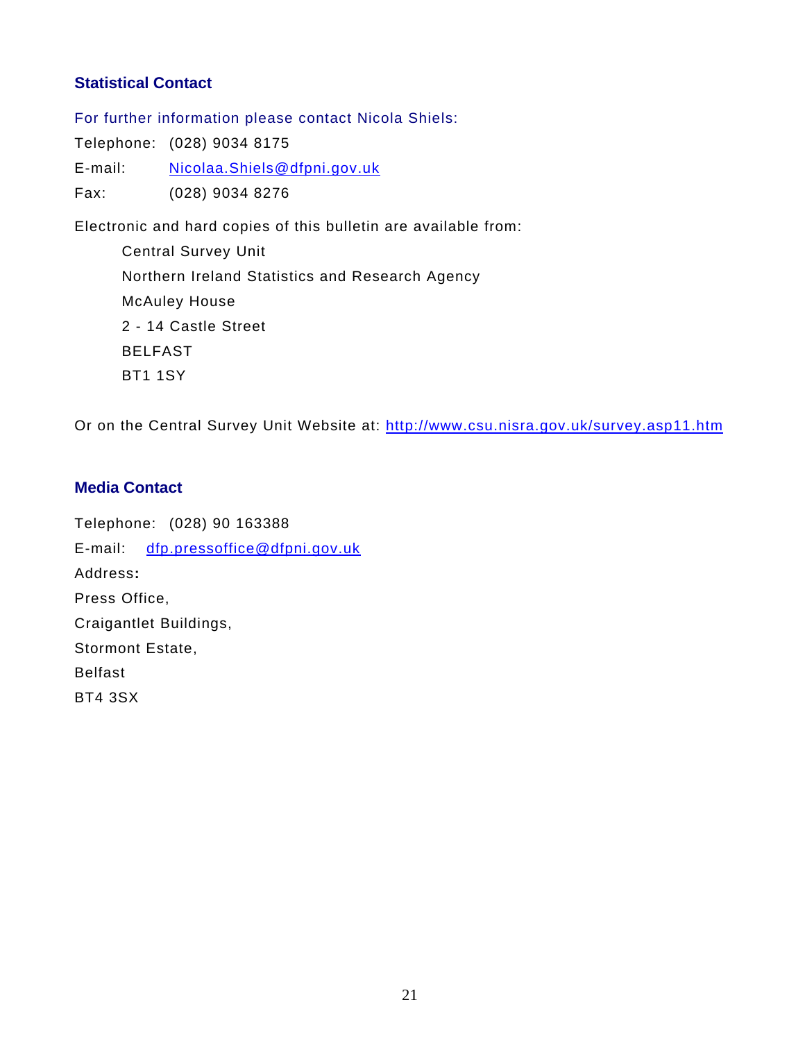### Statistical Contact

For further information please contact Nicola Shiels:

Telephone: (028) 9034 8175

E-mail: Nicolaa.Shiels@dfpni.gov.uk

Fax: (028) 9034 8276

Electronic and hard copies of this bulletin are available from:

Central Survey Unit  
Northern Ireland Statistics and Research Agency  
McAuley House  
2 - 14 Castle Street  
BELFAST  
BT1 1SY

Or on the Central Survey Unit Website at: http://www.csu.nisra.gov.uk/survey.asp11.htm

### Media Contact

Telephone: (028) 90 163388

E-mail: dfp.pressoffice@dfpni.gov.uk

Address**:**

Press Office,  
Craigantlet Buildings,  
Stormont Estate,  
Belfast  
BT4 3SX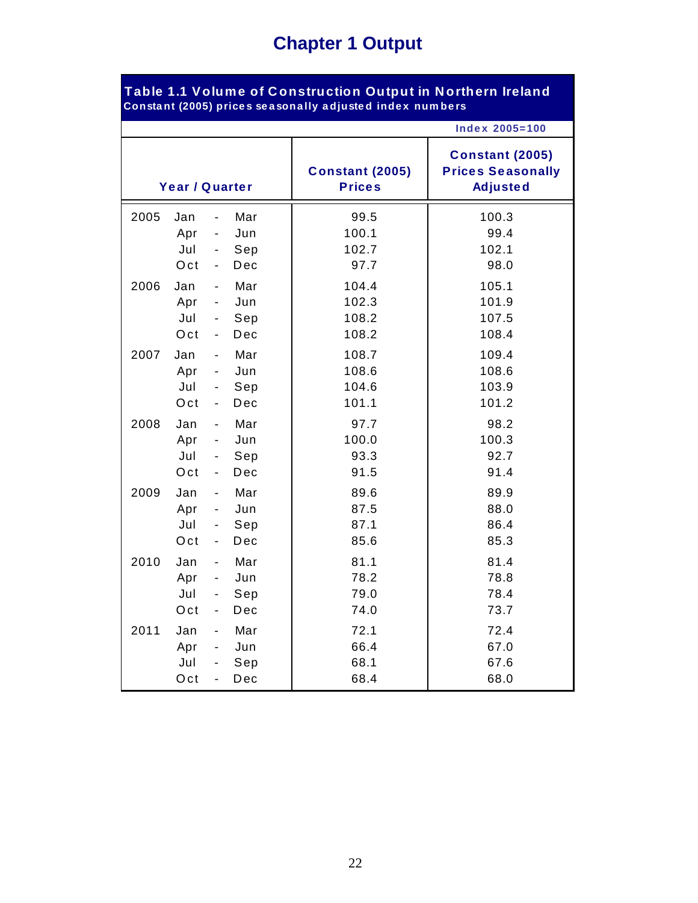# Chapter 1 Output

**Table 1.1 Volume of Construction Output in Northern Ireland**
**Constant (2005) prices seasonally adjusted index numbers**

Index 2005=100

| Year / Quarter | | Constant (2005) Prices | Constant (2005) Prices Seasonally Adjusted |
|---|---|---|---|
| 2005 | Jan - Mar | 99.5 | 100.3 |
| | Apr - Jun | 100.1 | 99.4 |
| | Jul - Sep | 102.7 | 102.1 |
| | Oct - Dec | 97.7 | 98.0 |
| 2006 | Jan - Mar | 104.4 | 105.1 |
| | Apr - Jun | 102.3 | 101.9 |
| | Jul - Sep | 108.2 | 107.5 |
| | Oct - Dec | 108.2 | 108.4 |
| 2007 | Jan - Mar | 108.7 | 109.4 |
| | Apr - Jun | 108.6 | 108.6 |
| | Jul - Sep | 104.6 | 103.9 |
| | Oct - Dec | 101.1 | 101.2 |
| 2008 | Jan - Mar | 97.7 | 98.2 |
| | Apr - Jun | 100.0 | 100.3 |
| | Jul - Sep | 93.3 | 92.7 |
| | Oct - Dec | 91.5 | 91.4 |
| 2009 | Jan - Mar | 89.6 | 89.9 |
| | Apr - Jun | 87.5 | 88.0 |
| | Jul - Sep | 87.1 | 86.4 |
| | Oct - Dec | 85.6 | 85.3 |
| 2010 | Jan - Mar | 81.1 | 81.4 |
| | Apr - Jun | 78.2 | 78.8 |
| | Jul - Sep | 79.0 | 78.4 |
| | Oct - Dec | 74.0 | 73.7 |
| 2011 | Jan - Mar | 72.1 | 72.4 |
| | Apr - Jun | 66.4 | 67.0 |
| | Jul - Sep | 68.1 | 67.6 |
| | Oct - Dec | 68.4 | 68.0 |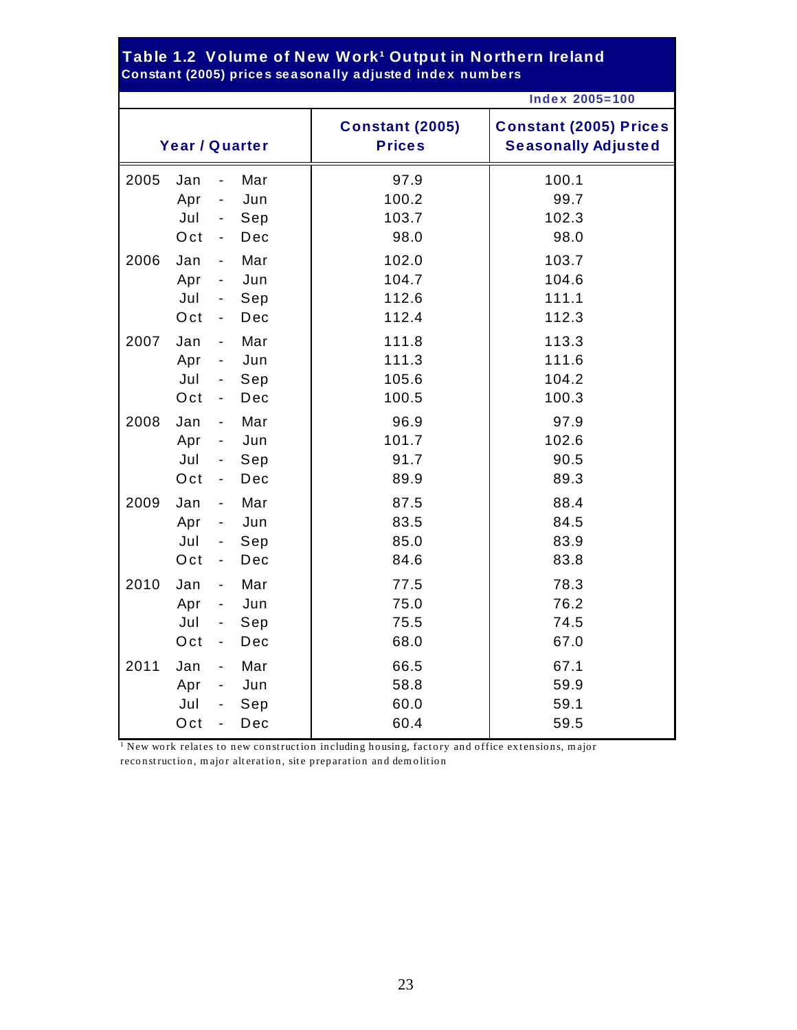## Table 1.2 Volume of New Work[1] Output in Northern Ireland

**Constant (2005) prices seasonally adjusted index numbers**

Index 2005=100

| Year / Quarter | | Constant (2005) Prices | Constant (2005) Prices Seasonally Adjusted |
|---|---|---|---|
| 2005 | Jan - Mar | 97.9 | 100.1 |
| | Apr - Jun | 100.2 | 99.7 |
| | Jul - Sep | 103.7 | 102.3 |
| | Oct - Dec | 98.0 | 98.0 |
| 2006 | Jan - Mar | 102.0 | 103.7 |
| | Apr - Jun | 104.7 | 104.6 |
| | Jul - Sep | 112.6 | 111.1 |
| | Oct - Dec | 112.4 | 112.3 |
| 2007 | Jan - Mar | 111.8 | 113.3 |
| | Apr - Jun | 111.3 | 111.6 |
| | Jul - Sep | 105.6 | 104.2 |
| | Oct - Dec | 100.5 | 100.3 |
| 2008 | Jan - Mar | 96.9 | 97.9 |
| | Apr - Jun | 101.7 | 102.6 |
| | Jul - Sep | 91.7 | 90.5 |
| | Oct - Dec | 89.9 | 89.3 |
| 2009 | Jan - Mar | 87.5 | 88.4 |
| | Apr - Jun | 83.5 | 84.5 |
| | Jul - Sep | 85.0 | 83.9 |
| | Oct - Dec | 84.6 | 83.8 |
| 2010 | Jan - Mar | 77.5 | 78.3 |
| | Apr - Jun | 75.0 | 76.2 |
| | Jul - Sep | 75.5 | 74.5 |
| | Oct - Dec | 68.0 | 67.0 |
| 2011 | Jan - Mar | 66.5 | 67.1 |
| | Apr - Jun | 58.8 | 59.9 |
| | Jul - Sep | 60.0 | 59.1 |
| | Oct - Dec | 60.4 | 59.5 |

[1] New work relates to new construction including housing, factory and office extensions, major reconstruction, major alteration, site preparation and demolition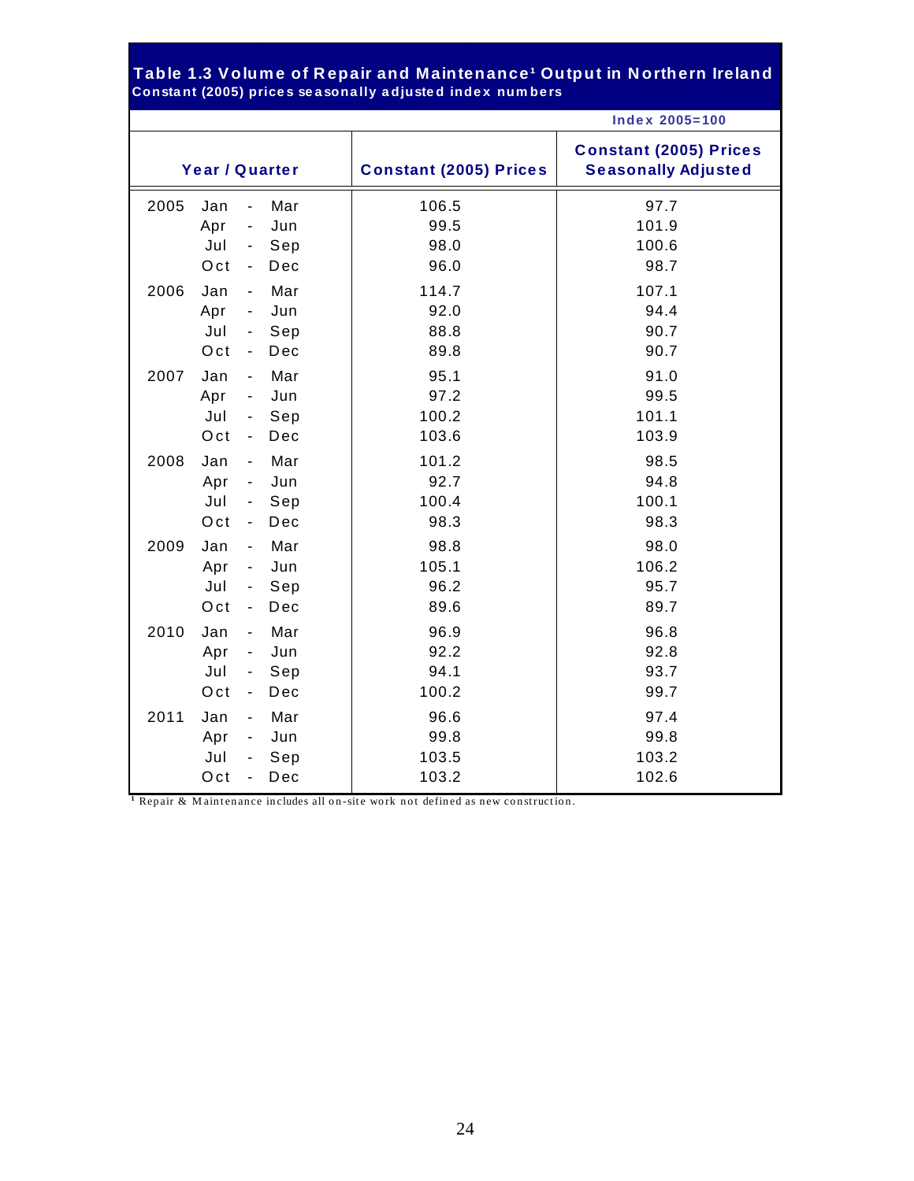## Table 1.3 Volume of Repair and Maintenance[1] Output in Northern Ireland

**Constant (2005) prices seasonally adjusted index numbers**

Index 2005=100

| Year / Quarter | | Constant (2005) Prices | Constant (2005) Prices Seasonally Adjusted |
|---|---|---|---|
| 2005 | Jan - Mar | 106.5 | 97.7 |
| | Apr - Jun | 99.5 | 101.9 |
| | Jul - Sep | 98.0 | 100.6 |
| | Oct - Dec | 96.0 | 98.7 |
| 2006 | Jan - Mar | 114.7 | 107.1 |
| | Apr - Jun | 92.0 | 94.4 |
| | Jul - Sep | 88.8 | 90.7 |
| | Oct - Dec | 89.8 | 90.7 |
| 2007 | Jan - Mar | 95.1 | 91.0 |
| | Apr - Jun | 97.2 | 99.5 |
| | Jul - Sep | 100.2 | 101.1 |
| | Oct - Dec | 103.6 | 103.9 |
| 2008 | Jan - Mar | 101.2 | 98.5 |
| | Apr - Jun | 92.7 | 94.8 |
| | Jul - Sep | 100.4 | 100.1 |
| | Oct - Dec | 98.3 | 98.3 |
| 2009 | Jan - Mar | 98.8 | 98.0 |
| | Apr - Jun | 105.1 | 106.2 |
| | Jul - Sep | 96.2 | 95.7 |
| | Oct - Dec | 89.6 | 89.7 |
| 2010 | Jan - Mar | 96.9 | 96.8 |
| | Apr - Jun | 92.2 | 92.8 |
| | Jul - Sep | 94.1 | 93.7 |
| | Oct - Dec | 100.2 | 99.7 |
| 2011 | Jan - Mar | 96.6 | 97.4 |
| | Apr - Jun | 99.8 | 99.8 |
| | Jul - Sep | 103.5 | 103.2 |
| | Oct - Dec | 103.2 | 102.6 |

[1] Repair & Maintenance includes all on-site work not defined as new construction.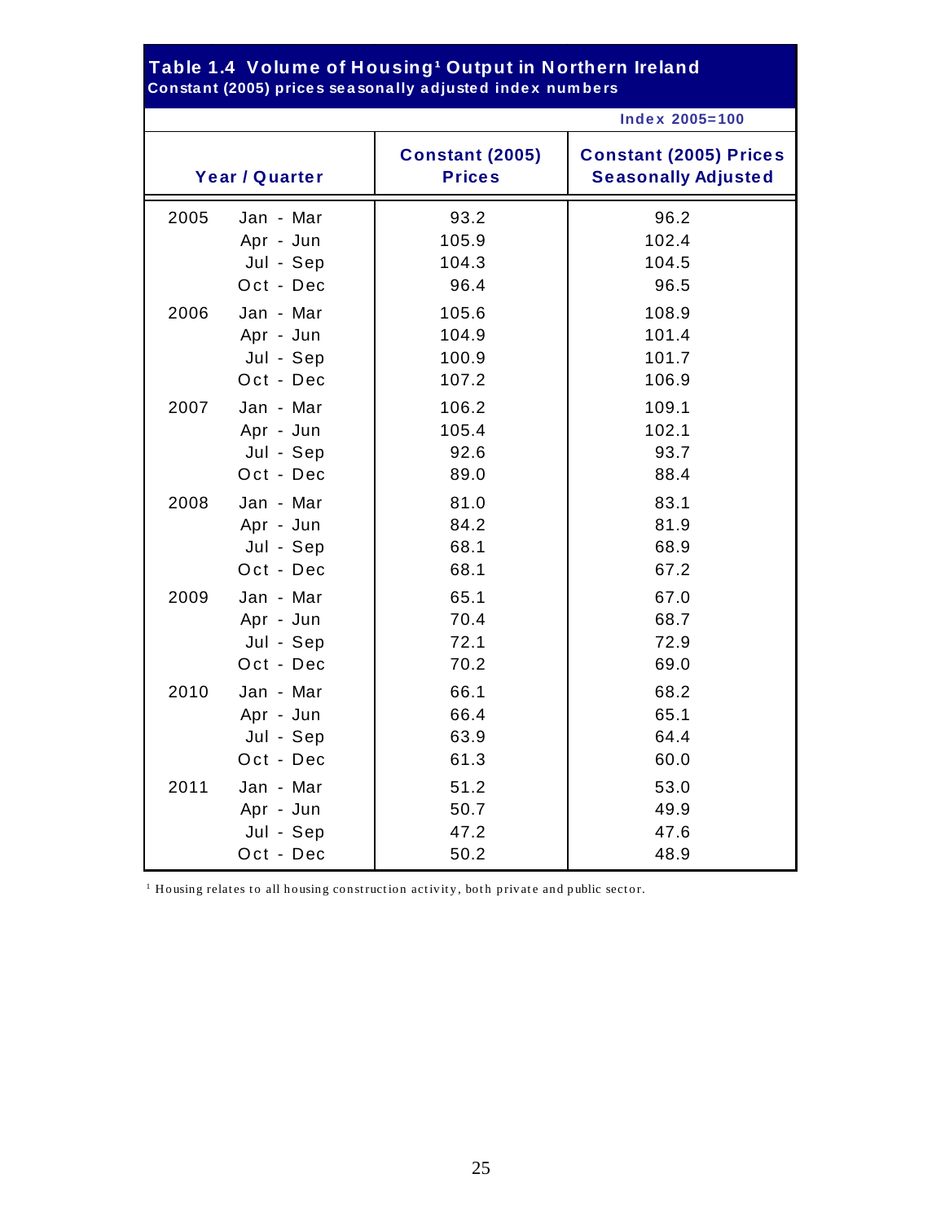## Table 1.4 Volume of Housing[1] Output in Northern Ireland

**Constant (2005) prices seasonally adjusted index numbers**

Index 2005=100

| Year | Quarter | Constant (2005) Prices | Constant (2005) Prices Seasonally Adjusted |
|---|---|---|---|
| 2005 | Jan - Mar | 93.2 | 96.2 |
| | Apr - Jun | 105.9 | 102.4 |
| | Jul - Sep | 104.3 | 104.5 |
| | Oct - Dec | 96.4 | 96.5 |
| 2006 | Jan - Mar | 105.6 | 108.9 |
| | Apr - Jun | 104.9 | 101.4 |
| | Jul - Sep | 100.9 | 101.7 |
| | Oct - Dec | 107.2 | 106.9 |
| 2007 | Jan - Mar | 106.2 | 109.1 |
| | Apr - Jun | 105.4 | 102.1 |
| | Jul - Sep | 92.6 | 93.7 |
| | Oct - Dec | 89.0 | 88.4 |
| 2008 | Jan - Mar | 81.0 | 83.1 |
| | Apr - Jun | 84.2 | 81.9 |
| | Jul - Sep | 68.1 | 68.9 |
| | Oct - Dec | 68.1 | 67.2 |
| 2009 | Jan - Mar | 65.1 | 67.0 |
| | Apr - Jun | 70.4 | 68.7 |
| | Jul - Sep | 72.1 | 72.9 |
| | Oct - Dec | 70.2 | 69.0 |
| 2010 | Jan - Mar | 66.1 | 68.2 |
| | Apr - Jun | 66.4 | 65.1 |
| | Jul - Sep | 63.9 | 64.4 |
| | Oct - Dec | 61.3 | 60.0 |
| 2011 | Jan - Mar | 51.2 | 53.0 |
| | Apr - Jun | 50.7 | 49.9 |
| | Jul - Sep | 47.2 | 47.6 |
| | Oct - Dec | 50.2 | 48.9 |

[1] Housing relates to all housing construction activity, both private and public sector.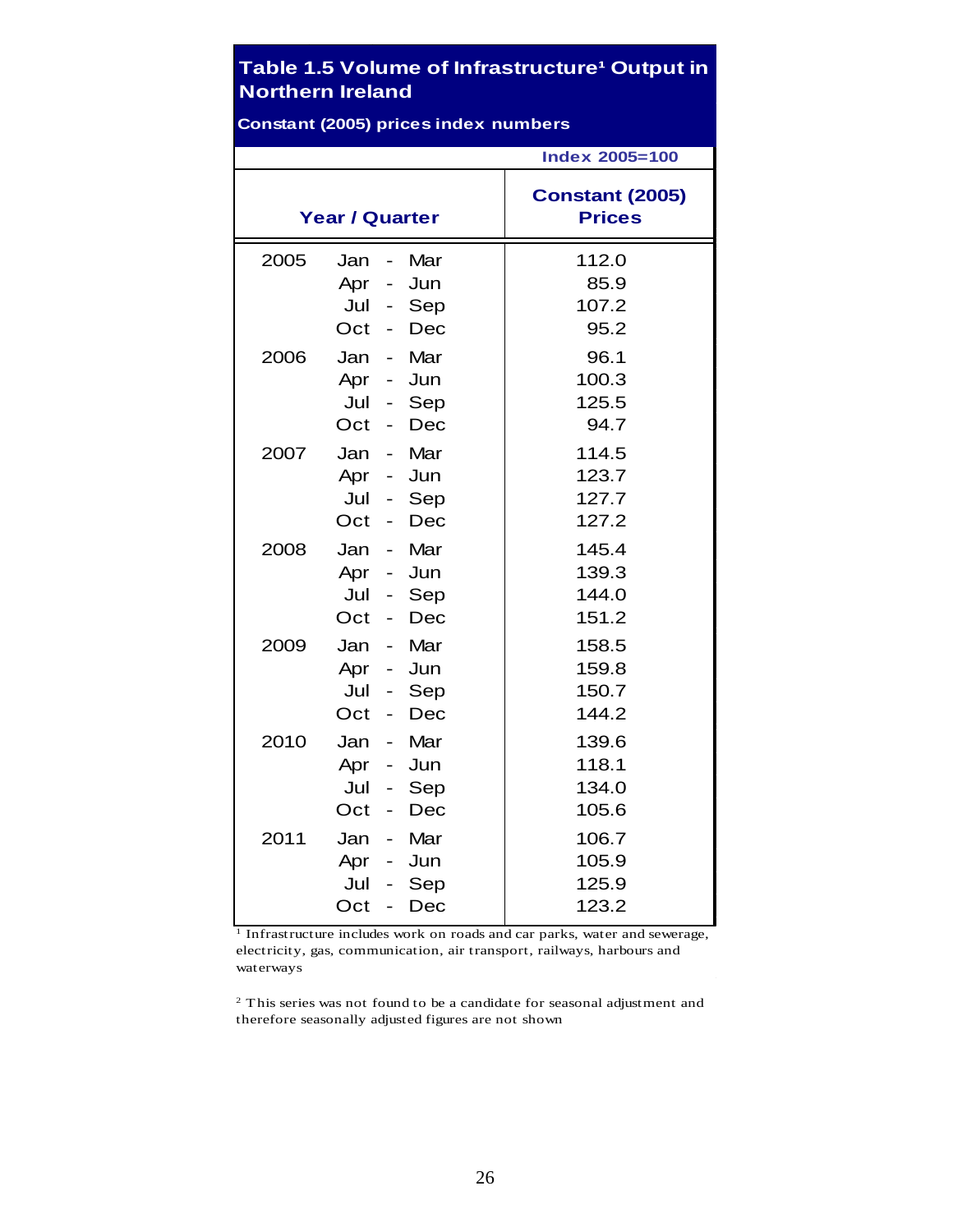## Table 1.5 Volume of Infrastructure[1] Output in Northern Ireland

**Constant (2005) prices index numbers**

**Index 2005=100**

| Year / Quarter | | Constant (2005) Prices |
|---|---|---|
| 2005 | Jan - Mar | 112.0 |
| | Apr - Jun | 85.9 |
| | Jul - Sep | 107.2 |
| | Oct - Dec | 95.2 |
| 2006 | Jan - Mar | 96.1 |
| | Apr - Jun | 100.3 |
| | Jul - Sep | 125.5 |
| | Oct - Dec | 94.7 |
| 2007 | Jan - Mar | 114.5 |
| | Apr - Jun | 123.7 |
| | Jul - Sep | 127.7 |
| | Oct - Dec | 127.2 |
| 2008 | Jan - Mar | 145.4 |
| | Apr - Jun | 139.3 |
| | Jul - Sep | 144.0 |
| | Oct - Dec | 151.2 |
| 2009 | Jan - Mar | 158.5 |
| | Apr - Jun | 159.8 |
| | Jul - Sep | 150.7 |
| | Oct - Dec | 144.2 |
| 2010 | Jan - Mar | 139.6 |
| | Apr - Jun | 118.1 |
| | Jul - Sep | 134.0 |
| | Oct - Dec | 105.6 |
| 2011 | Jan - Mar | 106.7 |
| | Apr - Jun | 105.9 |
| | Jul - Sep | 125.9 |
| | Oct - Dec | 123.2 |

[1] Infrastructure includes work on roads and car parks, water and sewerage, electricity, gas, communication, air transport, railways, harbours and waterways

[2] This series was not found to be a candidate for seasonal adjustment and therefore seasonally adjusted figures are not shown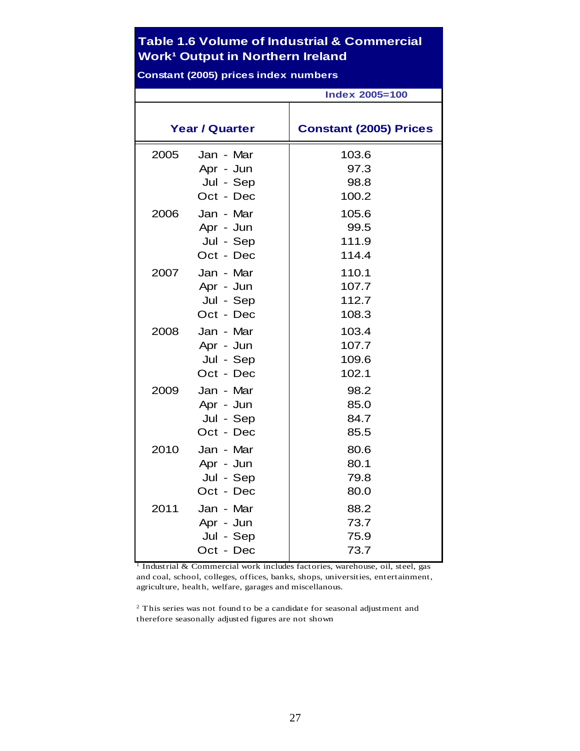## Table 1.6 Volume of Industrial & Commercial Work[1] Output in Northern Ireland

**Constant (2005) prices index numbers**

Index 2005=100

| Year / Quarter | | Constant (2005) Prices |
|---|---|---|
| 2005 | Jan - Mar | 103.6 |
| | Apr - Jun | 97.3 |
| | Jul - Sep | 98.8 |
| | Oct - Dec | 100.2 |
| 2006 | Jan - Mar | 105.6 |
| | Apr - Jun | 99.5 |
| | Jul - Sep | 111.9 |
| | Oct - Dec | 114.4 |
| 2007 | Jan - Mar | 110.1 |
| | Apr - Jun | 107.7 |
| | Jul - Sep | 112.7 |
| | Oct - Dec | 108.3 |
| 2008 | Jan - Mar | 103.4 |
| | Apr - Jun | 107.7 |
| | Jul - Sep | 109.6 |
| | Oct - Dec | 102.1 |
| 2009 | Jan - Mar | 98.2 |
| | Apr - Jun | 85.0 |
| | Jul - Sep | 84.7 |
| | Oct - Dec | 85.5 |
| 2010 | Jan - Mar | 80.6 |
| | Apr - Jun | 80.1 |
| | Jul - Sep | 79.8 |
| | Oct - Dec | 80.0 |
| 2011 | Jan - Mar | 88.2 |
| | Apr - Jun | 73.7 |
| | Jul - Sep | 75.9 |
| | Oct - Dec | 73.7 |

[1] Industrial & Commercial work includes factories, warehouse, oil, steel, gas and coal, school, colleges, offices, banks, shops, universities, entertainment, agriculture, health, welfare, garages and miscellanous.

[2] This series was not found to be a candidate for seasonal adjustment and therefore seasonally adjusted figures are not shown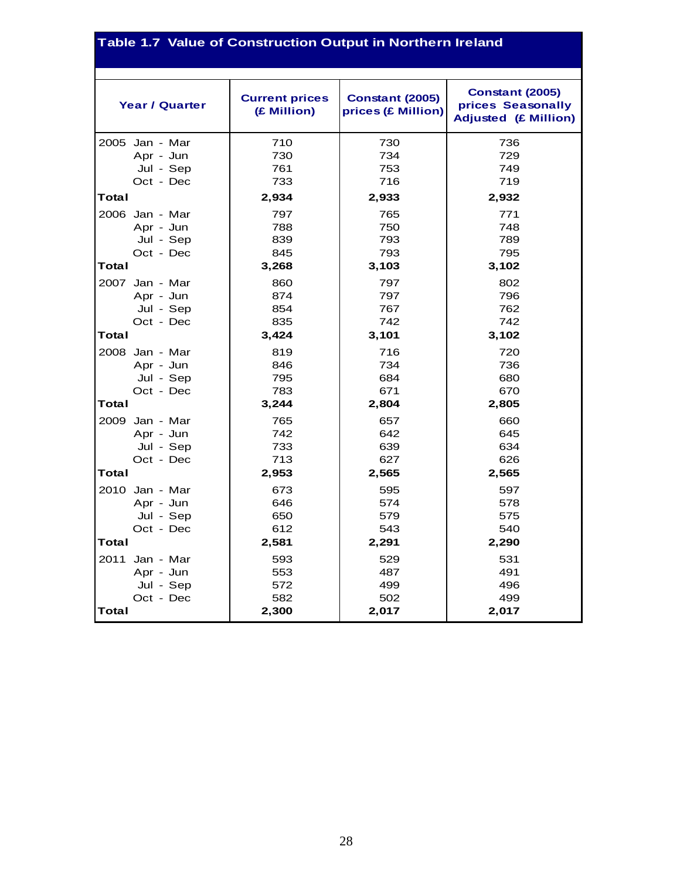## Table 1.7 Value of Construction Output in Northern Ireland

| Year / Quarter | | Current prices (£ Million) | Constant (2005) prices (£ Million) | Constant (2005) prices Seasonally Adjusted (£ Million) |
|---|---|---|---|---|
| 2005 | Jan - Mar | 710 | 730 | 736 |
| | Apr - Jun | 730 | 734 | 729 |
| | Jul - Sep | 761 | 753 | 749 |
| | Oct - Dec | 733 | 716 | 719 |
| **Total** | | **2,934** | **2,933** | **2,932** |
| 2006 | Jan - Mar | 797 | 765 | 771 |
| | Apr - Jun | 788 | 750 | 748 |
| | Jul - Sep | 839 | 793 | 789 |
| | Oct - Dec | 845 | 793 | 795 |
| **Total** | | **3,268** | **3,103** | **3,102** |
| 2007 | Jan - Mar | 860 | 797 | 802 |
| | Apr - Jun | 874 | 797 | 796 |
| | Jul - Sep | 854 | 767 | 762 |
| | Oct - Dec | 835 | 742 | 742 |
| **Total** | | **3,424** | **3,101** | **3,102** |
| 2008 | Jan - Mar | 819 | 716 | 720 |
| | Apr - Jun | 846 | 734 | 736 |
| | Jul - Sep | 795 | 684 | 680 |
| | Oct - Dec | 783 | 671 | 670 |
| **Total** | | **3,244** | **2,804** | **2,805** |
| 2009 | Jan - Mar | 765 | 657 | 660 |
| | Apr - Jun | 742 | 642 | 645 |
| | Jul - Sep | 733 | 639 | 634 |
| | Oct - Dec | 713 | 627 | 626 |
| **Total** | | **2,953** | **2,565** | **2,565** |
| 2010 | Jan - Mar | 673 | 595 | 597 |
| | Apr - Jun | 646 | 574 | 578 |
| | Jul - Sep | 650 | 579 | 575 |
| | Oct - Dec | 612 | 543 | 540 |
| **Total** | | **2,581** | **2,291** | **2,290** |
| 2011 | Jan - Mar | 593 | 529 | 531 |
| | Apr - Jun | 553 | 487 | 491 |
| | Jul - Sep | 572 | 499 | 496 |
| | Oct - Dec | 582 | 502 | 499 |
| **Total** | | **2,300** | **2,017** | **2,017** |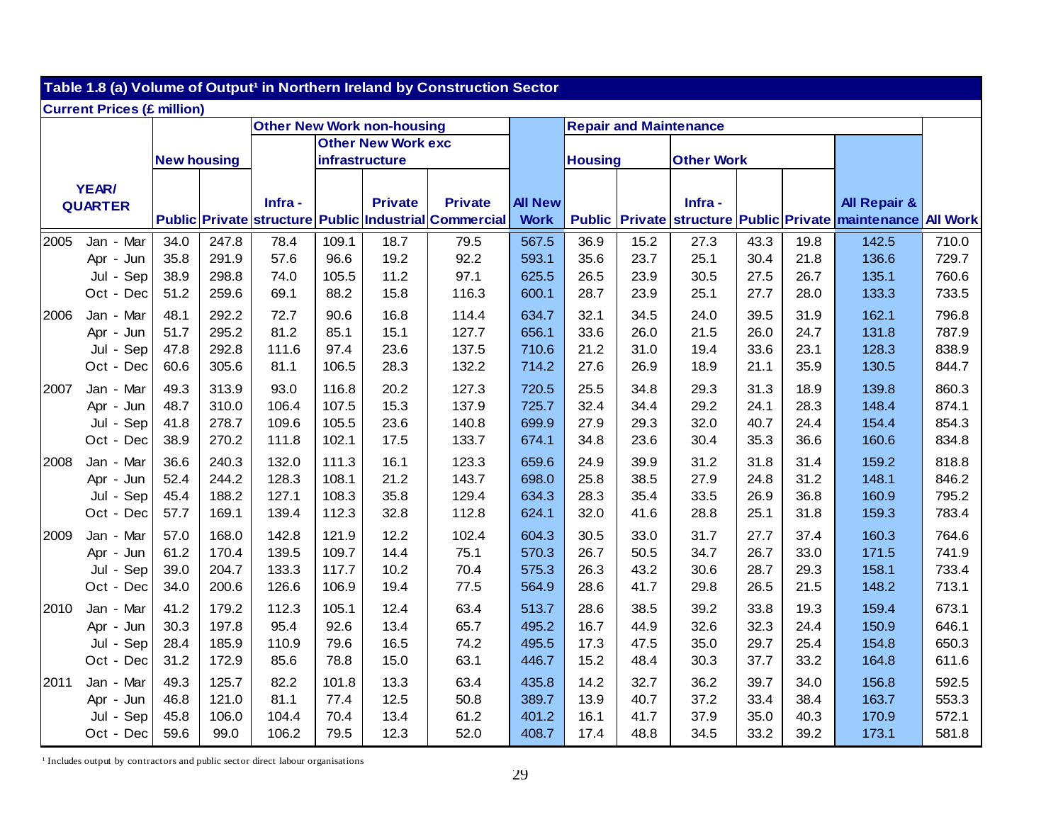## Table 1.8 (a) Volume of Output[1] in Northern Ireland by Construction Sector

**Current Prices (£ million)**

| YEAR/ QUARTER | | New housing | | Other New Work non-housing | | | | All New Work | Repair and Maintenance | | | | | All Repair & maintenance | All Work |
|---|---|---|---|---|---|---|---|---|---|---|---|---|---|---|---|
| | | | | | Other New Work exc infrastructure | | | | Housing | | Other Work | | | | |
| | | Public | Private | Infra - structure | Public | Private Industrial | Private Commercial | | Public | Private | Infra - structure | Public | Private | | |
| 2005 | Jan - Mar | 34.0 | 247.8 | 78.4 | 109.1 | 18.7 | 79.5 | 567.5 | 36.9 | 15.2 | 27.3 | 43.3 | 19.8 | 142.5 | 710.0 |
| | Apr - Jun | 35.8 | 291.9 | 57.6 | 96.6 | 19.2 | 92.2 | 593.1 | 35.6 | 23.7 | 25.1 | 30.4 | 21.8 | 136.6 | 729.7 |
| | Jul - Sep | 38.9 | 298.8 | 74.0 | 105.5 | 11.2 | 97.1 | 625.5 | 26.5 | 23.9 | 30.5 | 27.5 | 26.7 | 135.1 | 760.6 |
| | Oct - Dec | 51.2 | 259.6 | 69.1 | 88.2 | 15.8 | 116.3 | 600.1 | 28.7 | 23.9 | 25.1 | 27.7 | 28.0 | 133.3 | 733.5 |
| 2006 | Jan - Mar | 48.1 | 292.2 | 72.7 | 90.6 | 16.8 | 114.4 | 634.7 | 32.1 | 34.5 | 24.0 | 39.5 | 31.9 | 162.1 | 796.8 |
| | Apr - Jun | 51.7 | 295.2 | 81.2 | 85.1 | 15.1 | 127.7 | 656.1 | 33.6 | 26.0 | 21.5 | 26.0 | 24.7 | 131.8 | 787.9 |
| | Jul - Sep | 47.8 | 292.8 | 111.6 | 97.4 | 23.6 | 137.5 | 710.6 | 21.2 | 31.0 | 19.4 | 33.6 | 23.1 | 128.3 | 838.9 |
| | Oct - Dec | 60.6 | 305.6 | 81.1 | 106.5 | 28.3 | 132.2 | 714.2 | 27.6 | 26.9 | 18.9 | 21.1 | 35.9 | 130.5 | 844.7 |
| 2007 | Jan - Mar | 49.3 | 313.9 | 93.0 | 116.8 | 20.2 | 127.3 | 720.5 | 25.5 | 34.8 | 29.3 | 31.3 | 18.9 | 139.8 | 860.3 |
| | Apr - Jun | 48.7 | 310.0 | 106.4 | 107.5 | 15.3 | 137.9 | 725.7 | 32.4 | 34.4 | 29.2 | 24.1 | 28.3 | 148.4 | 874.1 |
| | Jul - Sep | 41.8 | 278.7 | 109.6 | 105.5 | 23.6 | 140.8 | 699.9 | 27.9 | 29.3 | 32.0 | 40.7 | 24.4 | 154.4 | 854.3 |
| | Oct - Dec | 38.9 | 270.2 | 111.8 | 102.1 | 17.5 | 133.7 | 674.1 | 34.8 | 23.6 | 30.4 | 35.3 | 36.6 | 160.6 | 834.8 |
| 2008 | Jan - Mar | 36.6 | 240.3 | 132.0 | 111.3 | 16.1 | 123.3 | 659.6 | 24.9 | 39.9 | 31.2 | 31.8 | 31.4 | 159.2 | 818.8 |
| | Apr - Jun | 52.4 | 244.2 | 128.3 | 108.1 | 21.2 | 143.7 | 698.0 | 25.8 | 38.5 | 27.9 | 24.8 | 31.2 | 148.1 | 846.2 |
| | Jul - Sep | 45.4 | 188.2 | 127.1 | 108.3 | 35.8 | 129.4 | 634.3 | 28.3 | 35.4 | 33.5 | 26.9 | 36.8 | 160.9 | 795.2 |
| | Oct - Dec | 57.7 | 169.1 | 139.4 | 112.3 | 32.8 | 112.8 | 624.1 | 32.0 | 41.6 | 28.8 | 25.1 | 31.8 | 159.3 | 783.4 |
| 2009 | Jan - Mar | 57.0 | 168.0 | 142.8 | 121.9 | 12.2 | 102.4 | 604.3 | 30.5 | 33.0 | 31.7 | 27.7 | 37.4 | 160.3 | 764.6 |
| | Apr - Jun | 61.2 | 170.4 | 139.5 | 109.7 | 14.4 | 75.1 | 570.3 | 26.7 | 50.5 | 34.7 | 26.7 | 33.0 | 171.5 | 741.9 |
| | Jul - Sep | 39.0 | 204.7 | 133.3 | 117.7 | 10.2 | 70.4 | 575.3 | 26.3 | 43.2 | 30.6 | 28.7 | 29.3 | 158.1 | 733.4 |
| | Oct - Dec | 34.0 | 200.6 | 126.6 | 106.9 | 19.4 | 77.5 | 564.9 | 28.6 | 41.7 | 29.8 | 26.5 | 21.5 | 148.2 | 713.1 |
| 2010 | Jan - Mar | 41.2 | 179.2 | 112.3 | 105.1 | 12.4 | 63.4 | 513.7 | 28.6 | 38.5 | 39.2 | 33.8 | 19.3 | 159.4 | 673.1 |
| | Apr - Jun | 30.3 | 197.8 | 95.4 | 92.6 | 13.4 | 65.7 | 495.2 | 16.7 | 44.9 | 32.6 | 32.3 | 24.4 | 150.9 | 646.1 |
| | Jul - Sep | 28.4 | 185.9 | 110.9 | 79.6 | 16.5 | 74.2 | 495.5 | 17.3 | 47.5 | 35.0 | 29.7 | 25.4 | 154.8 | 650.3 |
| | Oct - Dec | 31.2 | 172.9 | 85.6 | 78.8 | 15.0 | 63.1 | 446.7 | 15.2 | 48.4 | 30.3 | 37.7 | 33.2 | 164.8 | 611.6 |
| 2011 | Jan - Mar | 49.3 | 125.7 | 82.2 | 101.8 | 13.3 | 63.4 | 435.8 | 14.2 | 32.7 | 36.2 | 39.7 | 34.0 | 156.8 | 592.5 |
| | Apr - Jun | 46.8 | 121.0 | 81.1 | 77.4 | 12.5 | 50.8 | 389.7 | 13.9 | 40.7 | 37.2 | 33.4 | 38.4 | 163.7 | 553.3 |
| | Jul - Sep | 45.8 | 106.0 | 104.4 | 70.4 | 13.4 | 61.2 | 401.2 | 16.1 | 41.7 | 37.9 | 35.0 | 40.3 | 170.9 | 572.1 |
| | Oct - Dec | 59.6 | 99.0 | 106.2 | 79.5 | 12.3 | 52.0 | 408.7 | 17.4 | 48.8 | 34.5 | 33.2 | 39.2 | 173.1 | 581.8 |

[1] Includes output by contractors and public sector direct labour organisations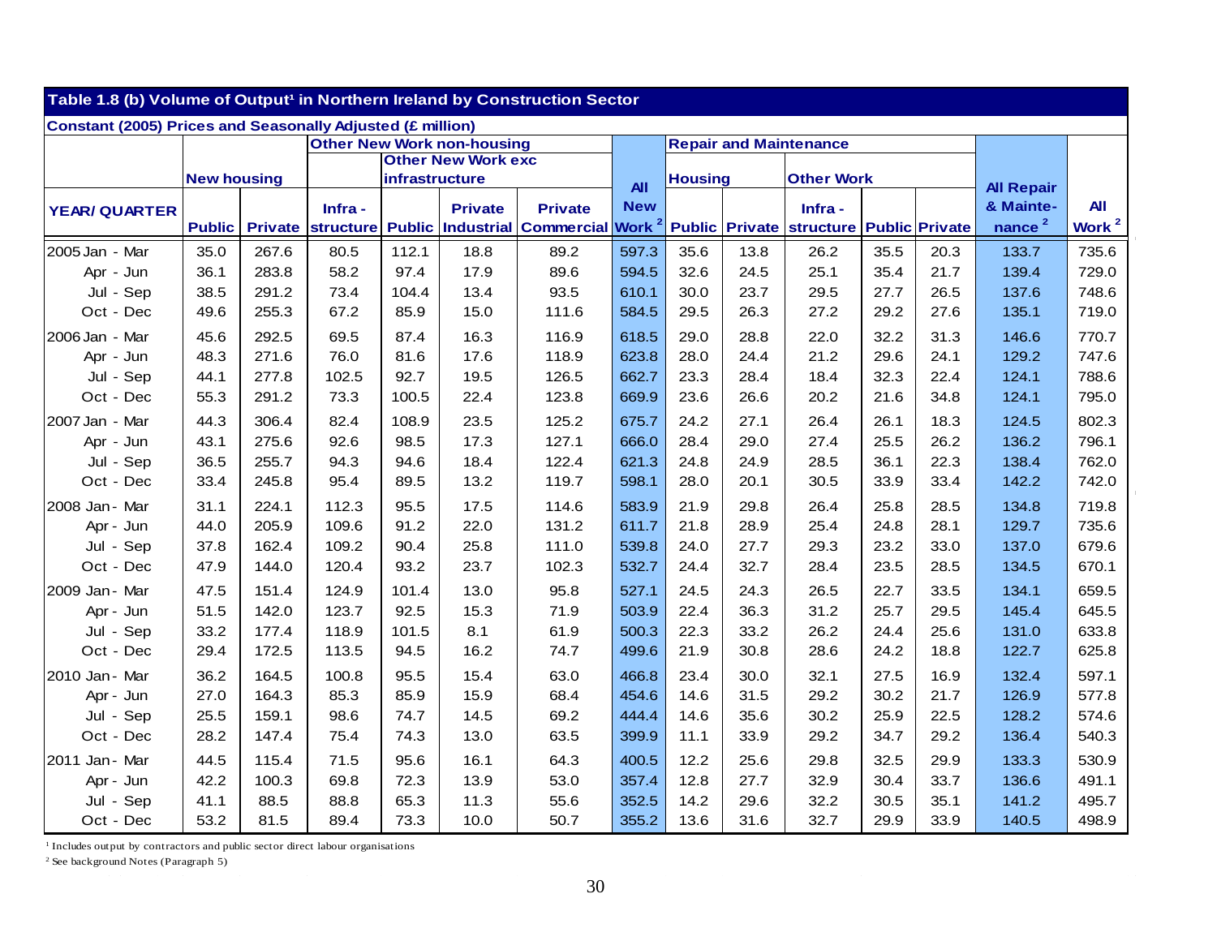## Table 1.8 (b) Volume of Output[1] in Northern Ireland by Construction Sector

**Constant (2005) Prices and Seasonally Adjusted (£ million)**

| | New housing | | Other New Work non-housing | | | | All New Work [2] | Repair and Maintenance | | | | | All Repair & Maintenance [2] | All Work [2] |
|---|---|---|---|---|---|---|---|---|---|---|---|---|---|---|
| | | | | Other New Work exc infrastructure | | | | Housing | | Other Work | | | | |
| YEAR/ QUARTER | Public | Private | Infra - structure | Public | Private Industrial | Private Commercial | | Public | Private | Infra - structure | Public | Private | | |
| 2005 Jan - Mar | 35.0 | 267.6 | 80.5 | 112.1 | 18.8 | 89.2 | 597.3 | 35.6 | 13.8 | 26.2 | 35.5 | 20.3 | 133.7 | 735.6 |
| Apr - Jun | 36.1 | 283.8 | 58.2 | 97.4 | 17.9 | 89.6 | 594.5 | 32.6 | 24.5 | 25.1 | 35.4 | 21.7 | 139.4 | 729.0 |
| Jul - Sep | 38.5 | 291.2 | 73.4 | 104.4 | 13.4 | 93.5 | 610.1 | 30.0 | 23.7 | 29.5 | 27.7 | 26.5 | 137.6 | 748.6 |
| Oct - Dec | 49.6 | 255.3 | 67.2 | 85.9 | 15.0 | 111.6 | 584.5 | 29.5 | 26.3 | 27.2 | 29.2 | 27.6 | 135.1 | 719.0 |
| 2006 Jan - Mar | 45.6 | 292.5 | 69.5 | 87.4 | 16.3 | 116.9 | 618.5 | 29.0 | 28.8 | 22.0 | 32.2 | 31.3 | 146.6 | 770.7 |
| Apr - Jun | 48.3 | 271.6 | 76.0 | 81.6 | 17.6 | 118.9 | 623.8 | 28.0 | 24.4 | 21.2 | 29.6 | 24.1 | 129.2 | 747.6 |
| Jul - Sep | 44.1 | 277.8 | 102.5 | 92.7 | 19.5 | 126.5 | 662.7 | 23.3 | 28.4 | 18.4 | 32.3 | 22.4 | 124.1 | 788.6 |
| Oct - Dec | 55.3 | 291.2 | 73.3 | 100.5 | 22.4 | 123.8 | 669.9 | 23.6 | 26.6 | 20.2 | 21.6 | 34.8 | 124.1 | 795.0 |
| 2007 Jan - Mar | 44.3 | 306.4 | 82.4 | 108.9 | 23.5 | 125.2 | 675.7 | 24.2 | 27.1 | 26.4 | 26.1 | 18.3 | 124.5 | 802.3 |
| Apr - Jun | 43.1 | 275.6 | 92.6 | 98.5 | 17.3 | 127.1 | 666.0 | 28.4 | 29.0 | 27.4 | 25.5 | 26.2 | 136.2 | 796.1 |
| Jul - Sep | 36.5 | 255.7 | 94.3 | 94.6 | 18.4 | 122.4 | 621.3 | 24.8 | 24.9 | 28.5 | 36.1 | 22.3 | 138.4 | 762.0 |
| Oct - Dec | 33.4 | 245.8 | 95.4 | 89.5 | 13.2 | 119.7 | 598.1 | 28.0 | 20.1 | 30.5 | 33.9 | 33.4 | 142.2 | 742.0 |
| 2008 Jan - Mar | 31.1 | 224.1 | 112.3 | 95.5 | 17.5 | 114.6 | 583.9 | 21.9 | 29.8 | 26.4 | 25.8 | 28.5 | 134.8 | 719.8 |
| Apr - Jun | 44.0 | 205.9 | 109.6 | 91.2 | 22.0 | 131.2 | 611.7 | 21.8 | 28.9 | 25.4 | 24.8 | 28.1 | 129.7 | 735.6 |
| Jul - Sep | 37.8 | 162.4 | 109.2 | 90.4 | 25.8 | 111.0 | 539.8 | 24.0 | 27.7 | 29.3 | 23.2 | 33.0 | 137.0 | 679.6 |
| Oct - Dec | 47.9 | 144.0 | 120.4 | 93.2 | 23.7 | 102.3 | 532.7 | 24.4 | 32.7 | 28.4 | 23.5 | 28.5 | 134.5 | 670.1 |
| 2009 Jan - Mar | 47.5 | 151.4 | 124.9 | 101.4 | 13.0 | 95.8 | 527.1 | 24.5 | 24.3 | 26.5 | 22.7 | 33.5 | 134.1 | 659.5 |
| Apr - Jun | 51.5 | 142.0 | 123.7 | 92.5 | 15.3 | 71.9 | 503.9 | 22.4 | 36.3 | 31.2 | 25.7 | 29.5 | 145.4 | 645.5 |
| Jul - Sep | 33.2 | 177.4 | 118.9 | 101.5 | 8.1 | 61.9 | 500.3 | 22.3 | 33.2 | 26.2 | 24.4 | 25.6 | 131.0 | 633.8 |
| Oct - Dec | 29.4 | 172.5 | 113.5 | 94.5 | 16.2 | 74.7 | 499.6 | 21.9 | 30.8 | 28.6 | 24.2 | 18.8 | 122.7 | 625.8 |
| 2010 Jan - Mar | 36.2 | 164.5 | 100.8 | 95.5 | 15.4 | 63.0 | 466.8 | 23.4 | 30.0 | 32.1 | 27.5 | 16.9 | 132.4 | 597.1 |
| Apr - Jun | 27.0 | 164.3 | 85.3 | 85.9 | 15.9 | 68.4 | 454.6 | 14.6 | 31.5 | 29.2 | 30.2 | 21.7 | 126.9 | 577.8 |
| Jul - Sep | 25.5 | 159.1 | 98.6 | 74.7 | 14.5 | 69.2 | 444.4 | 14.6 | 35.6 | 30.2 | 25.9 | 22.5 | 128.2 | 574.6 |
| Oct - Dec | 28.2 | 147.4 | 75.4 | 74.3 | 13.0 | 63.5 | 399.9 | 11.1 | 33.9 | 29.2 | 34.7 | 29.2 | 136.4 | 540.3 |
| 2011 Jan - Mar | 44.5 | 115.4 | 71.5 | 95.6 | 16.1 | 64.3 | 400.5 | 12.2 | 25.6 | 29.8 | 32.5 | 29.9 | 133.3 | 530.9 |
| Apr - Jun | 42.2 | 100.3 | 69.8 | 72.3 | 13.9 | 53.0 | 357.4 | 12.8 | 27.7 | 32.9 | 30.4 | 33.7 | 136.6 | 491.1 |
| Jul - Sep | 41.1 | 88.5 | 88.8 | 65.3 | 11.3 | 55.6 | 352.5 | 14.2 | 29.6 | 32.2 | 30.5 | 35.1 | 141.2 | 495.7 |
| Oct - Dec | 53.2 | 81.5 | 89.4 | 73.3 | 10.0 | 50.7 | 355.2 | 13.6 | 31.6 | 32.7 | 29.9 | 33.9 | 140.5 | 498.9 |

[1] Includes output by contractors and public sector direct labour organisations

[2] See background Notes (Paragraph 5)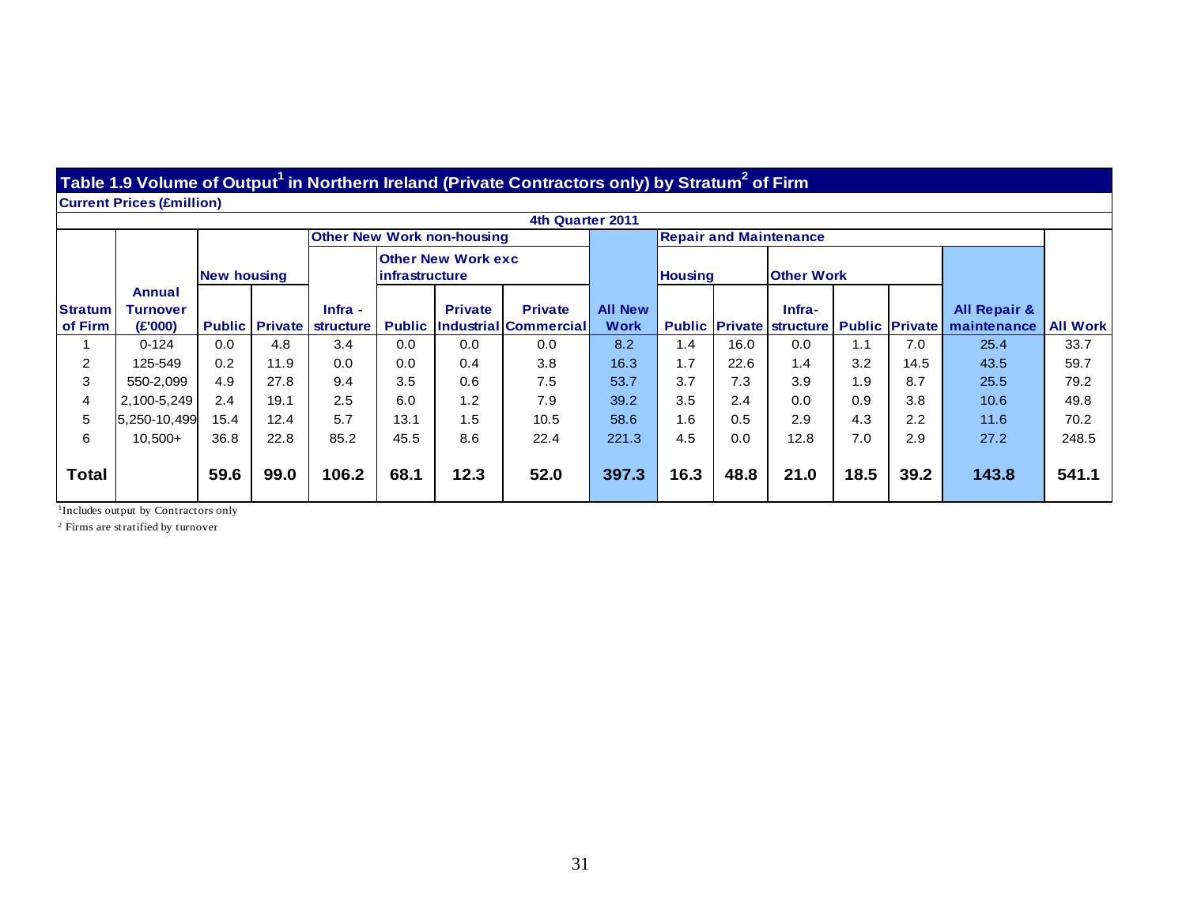## Table 1.9 Volume of Output[1] in Northern Ireland (Private Contractors only) by Stratum[2] of Firm

**Current Prices (£million)**

**4th Quarter 2011**

| | | Other New Work non-housing | | | | | | | Repair and Maintenance | | | | | | |
|---|---|---|---|---|---|---|---|---|---|---|---|---|---|---|---|
| | | New housing | | | Other New Work exc infrastructure | | | | Housing | | Other Work | | | | |
| Stratum of Firm | Annual Turnover (£'000) | Public | Private | Infra - structure | Public | Private Industrial | Private Commercial | All New Work | Public | Private | Infra- structure | Public | Private | All Repair & maintenance | All Work |
| 1 | 0-124 | 0.0 | 4.8 | 3.4 | 0.0 | 0.0 | 0.0 | 8.2 | 1.4 | 16.0 | 0.0 | 1.1 | 7.0 | 25.4 | 33.7 |
| 2 | 125-549 | 0.2 | 11.9 | 0.0 | 0.0 | 0.4 | 3.8 | 16.3 | 1.7 | 22.6 | 1.4 | 3.2 | 14.5 | 43.5 | 59.7 |
| 3 | 550-2,099 | 4.9 | 27.8 | 9.4 | 3.5 | 0.6 | 7.5 | 53.7 | 3.7 | 7.3 | 3.9 | 1.9 | 8.7 | 25.5 | 79.2 |
| 4 | 2,100-5,249 | 2.4 | 19.1 | 2.5 | 6.0 | 1.2 | 7.9 | 39.2 | 3.5 | 2.4 | 0.0 | 0.9 | 3.8 | 10.6 | 49.8 |
| 5 | 5,250-10,499 | 15.4 | 12.4 | 5.7 | 13.1 | 1.5 | 10.5 | 58.6 | 1.6 | 0.5 | 2.9 | 4.3 | 2.2 | 11.6 | 70.2 |
| 6 | 10,500+ | 36.8 | 22.8 | 85.2 | 45.5 | 8.6 | 22.4 | 221.3 | 4.5 | 0.0 | 12.8 | 7.0 | 2.9 | 27.2 | 248.5 |
| **Total** | | **59.6** | **99.0** | **106.2** | **68.1** | **12.3** | **52.0** | **397.3** | **16.3** | **48.8** | **21.0** | **18.5** | **39.2** | **143.8** | **541.1** |

[1]Includes output by Contractors only

[2] Firms are stratified by turnover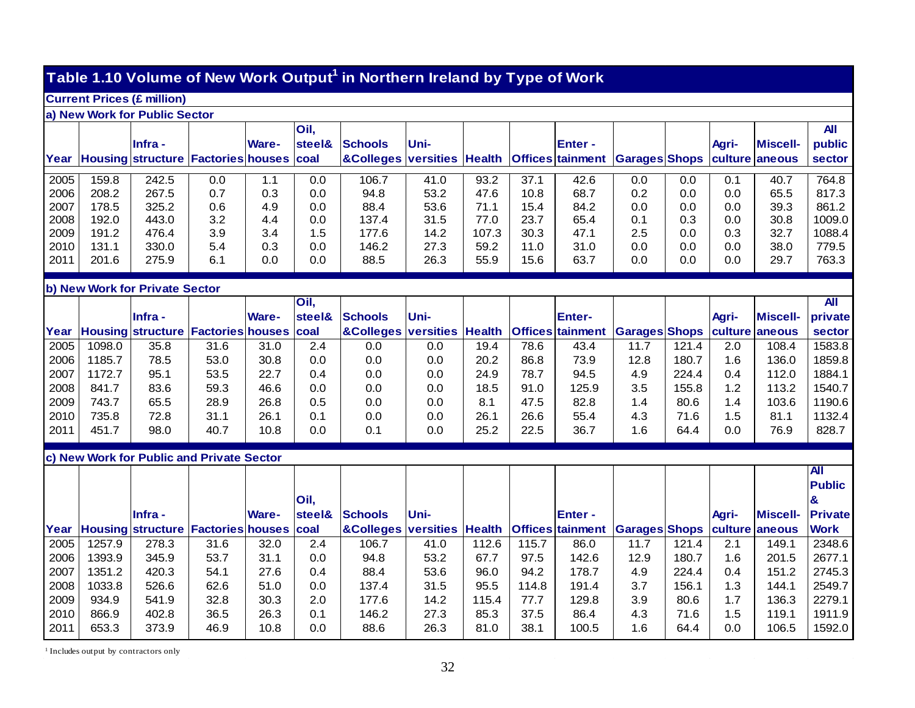## Table 1.10 Volume of New Work Output[1] in Northern Ireland by Type of Work

**Current Prices (£ million)**

**a) New Work for Public Sector**

| Year | Housing | Infra - structure | Factories | Ware- houses | Oil, steel& coal | Schools &Colleges | Uni- versities | Health | Offices | Enter - tainment | Garages | Shops | Agri- culture | Miscell- aneous | All public sector |
|---|---|---|---|---|---|---|---|---|---|---|---|---|---|---|---|
| 2005 | 159.8 | 242.5 | 0.0 | 1.1 | 0.0 | 106.7 | 41.0 | 93.2 | 37.1 | 42.6 | 0.0 | 0.0 | 0.1 | 40.7 | 764.8 |
| 2006 | 208.2 | 267.5 | 0.7 | 0.3 | 0.0 | 94.8 | 53.2 | 47.6 | 10.8 | 68.7 | 0.2 | 0.0 | 0.0 | 65.5 | 817.3 |
| 2007 | 178.5 | 325.2 | 0.6 | 4.9 | 0.0 | 88.4 | 53.6 | 71.1 | 15.4 | 84.2 | 0.0 | 0.0 | 0.0 | 39.3 | 861.2 |
| 2008 | 192.0 | 443.0 | 3.2 | 4.4 | 0.0 | 137.4 | 31.5 | 77.0 | 23.7 | 65.4 | 0.1 | 0.3 | 0.0 | 30.8 | 1009.0 |
| 2009 | 191.2 | 476.4 | 3.9 | 3.4 | 1.5 | 177.6 | 14.2 | 107.3 | 30.3 | 47.1 | 2.5 | 0.0 | 0.3 | 32.7 | 1088.4 |
| 2010 | 131.1 | 330.0 | 5.4 | 0.3 | 0.0 | 146.2 | 27.3 | 59.2 | 11.0 | 31.0 | 0.0 | 0.0 | 0.0 | 38.0 | 779.5 |
| 2011 | 201.6 | 275.9 | 6.1 | 0.0 | 0.0 | 88.5 | 26.3 | 55.9 | 15.6 | 63.7 | 0.0 | 0.0 | 0.0 | 29.7 | 763.3 |

**b) New Work for Private Sector**

| Year | Housing | Infra - structure | Factories | Ware- houses | Oil, steel& coal | Schools &Colleges | Uni- versities | Health | Offices | Enter- tainment | Garages | Shops | Agri- culture | Miscell- aneous | All private sector |
|---|---|---|---|---|---|---|---|---|---|---|---|---|---|---|---|
| 2005 | 1098.0 | 35.8 | 31.6 | 31.0 | 2.4 | 0.0 | 0.0 | 19.4 | 78.6 | 43.4 | 11.7 | 121.4 | 2.0 | 108.4 | 1583.8 |
| 2006 | 1185.7 | 78.5 | 53.0 | 30.8 | 0.0 | 0.0 | 0.0 | 20.2 | 86.8 | 73.9 | 12.8 | 180.7 | 1.6 | 136.0 | 1859.8 |
| 2007 | 1172.7 | 95.1 | 53.5 | 22.7 | 0.4 | 0.0 | 0.0 | 24.9 | 78.7 | 94.5 | 4.9 | 224.4 | 0.4 | 112.0 | 1884.1 |
| 2008 | 841.7 | 83.6 | 59.3 | 46.6 | 0.0 | 0.0 | 0.0 | 18.5 | 91.0 | 125.9 | 3.5 | 155.8 | 1.2 | 113.2 | 1540.7 |
| 2009 | 743.7 | 65.5 | 28.9 | 26.8 | 0.5 | 0.0 | 0.0 | 8.1 | 47.5 | 82.8 | 1.4 | 80.6 | 1.4 | 103.6 | 1190.6 |
| 2010 | 735.8 | 72.8 | 31.1 | 26.1 | 0.1 | 0.0 | 0.0 | 26.1 | 26.6 | 55.4 | 4.3 | 71.6 | 1.5 | 81.1 | 1132.4 |
| 2011 | 451.7 | 98.0 | 40.7 | 10.8 | 0.0 | 0.1 | 0.0 | 25.2 | 22.5 | 36.7 | 1.6 | 64.4 | 0.0 | 76.9 | 828.7 |

**c) New Work for Public and Private Sector**

| Year | Housing | Infra - structure | Factories | Ware- houses | Oil, steel& coal | Schools &Colleges | Uni- versities | Health | Offices | Enter - tainment | Garages | Shops | Agri- culture | Miscell- aneous | All Public & Private Work |
|---|---|---|---|---|---|---|---|---|---|---|---|---|---|---|---|
| 2005 | 1257.9 | 278.3 | 31.6 | 32.0 | 2.4 | 106.7 | 41.0 | 112.6 | 115.7 | 86.0 | 11.7 | 121.4 | 2.1 | 149.1 | 2348.6 |
| 2006 | 1393.9 | 345.9 | 53.7 | 31.1 | 0.0 | 94.8 | 53.2 | 67.7 | 97.5 | 142.6 | 12.9 | 180.7 | 1.6 | 201.5 | 2677.1 |
| 2007 | 1351.2 | 420.3 | 54.1 | 27.6 | 0.4 | 88.4 | 53.6 | 96.0 | 94.2 | 178.7 | 4.9 | 224.4 | 0.4 | 151.2 | 2745.3 |
| 2008 | 1033.8 | 526.6 | 62.6 | 51.0 | 0.0 | 137.4 | 31.5 | 95.5 | 114.8 | 191.4 | 3.7 | 156.1 | 1.3 | 144.1 | 2549.7 |
| 2009 | 934.9 | 541.9 | 32.8 | 30.3 | 2.0 | 177.6 | 14.2 | 115.4 | 77.7 | 129.8 | 3.9 | 80.6 | 1.7 | 136.3 | 2279.1 |
| 2010 | 866.9 | 402.8 | 36.5 | 26.3 | 0.1 | 146.2 | 27.3 | 85.3 | 37.5 | 86.4 | 4.3 | 71.6 | 1.5 | 119.1 | 1911.9 |
| 2011 | 653.3 | 373.9 | 46.9 | 10.8 | 0.0 | 88.6 | 26.3 | 81.0 | 38.1 | 100.5 | 1.6 | 64.4 | 0.0 | 106.5 | 1592.0 |

[1] Includes output by contractors only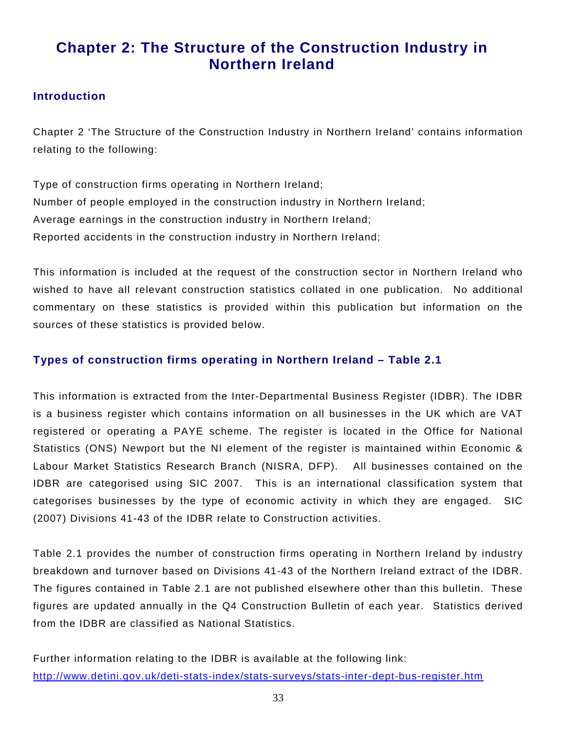# Chapter 2: The Structure of the Construction Industry in Northern Ireland

## Introduction

Chapter 2 'The Structure of the Construction Industry in Northern Ireland' contains information relating to the following:

Type of construction firms operating in Northern Ireland;
Number of people employed in the construction industry in Northern Ireland;
Average earnings in the construction industry in Northern Ireland;
Reported accidents in the construction industry in Northern Ireland;

This information is included at the request of the construction sector in Northern Ireland who wished to have all relevant construction statistics collated in one publication. No additional commentary on these statistics is provided within this publication but information on the sources of these statistics is provided below.

## Types of construction firms operating in Northern Ireland – Table 2.1

This information is extracted from the Inter-Departmental Business Register (IDBR). The IDBR is a business register which contains information on all businesses in the UK which are VAT registered or operating a PAYE scheme. The register is located in the Office for National Statistics (ONS) Newport but the NI element of the register is maintained within Economic & Labour Market Statistics Research Branch (NISRA, DFP). All businesses contained on the IDBR are categorised using SIC 2007. This is an international classification system that categorises businesses by the type of economic activity in which they are engaged. SIC (2007) Divisions 41-43 of the IDBR relate to Construction activities.

Table 2.1 provides the number of construction firms operating in Northern Ireland by industry breakdown and turnover based on Divisions 41-43 of the Northern Ireland extract of the IDBR. The figures contained in Table 2.1 are not published elsewhere other than this bulletin. These figures are updated annually in the Q4 Construction Bulletin of each year. Statistics derived from the IDBR are classified as National Statistics.

Further information relating to the IDBR is available at the following link:
http://www.detini.gov.uk/deti-stats-index/stats-surveys/stats-inter-dept-bus-register.htm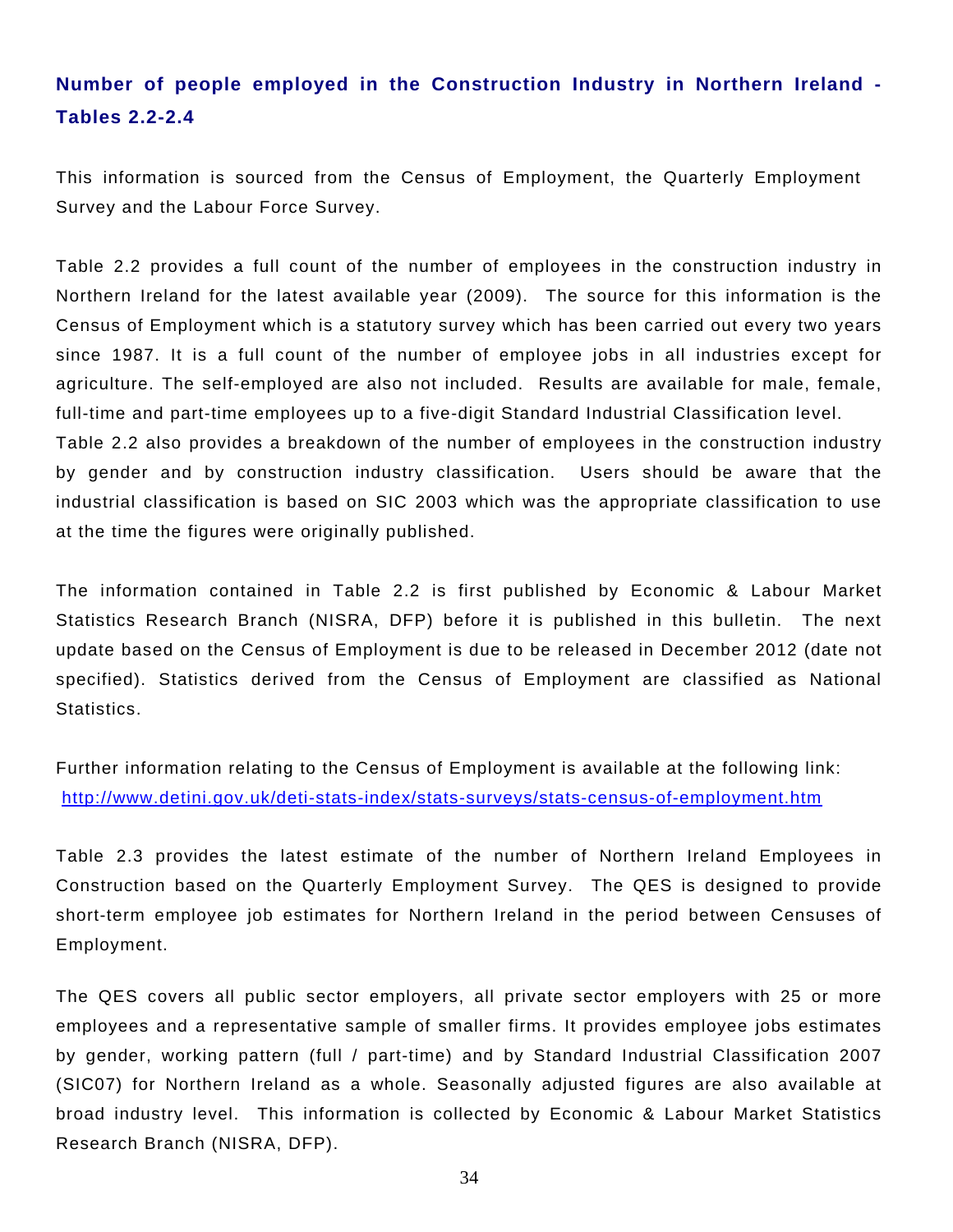## Number of people employed in the Construction Industry in Northern Ireland - Tables 2.2-2.4

This information is sourced from the Census of Employment, the Quarterly Employment Survey and the Labour Force Survey.

Table 2.2 provides a full count of the number of employees in the construction industry in Northern Ireland for the latest available year (2009). The source for this information is the Census of Employment which is a statutory survey which has been carried out every two years since 1987. It is a full count of the number of employee jobs in all industries except for agriculture. The self-employed are also not included. Results are available for male, female, full-time and part-time employees up to a five-digit Standard Industrial Classification level. Table 2.2 also provides a breakdown of the number of employees in the construction industry by gender and by construction industry classification. Users should be aware that the industrial classification is based on SIC 2003 which was the appropriate classification to use at the time the figures were originally published.

The information contained in Table 2.2 is first published by Economic & Labour Market Statistics Research Branch (NISRA, DFP) before it is published in this bulletin. The next update based on the Census of Employment is due to be released in December 2012 (date not specified). Statistics derived from the Census of Employment are classified as National Statistics.

Further information relating to the Census of Employment is available at the following link: http://www.detini.gov.uk/deti-stats-index/stats-surveys/stats-census-of-employment.htm

Table 2.3 provides the latest estimate of the number of Northern Ireland Employees in Construction based on the Quarterly Employment Survey. The QES is designed to provide short-term employee job estimates for Northern Ireland in the period between Censuses of Employment.

The QES covers all public sector employers, all private sector employers with 25 or more employees and a representative sample of smaller firms. It provides employee jobs estimates by gender, working pattern (full / part-time) and by Standard Industrial Classification 2007 (SIC07) for Northern Ireland as a whole. Seasonally adjusted figures are also available at broad industry level. This information is collected by Economic & Labour Market Statistics Research Branch (NISRA, DFP).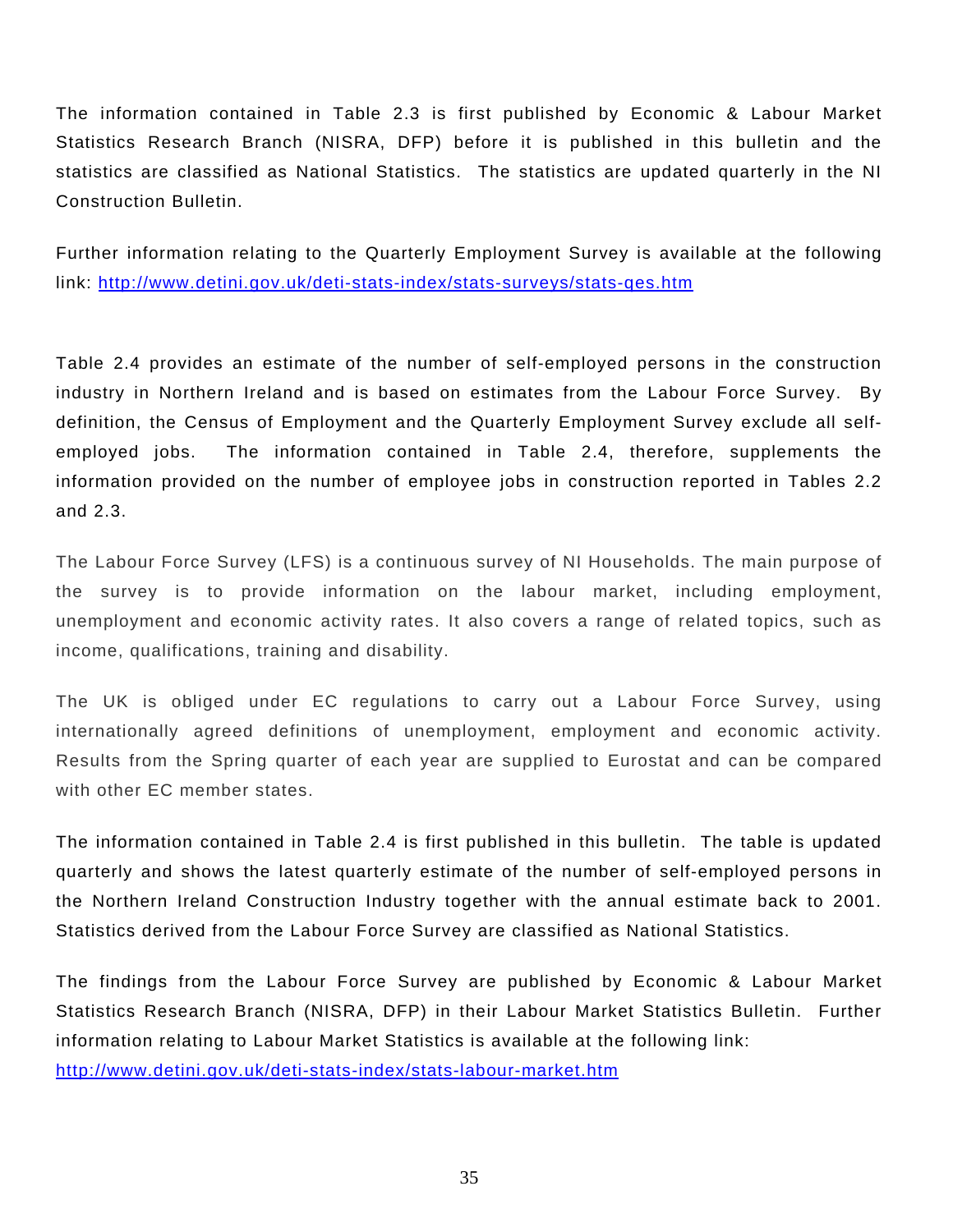The information contained in Table 2.3 is first published by Economic & Labour Market Statistics Research Branch (NISRA, DFP) before it is published in this bulletin and the statistics are classified as National Statistics. The statistics are updated quarterly in the NI Construction Bulletin.

Further information relating to the Quarterly Employment Survey is available at the following link: http://www.detini.gov.uk/deti-stats-index/stats-surveys/stats-qes.htm

Table 2.4 provides an estimate of the number of self-employed persons in the construction industry in Northern Ireland and is based on estimates from the Labour Force Survey. By definition, the Census of Employment and the Quarterly Employment Survey exclude all self-employed jobs. The information contained in Table 2.4, therefore, supplements the information provided on the number of employee jobs in construction reported in Tables 2.2 and 2.3.

The Labour Force Survey (LFS) is a continuous survey of NI Households. The main purpose of the survey is to provide information on the labour market, including employment, unemployment and economic activity rates. It also covers a range of related topics, such as income, qualifications, training and disability.

The UK is obliged under EC regulations to carry out a Labour Force Survey, using internationally agreed definitions of unemployment, employment and economic activity. Results from the Spring quarter of each year are supplied to Eurostat and can be compared with other EC member states.

The information contained in Table 2.4 is first published in this bulletin. The table is updated quarterly and shows the latest quarterly estimate of the number of self-employed persons in the Northern Ireland Construction Industry together with the annual estimate back to 2001. Statistics derived from the Labour Force Survey are classified as National Statistics.

The findings from the Labour Force Survey are published by Economic & Labour Market Statistics Research Branch (NISRA, DFP) in their Labour Market Statistics Bulletin. Further information relating to Labour Market Statistics is available at the following link:
http://www.detini.gov.uk/deti-stats-index/stats-labour-market.htm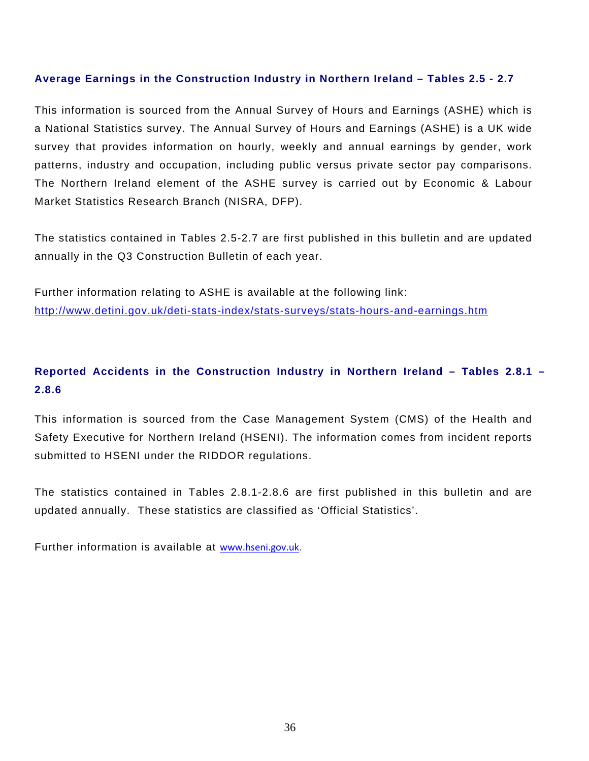### Average Earnings in the Construction Industry in Northern Ireland – Tables 2.5 - 2.7

This information is sourced from the Annual Survey of Hours and Earnings (ASHE) which is a National Statistics survey. The Annual Survey of Hours and Earnings (ASHE) is a UK wide survey that provides information on hourly, weekly and annual earnings by gender, work patterns, industry and occupation, including public versus private sector pay comparisons. The Northern Ireland element of the ASHE survey is carried out by Economic & Labour Market Statistics Research Branch (NISRA, DFP).

The statistics contained in Tables 2.5-2.7 are first published in this bulletin and are updated annually in the Q3 Construction Bulletin of each year.

Further information relating to ASHE is available at the following link:
[http://www.detini.gov.uk/deti-stats-index/stats-surveys/stats-hours-and-earnings.htm](http://www.detini.gov.uk/deti-stats-index/stats-surveys/stats-hours-and-earnings.htm)

### Reported Accidents in the Construction Industry in Northern Ireland – Tables 2.8.1 – 2.8.6

This information is sourced from the Case Management System (CMS) of the Health and Safety Executive for Northern Ireland (HSENI). The information comes from incident reports submitted to HSENI under the RIDDOR regulations.

The statistics contained in Tables 2.8.1-2.8.6 are first published in this bulletin and are updated annually. These statistics are classified as 'Official Statistics'.

Further information is available at [www.hseni.gov.uk](http://www.hseni.gov.uk).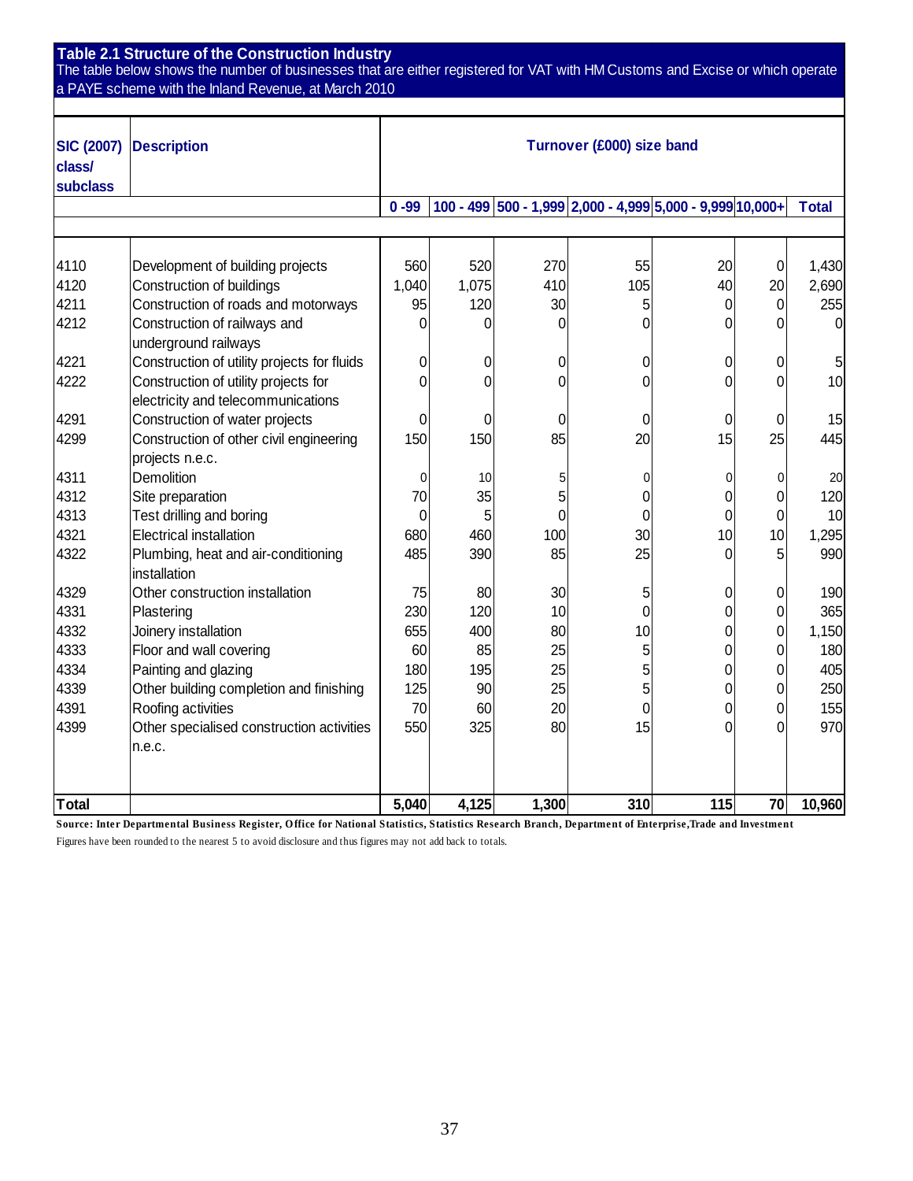**Table 2.1 Structure of the Construction Industry**

The table below shows the number of businesses that are either registered for VAT with HM Customs and Excise or which operate a PAYE scheme with the Inland Revenue, at March 2010

| SIC (2007) class/ subclass | Description | Turnover (£000) size band | | | | | | |
|---|---|---|---|---|---|---|---|---|
| | | 0 -99 | 100 - 499 | 500 - 1,999 | 2,000 - 4,999 | 5,000 - 9,999 | 10,000+ | Total |
| 4110 | Development of building projects | 560 | 520 | 270 | 55 | 20 | 0 | 1,430 |
| 4120 | Construction of buildings | 1,040 | 1,075 | 410 | 105 | 40 | 20 | 2,690 |
| 4211 | Construction of roads and motorways | 95 | 120 | 30 | 5 | 0 | 0 | 255 |
| 4212 | Construction of railways and underground railways | 0 | 0 | 0 | 0 | 0 | 0 | 0 |
| 4221 | Construction of utility projects for fluids | 0 | 0 | 0 | 0 | 0 | 0 | 5 |
| 4222 | Construction of utility projects for electricity and telecommunications | 0 | 0 | 0 | 0 | 0 | 0 | 10 |
| 4291 | Construction of water projects | 0 | 0 | 0 | 0 | 0 | 0 | 15 |
| 4299 | Construction of other civil engineering projects n.e.c. | 150 | 150 | 85 | 20 | 15 | 25 | 445 |
| 4311 | Demolition | 0 | 10 | 5 | 0 | 0 | 0 | 20 |
| 4312 | Site preparation | 70 | 35 | 5 | 0 | 0 | 0 | 120 |
| 4313 | Test drilling and boring | 0 | 5 | 0 | 0 | 0 | 0 | 10 |
| 4321 | Electrical installation | 680 | 460 | 100 | 30 | 10 | 10 | 1,295 |
| 4322 | Plumbing, heat and air-conditioning installation | 485 | 390 | 85 | 25 | 0 | 5 | 990 |
| 4329 | Other construction installation | 75 | 80 | 30 | 5 | 0 | 0 | 190 |
| 4331 | Plastering | 230 | 120 | 10 | 0 | 0 | 0 | 365 |
| 4332 | Joinery installation | 655 | 400 | 80 | 10 | 0 | 0 | 1,150 |
| 4333 | Floor and wall covering | 60 | 85 | 25 | 5 | 0 | 0 | 180 |
| 4334 | Painting and glazing | 180 | 195 | 25 | 5 | 0 | 0 | 405 |
| 4339 | Other building completion and finishing | 125 | 90 | 25 | 5 | 0 | 0 | 250 |
| 4391 | Roofing activities | 70 | 60 | 20 | 0 | 0 | 0 | 155 |
| 4399 | Other specialised construction activities n.e.c. | 550 | 325 | 80 | 15 | 0 | 0 | 970 |
| **Total** | | **5,040** | **4,125** | **1,300** | **310** | **115** | **70** | **10,960** |

**Source: Inter Departmental Business Register, Office for National Statistics, Statistics Research Branch, Department of Enterprise,Trade and Investment**

Figures have been rounded to the nearest 5 to avoid disclosure and thus figures may not add back to totals.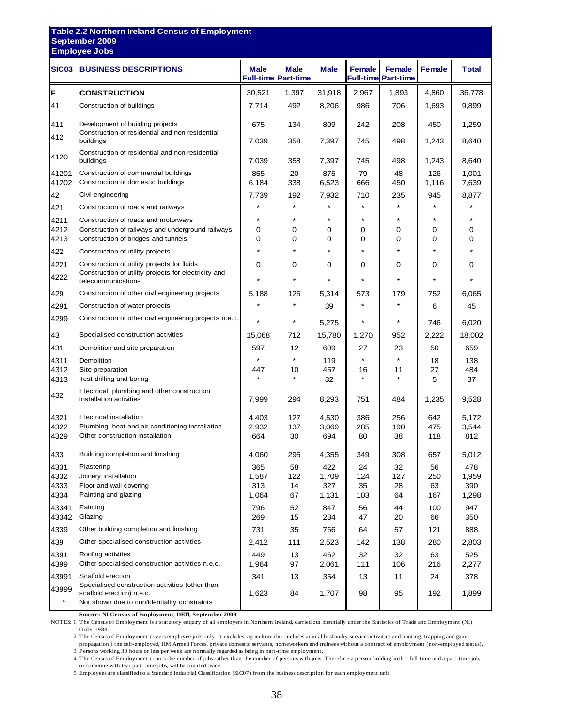**Table 2.2 Northern Ireland Census of Employment**
**September 2009**
**Employee Jobs**

| SIC03 | BUSINESS DESCRIPTIONS | Male Full-time | Male Part-time | Male | Female Full-time | Female Part-time | Female | Total |
|---|---|---|---|---|---|---|---|---|
| F | **CONSTRUCTION** | 30,521 | 1,397 | 31,918 | 2,967 | 1,893 | 4,860 | 36,778 |
| 41 | Construction of buildings | 7,714 | 492 | 8,206 | 986 | 706 | 1,693 | 9,899 |
| 411 | Development of building projects | 675 | 134 | 809 | 242 | 208 | 450 | 1,259 |
| 412 | Construction of residential and non-residential buildings | 7,039 | 358 | 7,397 | 745 | 498 | 1,243 | 8,640 |
| 4120 | Construction of residential and non-residential buildings | 7,039 | 358 | 7,397 | 745 | 498 | 1,243 | 8,640 |
| 41201 | Construction of commercial buildings | 855 | 20 | 875 | 79 | 48 | 126 | 1,001 |
| 41202 | Construction of domestic buildings | 6,184 | 338 | 6,523 | 666 | 450 | 1,116 | 7,639 |
| 42 | Civil engineering | 7,739 | 192 | 7,932 | 710 | 235 | 945 | 8,877 |
| 421 | Construction of roads and railways | * | * | * | * | * | * | * |
| 4211 | Construction of roads and motorways | * | * | * | * | * | * | * |
| 4212 | Construction of railways and underground railways | 0 | 0 | 0 | 0 | 0 | 0 | 0 |
| 4213 | Construction of bridges and tunnels | 0 | 0 | 0 | 0 | 0 | 0 | 0 |
| 422 | Construction of utility projects | * | * | * | * | * | * | * |
| 4221 | Construction of utility projects for fluids | 0 | 0 | 0 | 0 | 0 | 0 | 0 |
| 4222 | Construction of utility projects for electricity and telecommunications | * | * | * | * | * | * | * |
| 429 | Construction of other civil engineering projects | 5,188 | 125 | 5,314 | 573 | 179 | 752 | 6,065 |
| 4291 | Construction of water projects | * | * | 39 | * | * | 6 | 45 |
| 4299 | Construction of other civil engineering projects n.e.c. | * | * | 5,275 | * | * | 746 | 6,020 |
| 43 | Specialised construction activities | 15,068 | 712 | 15,780 | 1,270 | 952 | 2,222 | 18,002 |
| 431 | Demolition and site preparation | 597 | 12 | 609 | 27 | 23 | 50 | 659 |
| 4311 | Demolition | * | * | 119 | * | * | 18 | 138 |
| 4312 | Site preparation | 447 | 10 | 457 | 16 | 11 | 27 | 484 |
| 4313 | Test drilling and boring | * | * | 32 | * | * | 5 | 37 |
| 432 | Electrical, plumbing and other construction installation activities | 7,999 | 294 | 8,293 | 751 | 484 | 1,235 | 9,528 |
| 4321 | Electrical installation | 4,403 | 127 | 4,530 | 386 | 256 | 642 | 5,172 |
| 4322 | Plumbing, heat and air-conditioning installation | 2,932 | 137 | 3,069 | 285 | 190 | 475 | 3,544 |
| 4329 | Other construction installation | 664 | 30 | 694 | 80 | 38 | 118 | 812 |
| 433 | Building completion and finishing | 4,060 | 295 | 4,355 | 349 | 308 | 657 | 5,012 |
| 4331 | Plastering | 365 | 58 | 422 | 24 | 32 | 56 | 478 |
| 4332 | Joinery installation | 1,587 | 122 | 1,709 | 124 | 127 | 250 | 1,959 |
| 4333 | Floor and wall covering | 313 | 14 | 327 | 35 | 28 | 63 | 390 |
| 4334 | Painting and glazing | 1,064 | 67 | 1,131 | 103 | 64 | 167 | 1,298 |
| 43341 | Painting | 796 | 52 | 847 | 56 | 44 | 100 | 947 |
| 43342 | Glazing | 269 | 15 | 284 | 47 | 20 | 66 | 350 |
| 4339 | Other building completion and finishing | 731 | 35 | 766 | 64 | 57 | 121 | 888 |
| 439 | Other specialised construction activities | 2,412 | 111 | 2,523 | 142 | 138 | 280 | 2,803 |
| 4391 | Roofing activities | 449 | 13 | 462 | 32 | 32 | 63 | 525 |
| 4399 | Other specialised construction activities n.e.c. | 1,964 | 97 | 2,061 | 111 | 106 | 216 | 2,277 |
| 43991 | Scaffold erection | 341 | 13 | 354 | 13 | 11 | 24 | 378 |
| 43999 | Specialised construction activities (other than scaffold erection) n.e.c. | 1,623 | 84 | 1,707 | 98 | 95 | 192 | 1,899 |
| * | Not shown due to confidentiality constraints | | | | | | | |

**Source: NI Census of Employment, DETI, September 2009**

NOTES: 1 The Census of Employment is a statutory enquiry of all employers in Northern Ireland, carried out biennially under the Statistics of Trade and Employment (NI) Order 1988.

2 The Census of Employment covers employee jobs only. It excludes: agriculture (but includes animal husbandry service activities and hunting, trapping and game propagation ) the self-employed, HM Armed Forces, private domestic servants, homeworkers and trainees without a contract of employment (non-employed status).

3 Persons working 30 hours or less per week are normally regarded as being in part-time employment.

4 The Census of Employment counts the number of jobs rather than the number of persons with jobs. Therefore a person holding both a full-time and a part-time job, or someone with two part-time jobs, will be counted twice.

5 Employees are classified to a Standard Industrial Classification (SIC07) from the business description for each employment unit.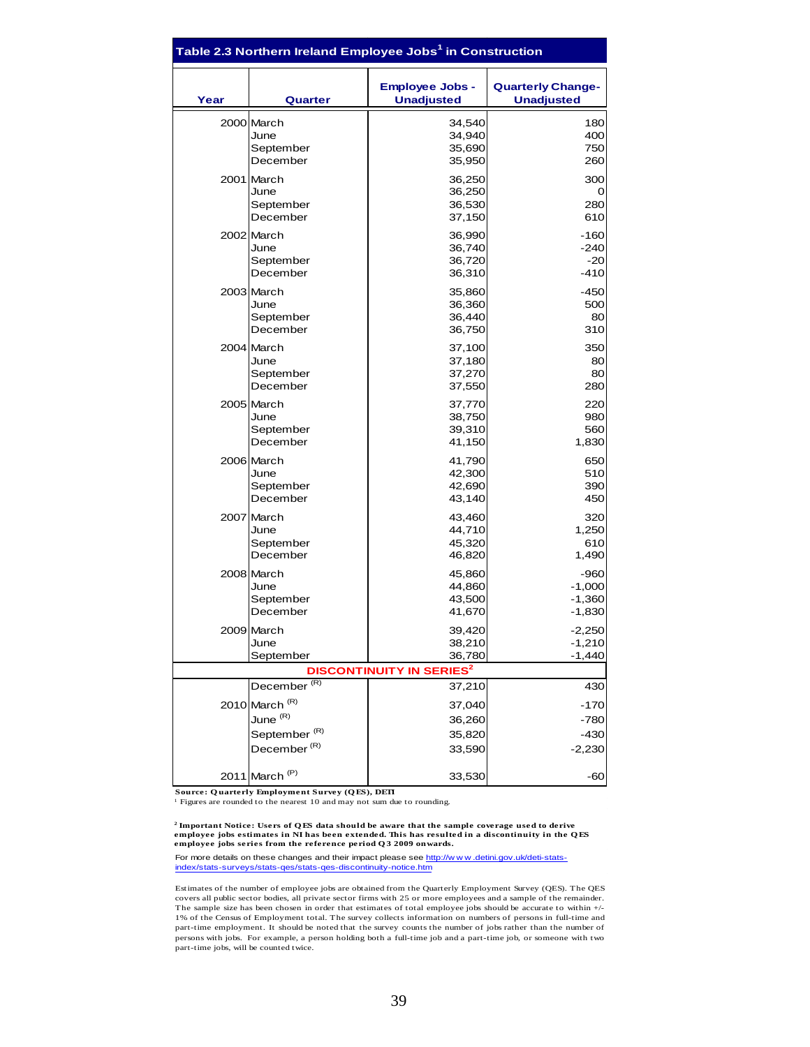## Table 2.3 Northern Ireland Employee Jobs[1] in Construction

| Year | Quarter | Employee Jobs - Unadjusted | Quarterly Change- Unadjusted |
|---|---|---|---|
| 2000 | March | 34,540 | 180 |
| | June | 34,940 | 400 |
| | September | 35,690 | 750 |
| | December | 35,950 | 260 |
| 2001 | March | 36,250 | 300 |
| | June | 36,250 | 0 |
| | September | 36,530 | 280 |
| | December | 37,150 | 610 |
| 2002 | March | 36,990 | -160 |
| | June | 36,740 | -240 |
| | September | 36,720 | -20 |
| | December | 36,310 | -410 |
| 2003 | March | 35,860 | -450 |
| | June | 36,360 | 500 |
| | September | 36,440 | 80 |
| | December | 36,750 | 310 |
| 2004 | March | 37,100 | 350 |
| | June | 37,180 | 80 |
| | September | 37,270 | 80 |
| | December | 37,550 | 280 |
| 2005 | March | 37,770 | 220 |
| | June | 38,750 | 980 |
| | September | 39,310 | 560 |
| | December | 41,150 | 1,830 |
| 2006 | March | 41,790 | 650 |
| | June | 42,300 | 510 |
| | September | 42,690 | 390 |
| | December | 43,140 | 450 |
| 2007 | March | 43,460 | 320 |
| | June | 44,710 | 1,250 |
| | September | 45,320 | 610 |
| | December | 46,820 | 1,490 |
| 2008 | March | 45,860 | -960 |
| | June | 44,860 | -1,000 |
| | September | 43,500 | -1,360 |
| | December | 41,670 | -1,830 |
| 2009 | March | 39,420 | -2,250 |
| | June | 38,210 | -1,210 |
| | September | 36,780 | -1,440 |
| | **DISCONTINUITY IN SERIES[2]** | | |
| | December (R) | 37,210 | 430 |
| 2010 | March (R) | 37,040 | -170 |
| | June (R) | 36,260 | -780 |
| | September (R) | 35,820 | -430 |
| | December (R) | 33,590 | -2,230 |
| 2011 | March (P) | 33,530 | -60 |

**Source: Quarterly Employment Survey (QES), DETI**

[1] Figures are rounded to the nearest 10 and may not sum due to rounding.

[2] **Important Notice: Users of QES data should be aware that the sample coverage used to derive employee jobs estimates in NI has been extended. This has resulted in a discontinuity in the QES employee jobs series from the reference period Q3 2009 onwards.**

For more details on these changes and their impact please see http://www.detini.gov.uk/deti-stats-index/stats-surveys/stats-qes/stats-qes-discontinuity-notice.htm

Estimates of the number of employee jobs are obtained from the Quarterly Employment Survey (QES). The QES covers all public sector bodies, all private sector firms with 25 or more employees and a sample of the remainder. The sample size has been chosen in order that estimates of total employee jobs should be accurate to within +/- 1% of the Census of Employment total. The survey collects information on numbers of persons in full-time and part-time employment. It should be noted that the survey counts the number of jobs rather than the number of persons with jobs. For example, a person holding both a full-time job and a part-time job, or someone with two part-time jobs, will be counted twice.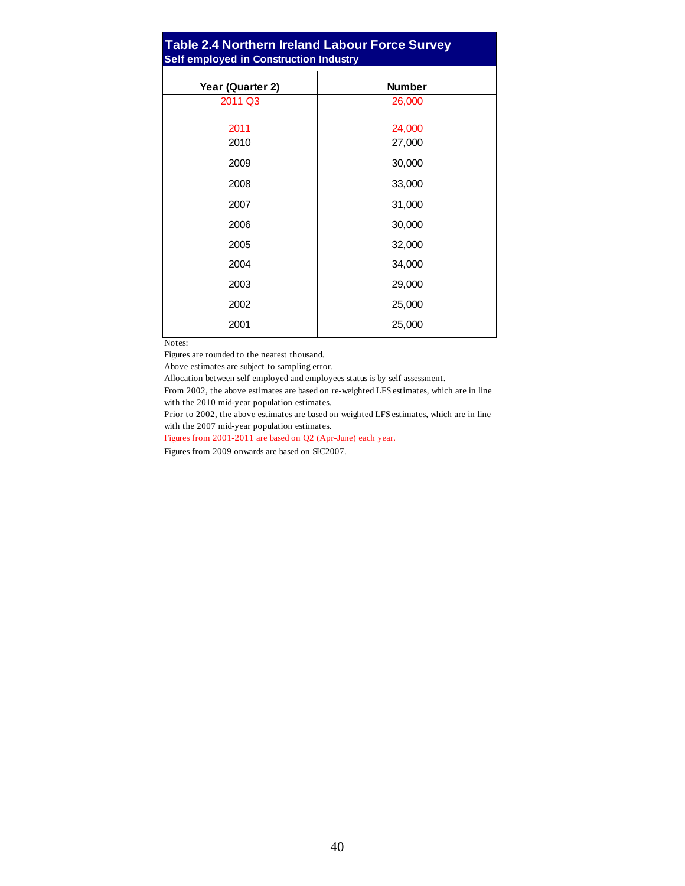## Table 2.4 Northern Ireland Labour Force Survey

### Self employed in Construction Industry

| Year (Quarter 2) | Number |
|---|---|
| 2011 Q3 | 26,000 |
| | |
| 2011 | 24,000 |
| 2010 | 27,000 |
| 2009 | 30,000 |
| 2008 | 33,000 |
| 2007 | 31,000 |
| 2006 | 30,000 |
| 2005 | 32,000 |
| 2004 | 34,000 |
| 2003 | 29,000 |
| 2002 | 25,000 |
| 2001 | 25,000 |

Notes:

Figures are rounded to the nearest thousand.

Above estimates are subject to sampling error.

Allocation between self employed and employees status is by self assessment.

From 2002, the above estimates are based on re-weighted LFS estimates, which are in line with the 2010 mid-year population estimates.

Prior to 2002, the above estimates are based on weighted LFS estimates, which are in line with the 2007 mid-year population estimates.

Figures from 2001-2011 are based on Q2 (Apr-June) each year.

Figures from 2009 onwards are based on SIC2007.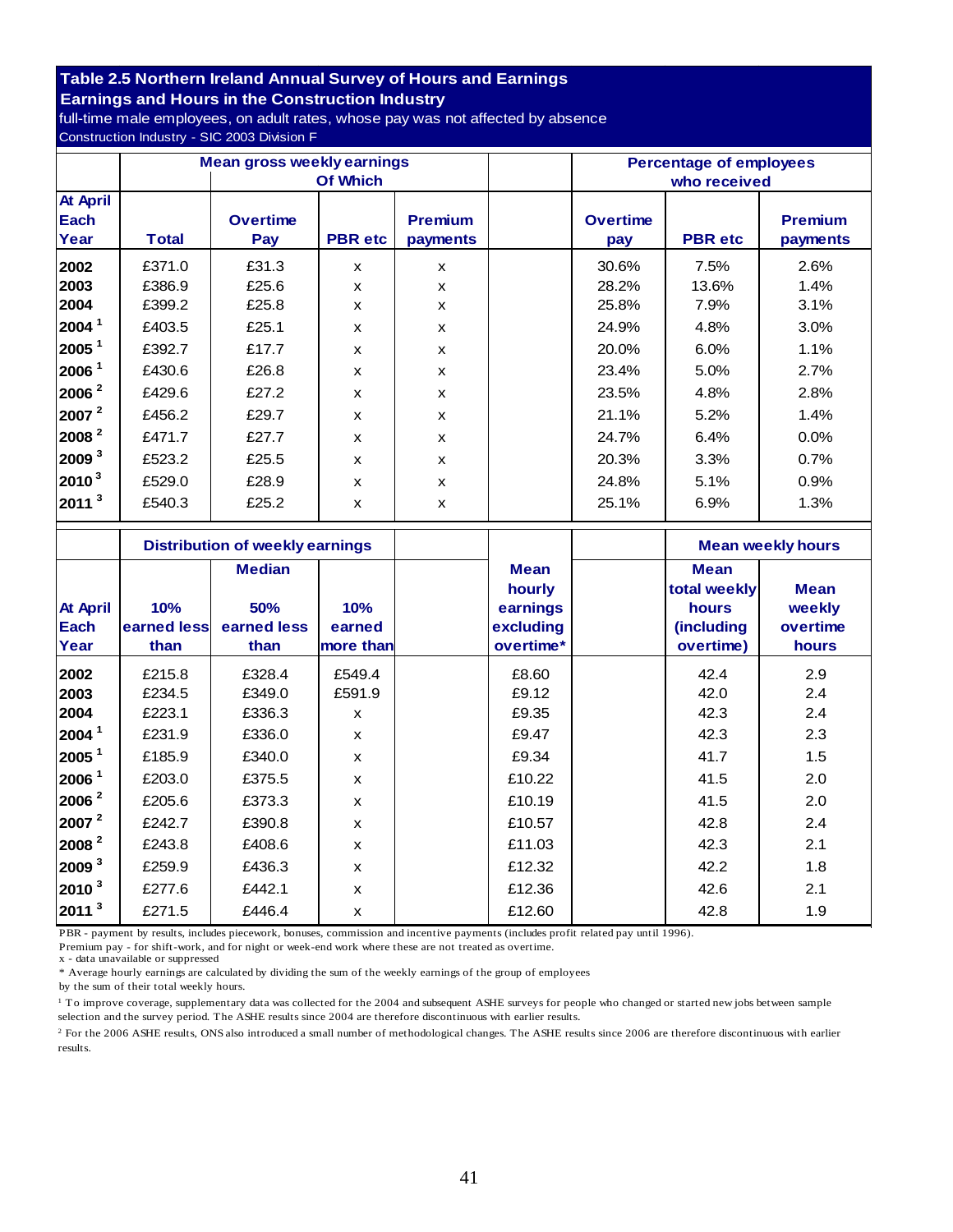## Table 2.5 Northern Ireland Annual Survey of Hours and Earnings
### Earnings and Hours in the Construction Industry

full-time male employees, on adult rates, whose pay was not affected by absence

Construction Industry - SIC 2003 Division F

| At April Each Year | Mean gross weekly earnings Total | Of Which Overtime Pay | PBR etc | Premium payments | | Percentage of employees who received Overtime pay | PBR etc | Premium payments |
|---|---|---|---|---|---|---|---|---|
| 2002 | £371.0 | £31.3 | x | x | | 30.6% | 7.5% | 2.6% |
| 2003 | £386.9 | £25.6 | x | x | | 28.2% | 13.6% | 1.4% |
| 2004 | £399.2 | £25.8 | x | x | | 25.8% | 7.9% | 3.1% |
| 2004 [1] | £403.5 | £25.1 | x | x | | 24.9% | 4.8% | 3.0% |
| 2005 [1] | £392.7 | £17.7 | x | x | | 20.0% | 6.0% | 1.1% |
| 2006 [1] | £430.6 | £26.8 | x | x | | 23.4% | 5.0% | 2.7% |
| 2006 [2] | £429.6 | £27.2 | x | x | | 23.5% | 4.8% | 2.8% |
| 2007 [2] | £456.2 | £29.7 | x | x | | 21.1% | 5.2% | 1.4% |
| 2008 [2] | £471.7 | £27.7 | x | x | | 24.7% | 6.4% | 0.0% |
| 2009 [3] | £523.2 | £25.5 | x | x | | 20.3% | 3.3% | 0.7% |
| 2010 [3] | £529.0 | £28.9 | x | x | | 24.8% | 5.1% | 0.9% |
| 2011 [3] | £540.3 | £25.2 | x | x | | 25.1% | 6.9% | 1.3% |

| At April Each Year | Distribution of weekly earnings 10% earned less than | Median 50% earned less than | 10% earned more than | | Mean hourly earnings excluding overtime* | | Mean weekly hours Mean total weekly hours (including overtime) | Mean weekly overtime hours |
|---|---|---|---|---|---|---|---|---|
| 2002 | £215.8 | £328.4 | £549.4 | | £8.60 | | 42.4 | 2.9 |
| 2003 | £234.5 | £349.0 | £591.9 | | £9.12 | | 42.0 | 2.4 |
| 2004 | £223.1 | £336.3 | x | | £9.35 | | 42.3 | 2.4 |
| 2004 [1] | £231.9 | £336.0 | x | | £9.47 | | 42.3 | 2.3 |
| 2005 [1] | £185.9 | £340.0 | x | | £9.34 | | 41.7 | 1.5 |
| 2006 [1] | £203.0 | £375.5 | x | | £10.22 | | 41.5 | 2.0 |
| 2006 [2] | £205.6 | £373.3 | x | | £10.19 | | 41.5 | 2.0 |
| 2007 [2] | £242.7 | £390.8 | x | | £10.57 | | 42.8 | 2.4 |
| 2008 [2] | £243.8 | £408.6 | x | | £11.03 | | 42.3 | 2.1 |
| 2009 [3] | £259.9 | £436.3 | x | | £12.32 | | 42.2 | 1.8 |
| 2010 [3] | £277.6 | £442.1 | x | | £12.36 | | 42.6 | 2.1 |
| 2011 [3] | £271.5 | £446.4 | x | | £12.60 | | 42.8 | 1.9 |

PBR - payment by results, includes piecework, bonuses, commission and incentive payments (includes profit related pay until 1996).

Premium pay - for shift-work, and for night or week-end work where these are not treated as overtime.

x - data unavailable or suppressed

* Average hourly earnings are calculated by dividing the sum of the weekly earnings of the group of employees by the sum of their total weekly hours.

[1] To improve coverage, supplementary data was collected for the 2004 and subsequent ASHE surveys for people who changed or started new jobs between sample selection and the survey period. The ASHE results since 2004 are therefore discontinuous with earlier results.

[2] For the 2006 ASHE results, ONS also introduced a small number of methodological changes. The ASHE results since 2006 are therefore discontinuous with earlier results.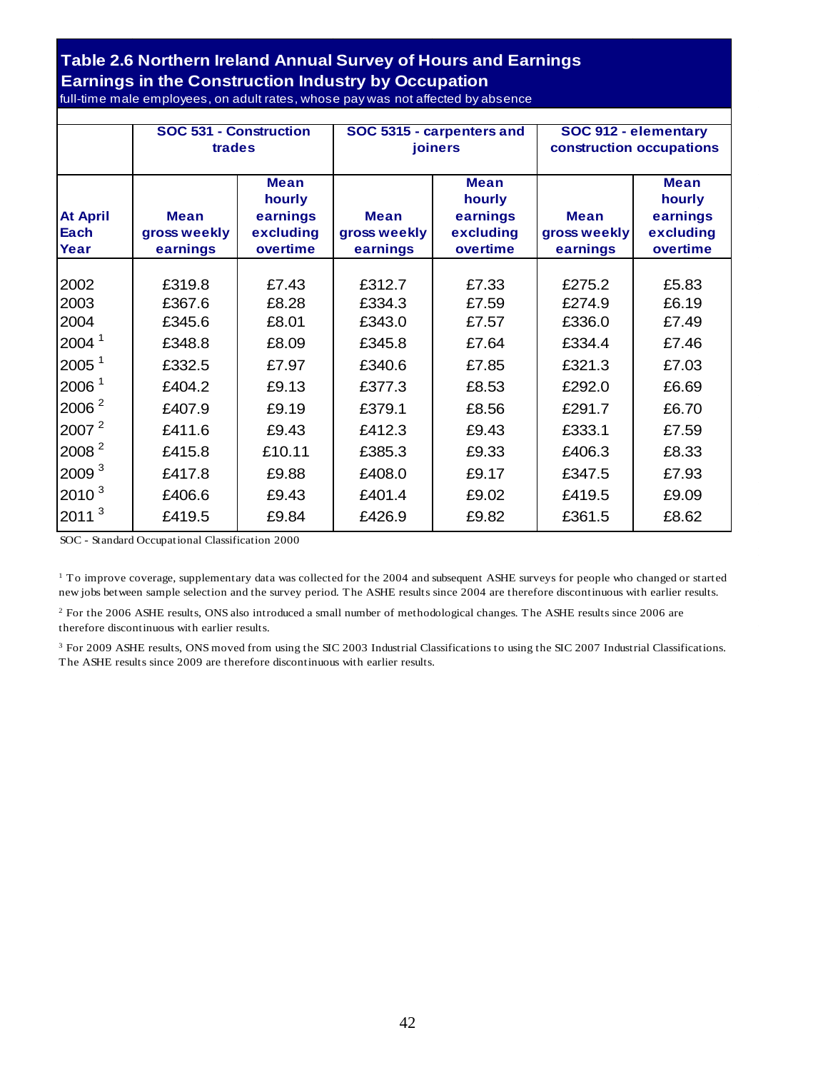## Table 2.6 Northern Ireland Annual Survey of Hours and Earnings
## Earnings in the Construction Industry by Occupation

full-time male employees, on adult rates, whose pay was not affected by absence

| | SOC 531 - Construction trades | | SOC 5315 - carpenters and joiners | | SOC 912 - elementary construction occupations | |
|---|---|---|---|---|---|---|
| **At April Each Year** | **Mean gross weekly earnings** | **Mean hourly earnings excluding overtime** | **Mean gross weekly earnings** | **Mean hourly earnings excluding overtime** | **Mean gross weekly earnings** | **Mean hourly earnings excluding overtime** |
| 2002 | £319.8 | £7.43 | £312.7 | £7.33 | £275.2 | £5.83 |
| 2003 | £367.6 | £8.28 | £334.3 | £7.59 | £274.9 | £6.19 |
| 2004 | £345.6 | £8.01 | £343.0 | £7.57 | £336.0 | £7.49 |
| 2004 [1] | £348.8 | £8.09 | £345.8 | £7.64 | £334.4 | £7.46 |
| 2005 [1] | £332.5 | £7.97 | £340.6 | £7.85 | £321.3 | £7.03 |
| 2006 [1] | £404.2 | £9.13 | £377.3 | £8.53 | £292.0 | £6.69 |
| 2006 [2] | £407.9 | £9.19 | £379.1 | £8.56 | £291.7 | £6.70 |
| 2007 [2] | £411.6 | £9.43 | £412.3 | £9.43 | £333.1 | £7.59 |
| 2008 [2] | £415.8 | £10.11 | £385.3 | £9.33 | £406.3 | £8.33 |
| 2009 [3] | £417.8 | £9.88 | £408.0 | £9.17 | £347.5 | £7.93 |
| 2010 [3] | £406.6 | £9.43 | £401.4 | £9.02 | £419.5 | £9.09 |
| 2011 [3] | £419.5 | £9.84 | £426.9 | £9.82 | £361.5 | £8.62 |

SOC - Standard Occupational Classification 2000

[1] To improve coverage, supplementary data was collected for the 2004 and subsequent ASHE surveys for people who changed or started new jobs between sample selection and the survey period. The ASHE results since 2004 are therefore discontinuous with earlier results.

[2] For the 2006 ASHE results, ONS also introduced a small number of methodological changes. The ASHE results since 2006 are therefore discontinuous with earlier results.

[3] For 2009 ASHE results, ONS moved from using the SIC 2003 Industrial Classifications to using the SIC 2007 Industrial Classifications. The ASHE results since 2009 are therefore discontinuous with earlier results.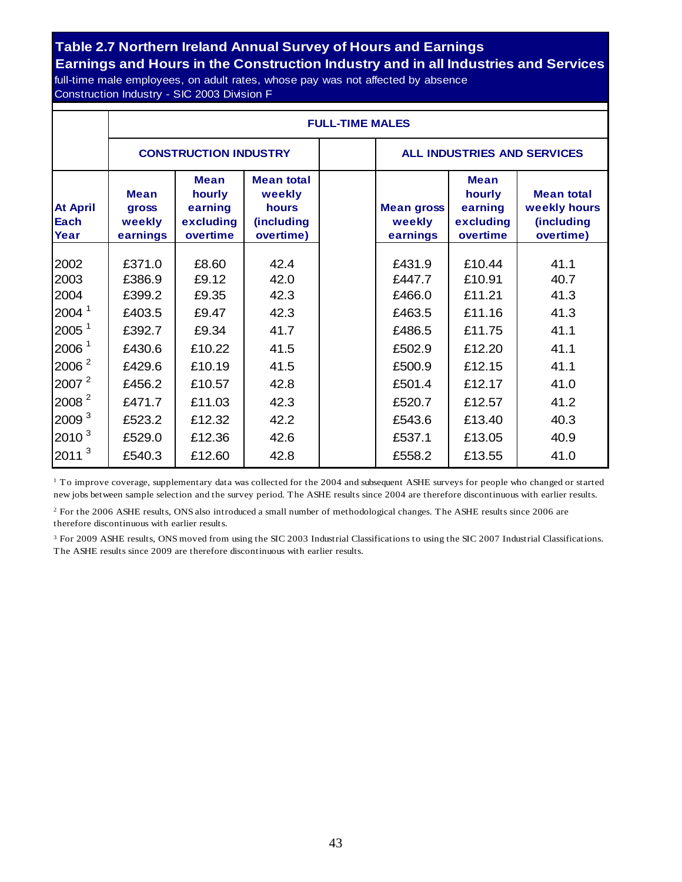## Table 2.7 Northern Ireland Annual Survey of Hours and Earnings
## Earnings and Hours in the Construction Industry and in all Industries and Services

full-time male employees, on adult rates, whose pay was not affected by absence

Construction Industry - SIC 2003 Division F

| | FULL-TIME MALES | | | | | | |
|---|---|---|---|---|---|---|---|
| | CONSTRUCTION INDUSTRY | | | | ALL INDUSTRIES AND SERVICES | | |
| At April Each Year | Mean gross weekly earnings | Mean hourly earning excluding overtime | Mean total weekly hours (including overtime) | | Mean gross weekly earnings | Mean hourly earning excluding overtime | Mean total weekly hours (including overtime) |
| 2002 | £371.0 | £8.60 | 42.4 | | £431.9 | £10.44 | 41.1 |
| 2003 | £386.9 | £9.12 | 42.0 | | £447.7 | £10.91 | 40.7 |
| 2004 | £399.2 | £9.35 | 42.3 | | £466.0 | £11.21 | 41.3 |
| 2004 [1] | £403.5 | £9.47 | 42.3 | | £463.5 | £11.16 | 41.3 |
| 2005 [1] | £392.7 | £9.34 | 41.7 | | £486.5 | £11.75 | 41.1 |
| 2006 [1] | £430.6 | £10.22 | 41.5 | | £502.9 | £12.20 | 41.1 |
| 2006 [2] | £429.6 | £10.19 | 41.5 | | £500.9 | £12.15 | 41.1 |
| 2007 [2] | £456.2 | £10.57 | 42.8 | | £501.4 | £12.17 | 41.0 |
| 2008 [2] | £471.7 | £11.03 | 42.3 | | £520.7 | £12.57 | 41.2 |
| 2009 [3] | £523.2 | £12.32 | 42.2 | | £543.6 | £13.40 | 40.3 |
| 2010 [3] | £529.0 | £12.36 | 42.6 | | £537.1 | £13.05 | 40.9 |
| 2011 [3] | £540.3 | £12.60 | 42.8 | | £558.2 | £13.55 | 41.0 |

[1] To improve coverage, supplementary data was collected for the 2004 and subsequent ASHE surveys for people who changed or started new jobs between sample selection and the survey period. The ASHE results since 2004 are therefore discontinuous with earlier results.

[2] For the 2006 ASHE results, ONS also introduced a small number of methodological changes. The ASHE results since 2006 are therefore discontinuous with earlier results.

[3] For 2009 ASHE results, ONS moved from using the SIC 2003 Industrial Classifications to using the SIC 2007 Industrial Classifications. The ASHE results since 2009 are therefore discontinuous with earlier results.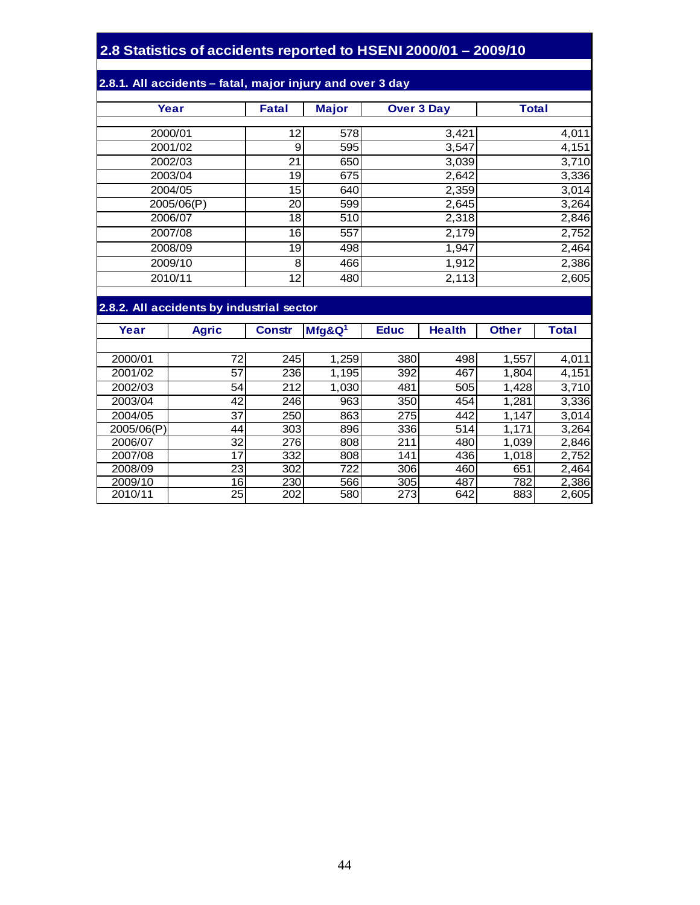## 2.8 Statistics of accidents reported to HSENI 2000/01 – 2009/10

### 2.8.1. All accidents – fatal, major injury and over 3 day

| Year | Fatal | Major | Over 3 Day | Total |
|---|---|---|---|---|
| 2000/01 | 12 | 578 | 3,421 | 4,011 |
| 2001/02 | 9 | 595 | 3,547 | 4,151 |
| 2002/03 | 21 | 650 | 3,039 | 3,710 |
| 2003/04 | 19 | 675 | 2,642 | 3,336 |
| 2004/05 | 15 | 640 | 2,359 | 3,014 |
| 2005/06(P) | 20 | 599 | 2,645 | 3,264 |
| 2006/07 | 18 | 510 | 2,318 | 2,846 |
| 2007/08 | 16 | 557 | 2,179 | 2,752 |
| 2008/09 | 19 | 498 | 1,947 | 2,464 |
| 2009/10 | 8 | 466 | 1,912 | 2,386 |
| 2010/11 | 12 | 480 | 2,113 | 2,605 |

### 2.8.2. All accidents by industrial sector

| Year | Agric | Constr | Mfg&Q[1] | Educ | Health | Other | Total |
|---|---|---|---|---|---|---|---|
| 2000/01 | 72 | 245 | 1,259 | 380 | 498 | 1,557 | 4,011 |
| 2001/02 | 57 | 236 | 1,195 | 392 | 467 | 1,804 | 4,151 |
| 2002/03 | 54 | 212 | 1,030 | 481 | 505 | 1,428 | 3,710 |
| 2003/04 | 42 | 246 | 963 | 350 | 454 | 1,281 | 3,336 |
| 2004/05 | 37 | 250 | 863 | 275 | 442 | 1,147 | 3,014 |
| 2005/06(P) | 44 | 303 | 896 | 336 | 514 | 1,171 | 3,264 |
| 2006/07 | 32 | 276 | 808 | 211 | 480 | 1,039 | 2,846 |
| 2007/08 | 17 | 332 | 808 | 141 | 436 | 1,018 | 2,752 |
| 2008/09 | 23 | 302 | 722 | 306 | 460 | 651 | 2,464 |
| 2009/10 | 16 | 230 | 566 | 305 | 487 | 782 | 2,386 |
| 2010/11 | 25 | 202 | 580 | 273 | 642 | 883 | 2,605 |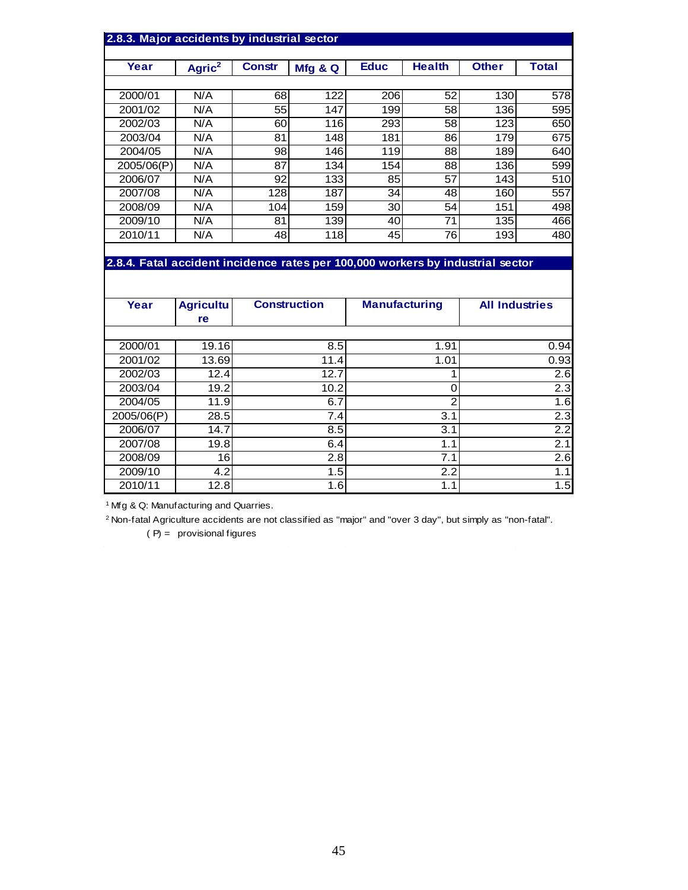### 2.8.3. Major accidents by industrial sector

| Year | Agric[2] | Constr | Mfg & Q | Educ | Health | Other | Total |
|---|---|---|---|---|---|---|---|
| 2000/01 | N/A | 68 | 122 | 206 | 52 | 130 | 578 |
| 2001/02 | N/A | 55 | 147 | 199 | 58 | 136 | 595 |
| 2002/03 | N/A | 60 | 116 | 293 | 58 | 123 | 650 |
| 2003/04 | N/A | 81 | 148 | 181 | 86 | 179 | 675 |
| 2004/05 | N/A | 98 | 146 | 119 | 88 | 189 | 640 |
| 2005/06(P) | N/A | 87 | 134 | 154 | 88 | 136 | 599 |
| 2006/07 | N/A | 92 | 133 | 85 | 57 | 143 | 510 |
| 2007/08 | N/A | 128 | 187 | 34 | 48 | 160 | 557 |
| 2008/09 | N/A | 104 | 159 | 30 | 54 | 151 | 498 |
| 2009/10 | N/A | 81 | 139 | 40 | 71 | 135 | 466 |
| 2010/11 | N/A | 48 | 118 | 45 | 76 | 193 | 480 |

### 2.8.4. Fatal accident incidence rates per 100,000 workers by industrial sector

| Year | Agriculture | Construction | Manufacturing | All Industries |
|---|---|---|---|---|
| 2000/01 | 19.16 | 8.5 | 1.91 | 0.94 |
| 2001/02 | 13.69 | 11.4 | 1.01 | 0.93 |
| 2002/03 | 12.4 | 12.7 | 1 | 2.6 |
| 2003/04 | 19.2 | 10.2 | 0 | 2.3 |
| 2004/05 | 11.9 | 6.7 | 2 | 1.6 |
| 2005/06(P) | 28.5 | 7.4 | 3.1 | 2.3 |
| 2006/07 | 14.7 | 8.5 | 3.1 | 2.2 |
| 2007/08 | 19.8 | 6.4 | 1.1 | 2.1 |
| 2008/09 | 16 | 2.8 | 7.1 | 2.6 |
| 2009/10 | 4.2 | 1.5 | 2.2 | 1.1 |
| 2010/11 | 12.8 | 1.6 | 1.1 | 1.5 |

[1] Mfg & Q: Manufacturing and Quarries.

[2] Non-fatal Agriculture accidents are not classified as "major" and "over 3 day", but simply as "non-fatal".

( P) = provisional figures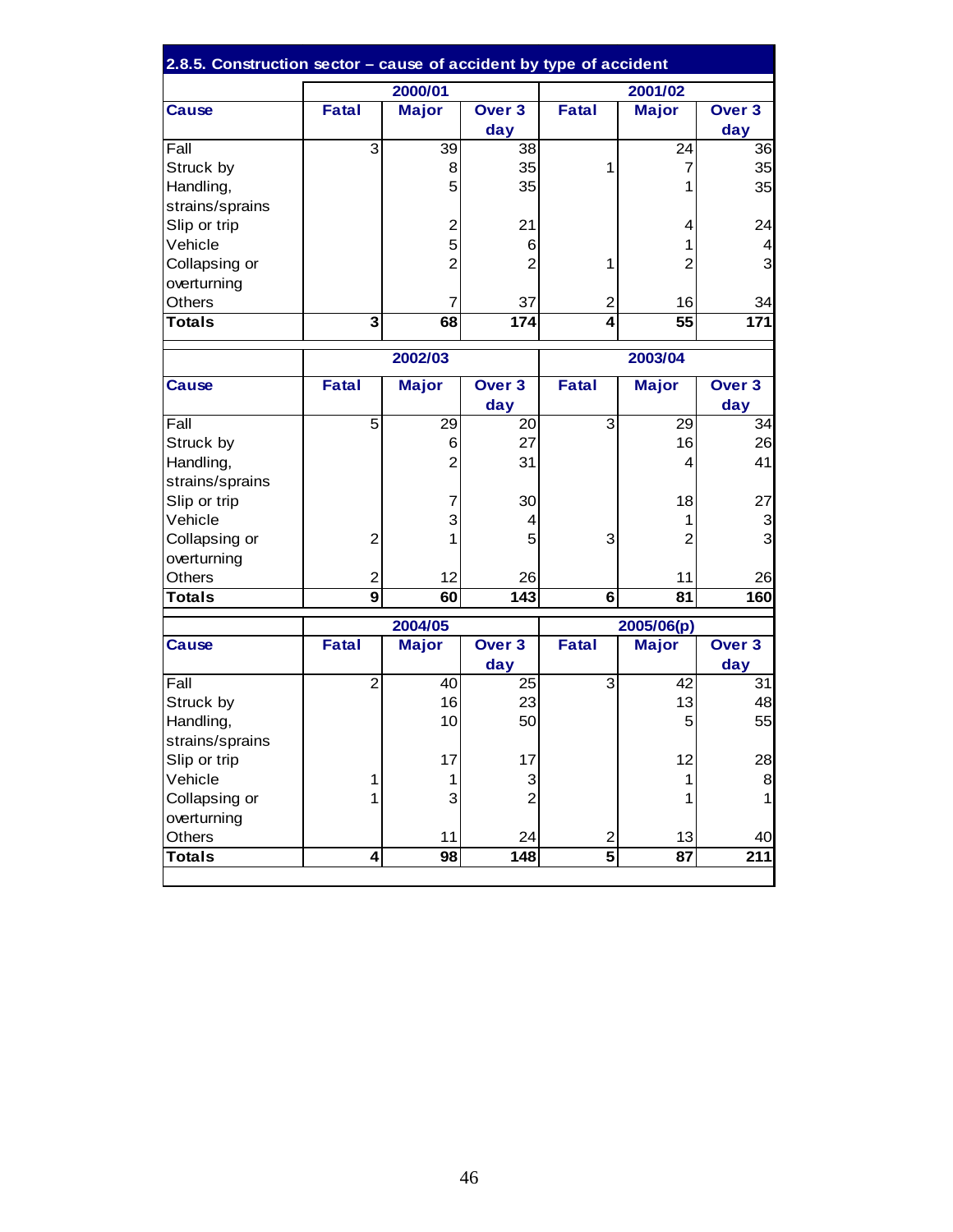## 2.8.5. Construction sector – cause of accident by type of accident

| | 2000/01 | | | 2001/02 | | |
|---|---|---|---|---|---|---|
| **Cause** | **Fatal** | **Major** | **Over 3 day** | **Fatal** | **Major** | **Over 3 day** |
| Fall | 3 | 39 | 38 | | 24 | 36 |
| Struck by | | 8 | 35 | 1 | 7 | 35 |
| Handling, strains/sprains | | 5 | 35 | | 1 | 35 |
| Slip or trip | | 2 | 21 | | 4 | 24 |
| Vehicle | | 5 | 6 | | 1 | 4 |
| Collapsing or overturning | | 2 | 2 | 1 | 2 | 3 |
| Others | | 7 | 37 | 2 | 16 | 34 |
| **Totals** | **3** | **68** | **174** | **4** | **55** | **171** |

| | 2002/03 | | | 2003/04 | | |
|---|---|---|---|---|---|---|
| **Cause** | **Fatal** | **Major** | **Over 3 day** | **Fatal** | **Major** | **Over 3 day** |
| Fall | 5 | 29 | 20 | 3 | 29 | 34 |
| Struck by | | 6 | 27 | | 16 | 26 |
| Handling, strains/sprains | | 2 | 31 | | 4 | 41 |
| Slip or trip | | 7 | 30 | | 18 | 27 |
| Vehicle | | 3 | 4 | | 1 | 3 |
| Collapsing or overturning | 2 | 1 | 5 | 3 | 2 | 3 |
| Others | 2 | 12 | 26 | | 11 | 26 |
| **Totals** | **9** | **60** | **143** | **6** | **81** | **160** |

| | 2004/05 | | | 2005/06(p) | | |
|---|---|---|---|---|---|---|
| **Cause** | **Fatal** | **Major** | **Over 3 day** | **Fatal** | **Major** | **Over 3 day** |
| Fall | 2 | 40 | 25 | 3 | 42 | 31 |
| Struck by | | 16 | 23 | | 13 | 48 |
| Handling, strains/sprains | | 10 | 50 | | 5 | 55 |
| Slip or trip | | 17 | 17 | | 12 | 28 |
| Vehicle | 1 | 1 | 3 | | 1 | 8 |
| Collapsing or overturning | 1 | 3 | 2 | | 1 | 1 |
| Others | | 11 | 24 | 2 | 13 | 40 |
| **Totals** | **4** | **98** | **148** | **5** | **87** | **211** |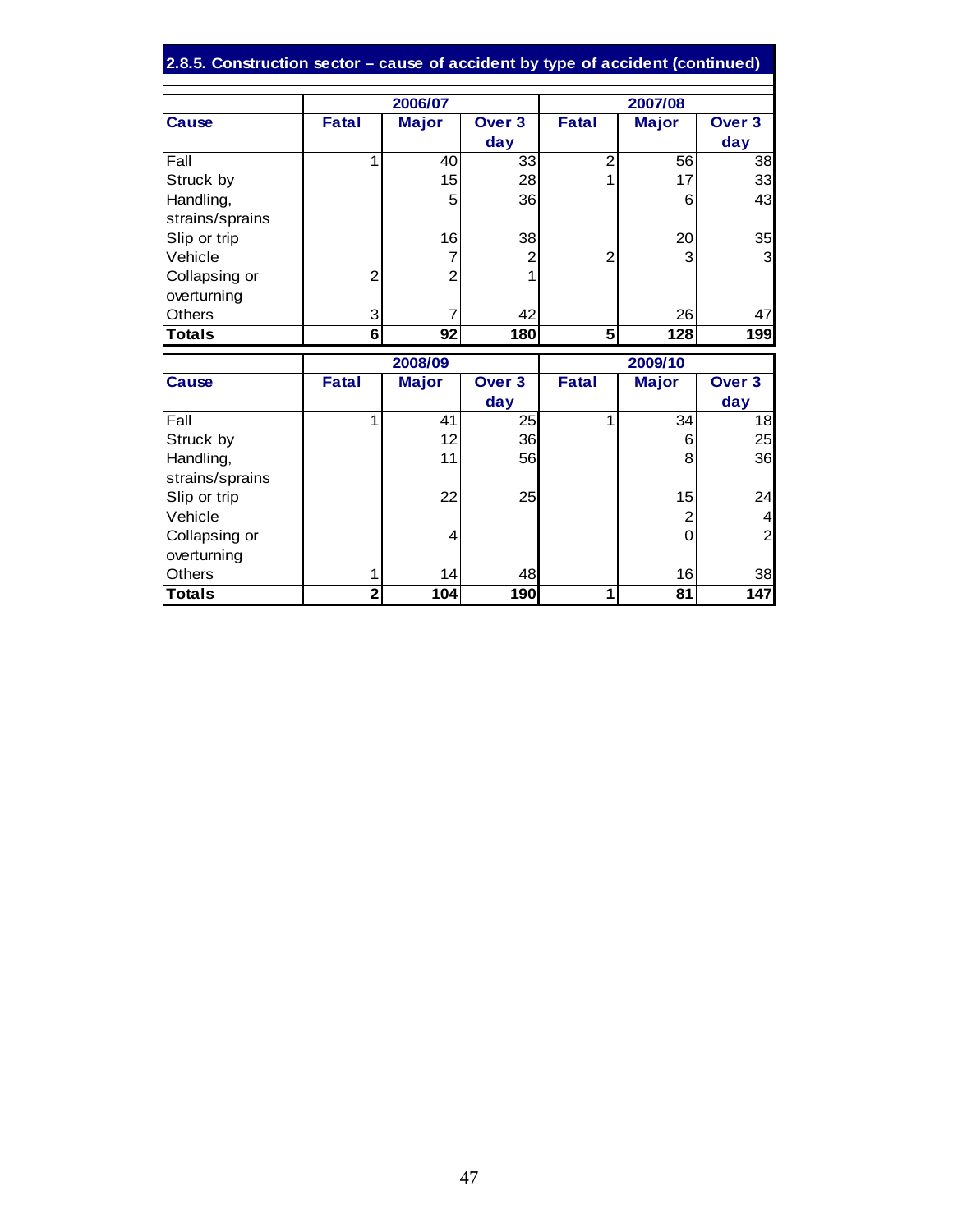## 2.8.5. Construction sector – cause of accident by type of accident (continued)

| | 2006/07 | | | 2007/08 | | |
|---|---|---|---|---|---|---|
| **Cause** | **Fatal** | **Major** | **Over 3 day** | **Fatal** | **Major** | **Over 3 day** |
| Fall | 1 | 40 | 33 | 2 | 56 | 38 |
| Struck by | | 15 | 28 | 1 | 17 | 33 |
| Handling, strains/sprains | | 5 | 36 | | 6 | 43 |
| Slip or trip | | 16 | 38 | | 20 | 35 |
| Vehicle | | 7 | 2 | 2 | 3 | 3 |
| Collapsing or overturning | 2 | 2 | 1 | | | |
| Others | 3 | 7 | 42 | | 26 | 47 |
| **Totals** | **6** | **92** | **180** | **5** | **128** | **199** |

| | 2008/09 | | | 2009/10 | | |
|---|---|---|---|---|---|---|
| **Cause** | **Fatal** | **Major** | **Over 3 day** | **Fatal** | **Major** | **Over 3 day** |
| Fall | 1 | 41 | 25 | 1 | 34 | 18 |
| Struck by | | 12 | 36 | | 6 | 25 |
| Handling, strains/sprains | | 11 | 56 | | 8 | 36 |
| Slip or trip | | 22 | 25 | | 15 | 24 |
| Vehicle | | | | | 2 | 4 |
| Collapsing or overturning | | 4 | | | 0 | 2 |
| Others | 1 | 14 | 48 | | 16 | 38 |
| **Totals** | **2** | **104** | **190** | **1** | **81** | **147** |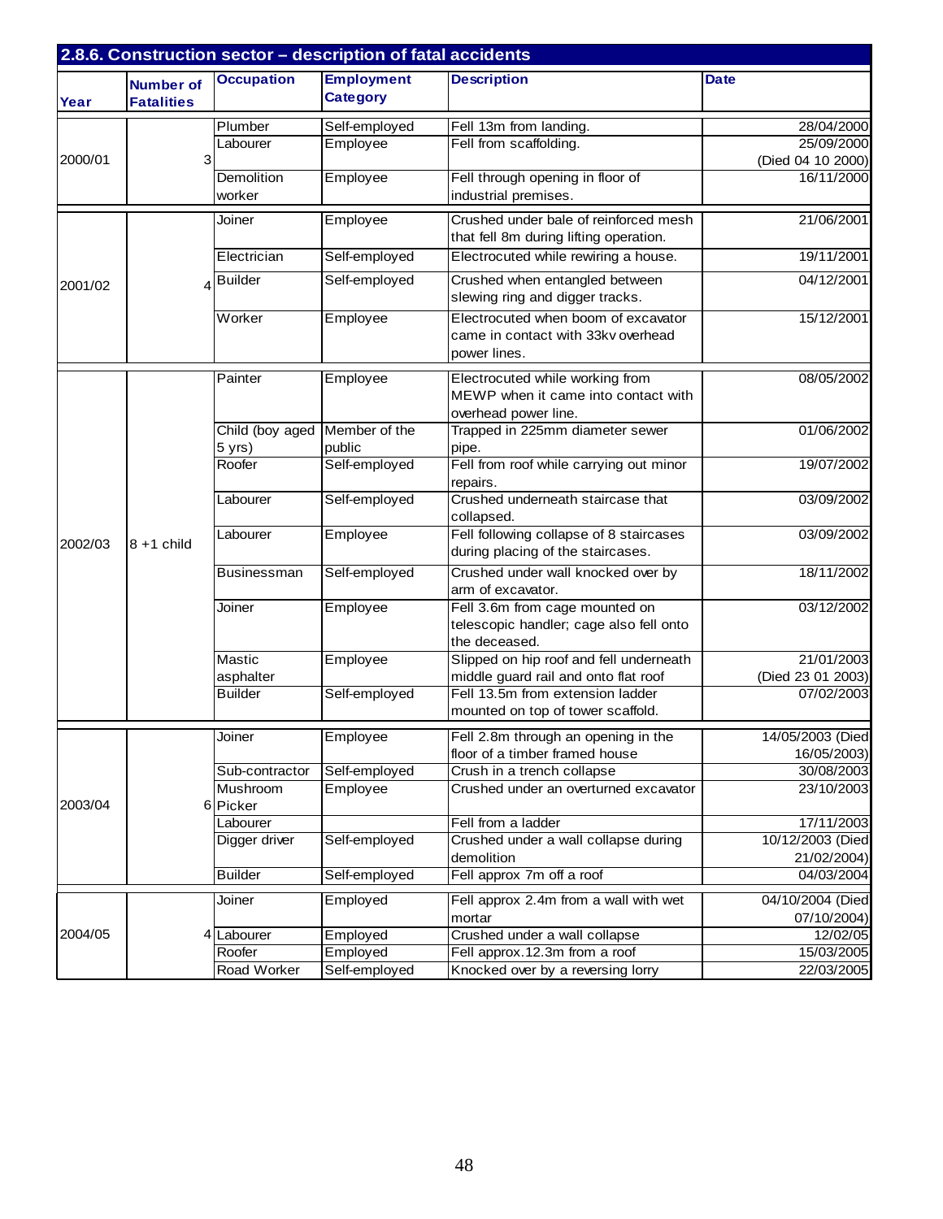## 2.8.6. Construction sector – description of fatal accidents

| Year | Number of Fatalities | Occupation | Employment Category | Description | Date |
|---|---|---|---|---|---|
| 2000/01 | 3 | Plumber | Self-employed | Fell 13m from landing. | 28/04/2000 |
| | | Labourer | Employee | Fell from scaffolding. | 25/09/2000 (Died 04 10 2000) |
| | | Demolition worker | Employee | Fell through opening in floor of industrial premises. | 16/11/2000 |
| 2001/02 | 4 | Joiner | Employee | Crushed under bale of reinforced mesh that fell 8m during lifting operation. | 21/06/2001 |
| | | Electrician | Self-employed | Electrocuted while rewiring a house. | 19/11/2001 |
| | | Builder | Self-employed | Crushed when entangled between slewing ring and digger tracks. | 04/12/2001 |
| | | Worker | Employee | Electrocuted when boom of excavator came in contact with 33kv overhead power lines. | 15/12/2001 |
| 2002/03 | 8 +1 child | Painter | Employee | Electrocuted while working from MEWP when it came into contact with overhead power line. | 08/05/2002 |
| | | Child (boy aged 5 yrs) | Member of the public | Trapped in 225mm diameter sewer pipe. | 01/06/2002 |
| | | Roofer | Self-employed | Fell from roof while carrying out minor repairs. | 19/07/2002 |
| | | Labourer | Self-employed | Crushed underneath staircase that collapsed. | 03/09/2002 |
| | | Labourer | Employee | Fell following collapse of 8 staircases during placing of the staircases. | 03/09/2002 |
| | | Businessman | Self-employed | Crushed under wall knocked over by arm of excavator. | 18/11/2002 |
| | | Joiner | Employee | Fell 3.6m from cage mounted on telescopic handler; cage also fell onto the deceased. | 03/12/2002 |
| | | Mastic asphalter | Employee | Slipped on hip roof and fell underneath middle guard rail and onto flat roof | 21/01/2003 (Died 23 01 2003) |
| | | Builder | Self-employed | Fell 13.5m from extension ladder mounted on top of tower scaffold. | 07/02/2003 |
| 2003/04 | 6 | Joiner | Employee | Fell 2.8m through an opening in the floor of a timber framed house | 14/05/2003 (Died 16/05/2003) |
| | | Sub-contractor | Self-employed | Crush in a trench collapse | 30/08/2003 |
| | | Mushroom Picker | Employee | Crushed under an overturned excavator | 23/10/2003 |
| | | Labourer | | Fell from a ladder | 17/11/2003 |
| | | Digger driver | Self-employed | Crushed under a wall collapse during demolition | 10/12/2003 (Died 21/02/2004) |
| | | Builder | Self-employed | Fell approx 7m off a roof | 04/03/2004 |
| 2004/05 | 4 | Joiner | Employed | Fell approx 2.4m from a wall with wet mortar | 04/10/2004 (Died 07/10/2004) |
| | | Labourer | Employed | Crushed under a wall collapse | 12/02/05 |
| | | Roofer | Employed | Fell approx.12.3m from a roof | 15/03/2005 |
| | | Road Worker | Self-employed | Knocked over by a reversing lorry | 22/03/2005 |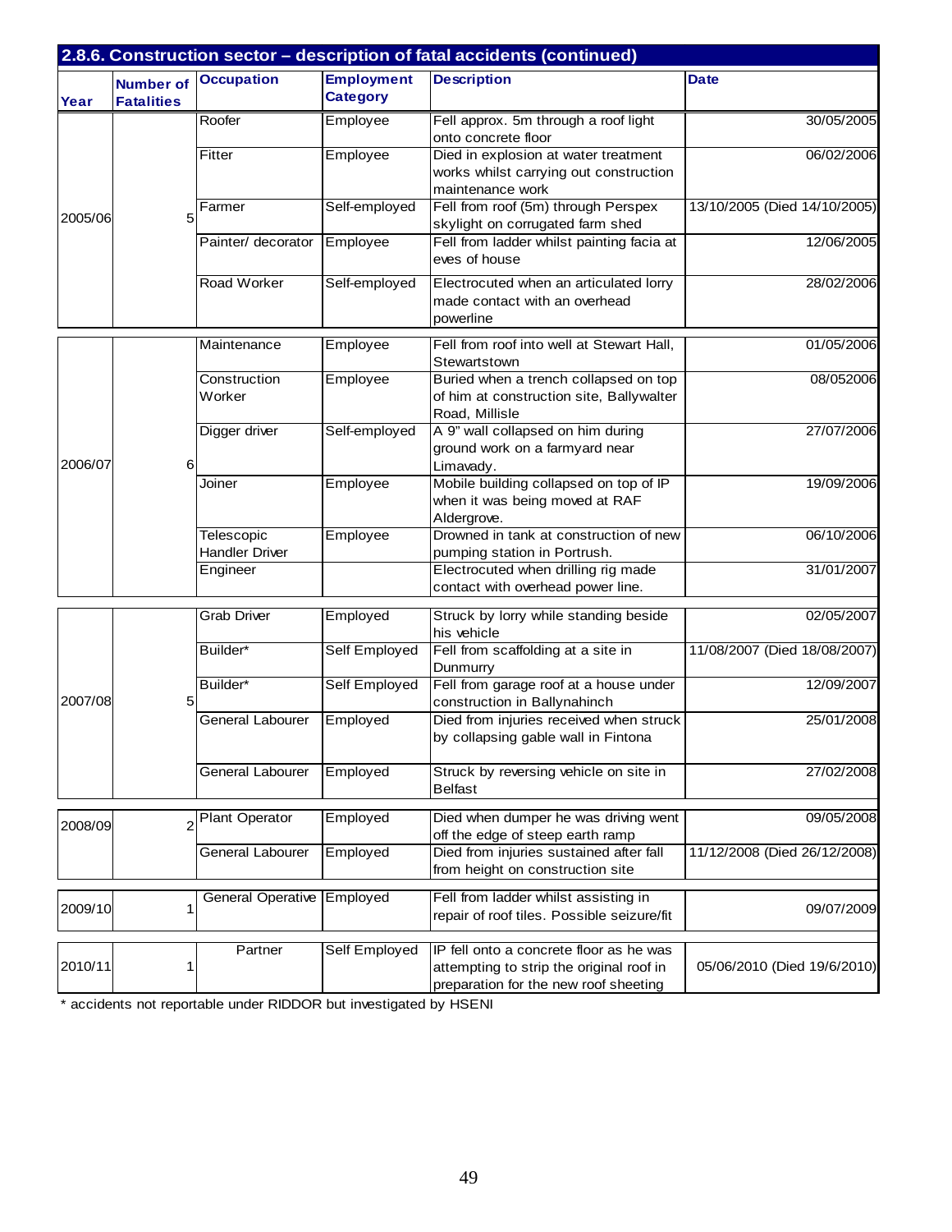## 2.8.6. Construction sector – description of fatal accidents (continued)

| Year | Number of Fatalities | Occupation | Employment Category | Description | Date |
|---|---|---|---|---|---|
| 2005/06 | 5 | Roofer | Employee | Fell approx. 5m through a roof light onto concrete floor | 30/05/2005 |
| | | Fitter | Employee | Died in explosion at water treatment works whilst carrying out construction maintenance work | 06/02/2006 |
| | | Farmer | Self-employed | Fell from roof (5m) through Perspex skylight on corrugated farm shed | 13/10/2005 (Died 14/10/2005) |
| | | Painter/ decorator | Employee | Fell from ladder whilst painting facia at eves of house | 12/06/2005 |
| | | Road Worker | Self-employed | Electrocuted when an articulated lorry made contact with an overhead powerline | 28/02/2006 |
| 2006/07 | 6 | Maintenance | Employee | Fell from roof into well at Stewart Hall, Stewartstown | 01/05/2006 |
| | | Construction Worker | Employee | Buried when a trench collapsed on top of him at construction site, Ballywalter Road, Millisle | 08/052006 |
| | | Digger driver | Self-employed | A 9" wall collapsed on him during ground work on a farmyard near Limavady. | 27/07/2006 |
| | | Joiner | Employee | Mobile building collapsed on top of IP when it was being moved at RAF Aldergrove. | 19/09/2006 |
| | | Telescopic Handler Driver | Employee | Drowned in tank at construction of new pumping station in Portrush. | 06/10/2006 |
| | | Engineer | | Electrocuted when drilling rig made contact with overhead power line. | 31/01/2007 |
| 2007/08 | 5 | Grab Driver | Employed | Struck by lorry while standing beside his vehicle | 02/05/2007 |
| | | Builder* | Self Employed | Fell from scaffolding at a site in Dunmurry | 11/08/2007 (Died 18/08/2007) |
| | | Builder* | Self Employed | Fell from garage roof at a house under construction in Ballynahinch | 12/09/2007 |
| | | General Labourer | Employed | Died from injuries received when struck by collapsing gable wall in Fintona | 25/01/2008 |
| | | General Labourer | Employed | Struck by reversing vehicle on site in Belfast | 27/02/2008 |
| 2008/09 | 2 | Plant Operator | Employed | Died when dumper he was driving went off the edge of steep earth ramp | 09/05/2008 |
| | | General Labourer | Employed | Died from injuries sustained after fall from height on construction site | 11/12/2008 (Died 26/12/2008) |
| 2009/10 | 1 | General Operative | Employed | Fell from ladder whilst assisting in repair of roof tiles. Possible seizure/fit | 09/07/2009 |
| 2010/11 | 1 | Partner | Self Employed | IP fell onto a concrete floor as he was attempting to strip the original roof in preparation for the new roof sheeting | 05/06/2010 (Died 19/6/2010) |

* accidents not reportable under RIDDOR but investigated by HSENI